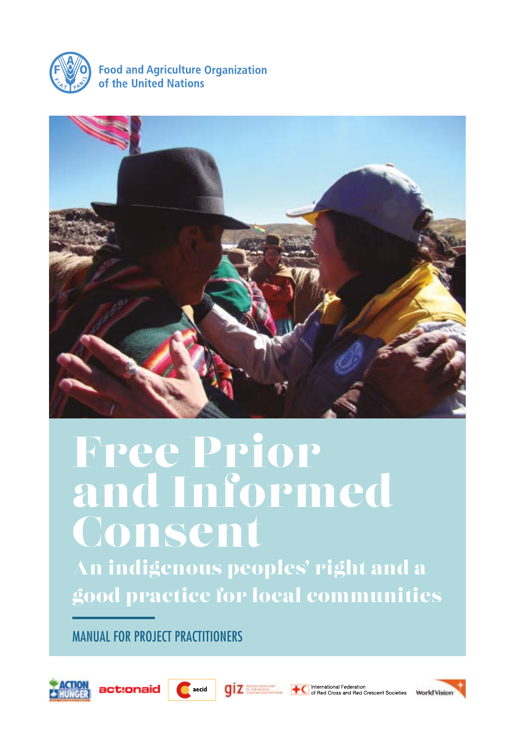Food and Agriculture Organization of the United Nations

# Free Prior and Informed Consent

## An indigenous peoples' right and a good practice for local communities

MANUAL FOR PROJECT PRACTITIONERS

International Federation of Red Cross and Red Crescent Societies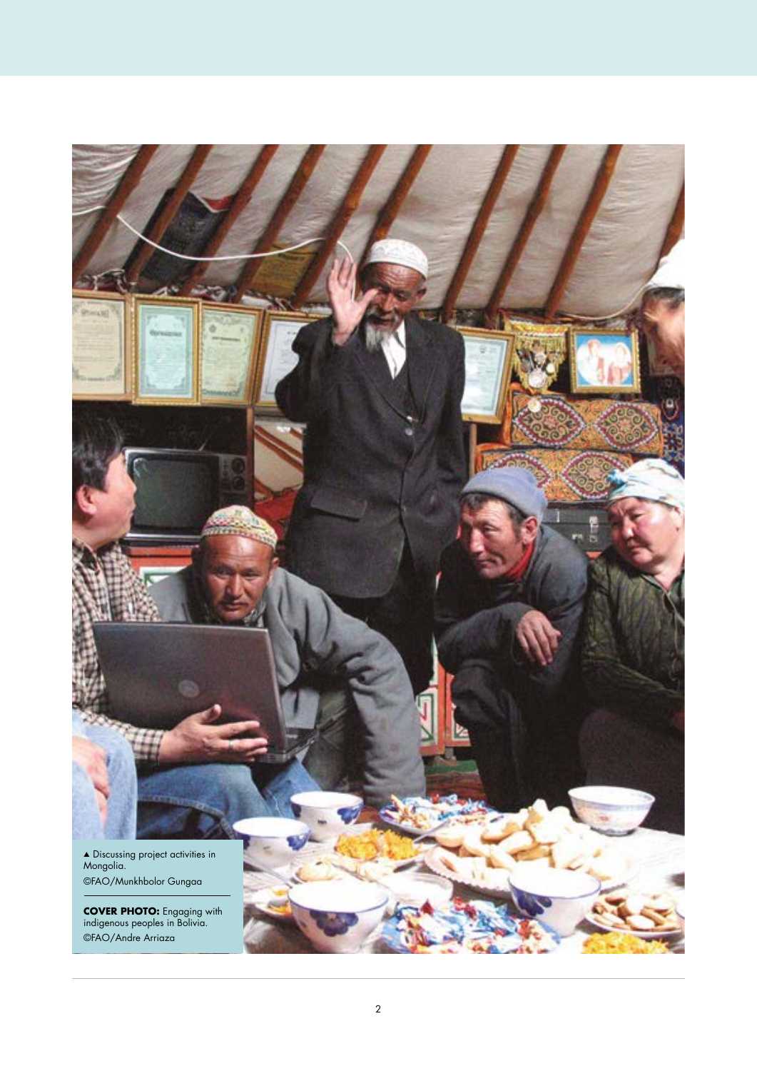▲ Discussing project activities in Mongolia.
©FAO/Munkhbolor Gungaa

**COVER PHOTO:** Engaging with indigenous peoples in Bolivia.
©FAO/Andre Arriaza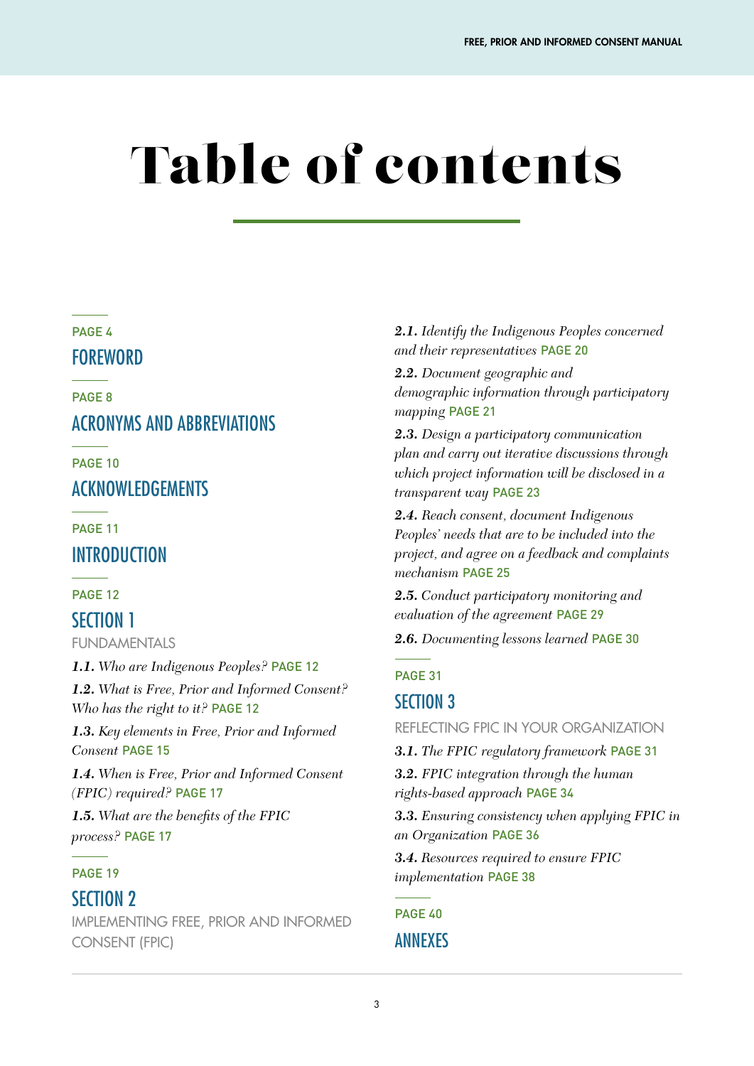# Table of contents

PAGE 4

## FOREWORD

PAGE 8

## ACRONYMS AND ABBREVIATIONS

PAGE 10

## ACKNOWLEDGEMENTS

PAGE 11

## INTRODUCTION

PAGE 12

## SECTION 1

FUNDAMENTALS

***1.1.*** *Who are Indigenous Peoples?* PAGE 12

***1.2.*** *What is Free, Prior and Informed Consent? Who has the right to it?* PAGE 12

***1.3.*** *Key elements in Free, Prior and Informed Consent* PAGE 15

***1.4.*** *When is Free, Prior and Informed Consent (FPIC) required?* PAGE 17

***1.5.*** *What are the benefits of the FPIC process?* PAGE 17

PAGE 19

## SECTION 2

IMPLEMENTING FREE, PRIOR AND INFORMED CONSENT (FPIC)

***2.1.*** *Identify the Indigenous Peoples concerned and their representatives* PAGE 20

***2.2.*** *Document geographic and demographic information through participatory mapping* PAGE 21

***2.3.*** *Design a participatory communication plan and carry out iterative discussions through which project information will be disclosed in a transparent way* PAGE 23

***2.4.*** *Reach consent, document Indigenous Peoples' needs that are to be included into the project, and agree on a feedback and complaints mechanism* PAGE 25

***2.5.*** *Conduct participatory monitoring and evaluation of the agreement* PAGE 29

***2.6.*** *Documenting lessons learned* PAGE 30

PAGE 31

## SECTION 3

REFLECTING FPIC IN YOUR ORGANIZATION

***3.1.*** *The FPIC regulatory framework* PAGE 31

***3.2.*** *FPIC integration through the human rights-based approach* PAGE 34

***3.3.*** *Ensuring consistency when applying FPIC in an Organization* PAGE 36

***3.4.*** *Resources required to ensure FPIC implementation* PAGE 38

PAGE 40

## ANNEXES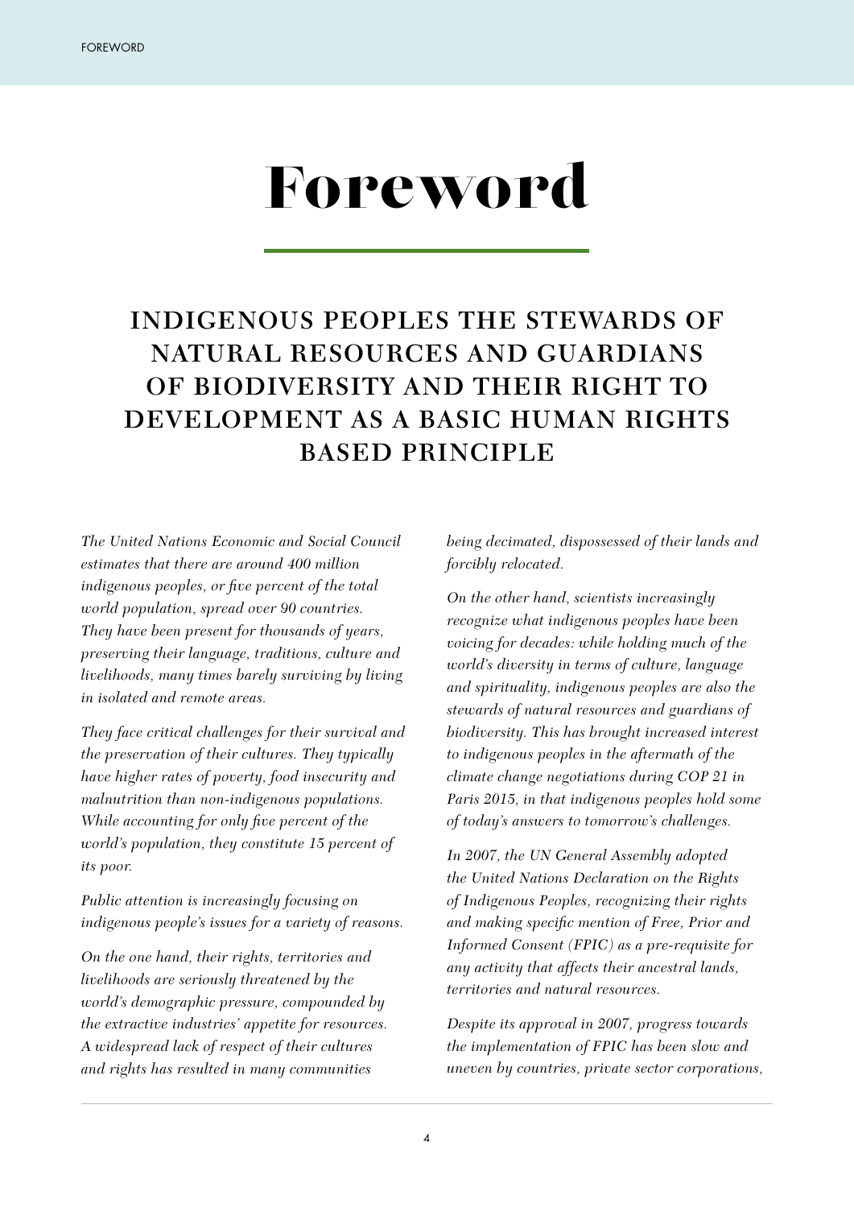# Foreword

## INDIGENOUS PEOPLES THE STEWARDS OF NATURAL RESOURCES AND GUARDIANS OF BIODIVERSITY AND THEIR RIGHT TO DEVELOPMENT AS A BASIC HUMAN RIGHTS BASED PRINCIPLE

*The United Nations Economic and Social Council estimates that there are around 400 million indigenous peoples, or five percent of the total world population, spread over 90 countries. They have been present for thousands of years, preserving their language, traditions, culture and livelihoods, many times barely surviving by living in isolated and remote areas.*

*They face critical challenges for their survival and the preservation of their cultures. They typically have higher rates of poverty, food insecurity and malnutrition than non-indigenous populations. While accounting for only five percent of the world's population, they constitute 15 percent of its poor.*

*Public attention is increasingly focusing on indigenous people's issues for a variety of reasons.*

*On the one hand, their rights, territories and livelihoods are seriously threatened by the world's demographic pressure, compounded by the extractive industries' appetite for resources. A widespread lack of respect of their cultures and rights has resulted in many communities being decimated, dispossessed of their lands and forcibly relocated.*

*On the other hand, scientists increasingly recognize what indigenous peoples have been voicing for decades: while holding much of the world's diversity in terms of culture, language and spirituality, indigenous peoples are also the stewards of natural resources and guardians of biodiversity. This has brought increased interest to indigenous peoples in the aftermath of the climate change negotiations during COP 21 in Paris 2015, in that indigenous peoples hold some of today's answers to tomorrow's challenges.*

*In 2007, the UN General Assembly adopted the United Nations Declaration on the Rights of Indigenous Peoples, recognizing their rights and making specific mention of Free, Prior and Informed Consent (FPIC) as a pre-requisite for any activity that affects their ancestral lands, territories and natural resources.*

*Despite its approval in 2007, progress towards the implementation of FPIC has been slow and uneven by countries, private sector corporations,*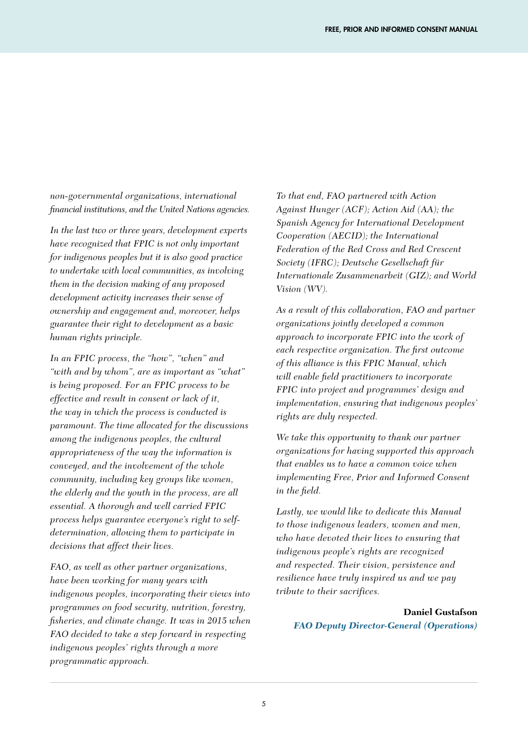*non-governmental organizations, international financial institutions, and the United Nations agencies.*

*In the last two or three years, development experts have recognized that FPIC is not only important for indigenous peoples but it is also good practice to undertake with local communities, as involving them in the decision making of any proposed development activity increases their sense of ownership and engagement and, moreover, helps guarantee their right to development as a basic human rights principle.*

*In an FPIC process, the "how", "when" and "with and by whom", are as important as "what" is being proposed. For an FPIC process to be effective and result in consent or lack of it, the way in which the process is conducted is paramount. The time allocated for the discussions among the indigenous peoples, the cultural appropriateness of the way the information is conveyed, and the involvement of the whole community, including key groups like women, the elderly and the youth in the process, are all essential. A thorough and well carried FPIC process helps guarantee everyone's right to self-determination, allowing them to participate in decisions that affect their lives.*

*FAO, as well as other partner organizations, have been working for many years with indigenous peoples, incorporating their views into programmes on food security, nutrition, forestry, fisheries, and climate change. It was in 2015 when FAO decided to take a step forward in respecting indigenous peoples' rights through a more programmatic approach.*

*To that end, FAO partnered with Action Against Hunger (ACF); Action Aid (AA); the Spanish Agency for International Development Cooperation (AECID); the International Federation of the Red Cross and Red Crescent Society (IFRC); Deutsche Gesellschaft für Internationale Zusammenarbeit (GIZ); and World Vision (WV).*

*As a result of this collaboration, FAO and partner organizations jointly developed a common approach to incorporate FPIC into the work of each respective organization. The first outcome of this alliance is this FPIC Manual, which will enable field practitioners to incorporate FPIC into project and programmes' design and implementation, ensuring that indigenous peoples' rights are duly respected.*

*We take this opportunity to thank our partner organizations for having supported this approach that enables us to have a common voice when implementing Free, Prior and Informed Consent in the field.*

*Lastly, we would like to dedicate this Manual to those indigenous leaders, women and men, who have devoted their lives to ensuring that indigenous people's rights are recognized and respected. Their vision, persistence and resilience have truly inspired us and we pay tribute to their sacrifices.*

**Daniel Gustafson**
***FAO Deputy Director-General (Operations)***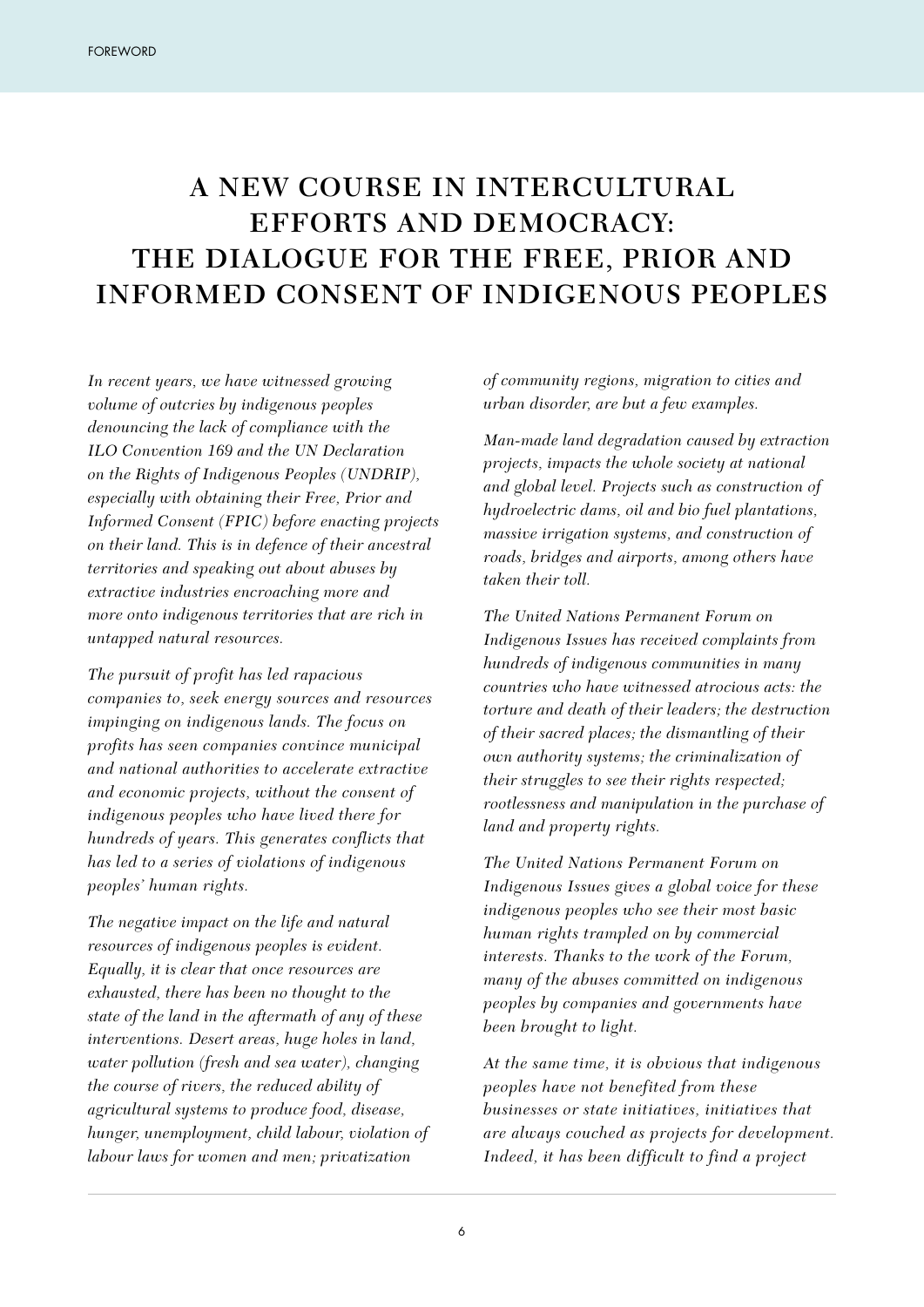# A NEW COURSE IN INTERCULTURAL EFFORTS AND DEMOCRACY: THE DIALOGUE FOR THE FREE, PRIOR AND INFORMED CONSENT OF INDIGENOUS PEOPLES

*In recent years, we have witnessed growing volume of outcries by indigenous peoples denouncing the lack of compliance with the ILO Convention 169 and the UN Declaration on the Rights of Indigenous Peoples (UNDRIP), especially with obtaining their Free, Prior and Informed Consent (FPIC) before enacting projects on their land. This is in defence of their ancestral territories and speaking out about abuses by extractive industries encroaching more and more onto indigenous territories that are rich in untapped natural resources.*

*The pursuit of profit has led rapacious companies to, seek energy sources and resources impinging on indigenous lands. The focus on profits has seen companies convince municipal and national authorities to accelerate extractive and economic projects, without the consent of indigenous peoples who have lived there for hundreds of years. This generates conflicts that has led to a series of violations of indigenous peoples' human rights.*

*The negative impact on the life and natural resources of indigenous peoples is evident. Equally, it is clear that once resources are exhausted, there has been no thought to the state of the land in the aftermath of any of these interventions. Desert areas, huge holes in land, water pollution (fresh and sea water), changing the course of rivers, the reduced ability of agricultural systems to produce food, disease, hunger, unemployment, child labour, violation of labour laws for women and men; privatization of community regions, migration to cities and urban disorder, are but a few examples.*

*Man-made land degradation caused by extraction projects, impacts the whole society at national and global level. Projects such as construction of hydroelectric dams, oil and bio fuel plantations, massive irrigation systems, and construction of roads, bridges and airports, among others have taken their toll.*

*The United Nations Permanent Forum on Indigenous Issues has received complaints from hundreds of indigenous communities in many countries who have witnessed atrocious acts: the torture and death of their leaders; the destruction of their sacred places; the dismantling of their own authority systems; the criminalization of their struggles to see their rights respected; rootlessness and manipulation in the purchase of land and property rights.*

*The United Nations Permanent Forum on Indigenous Issues gives a global voice for these indigenous peoples who see their most basic human rights trampled on by commercial interests. Thanks to the work of the Forum, many of the abuses committed on indigenous peoples by companies and governments have been brought to light.*

*At the same time, it is obvious that indigenous peoples have not benefited from these businesses or state initiatives, initiatives that are always couched as projects for development. Indeed, it has been difficult to find a project*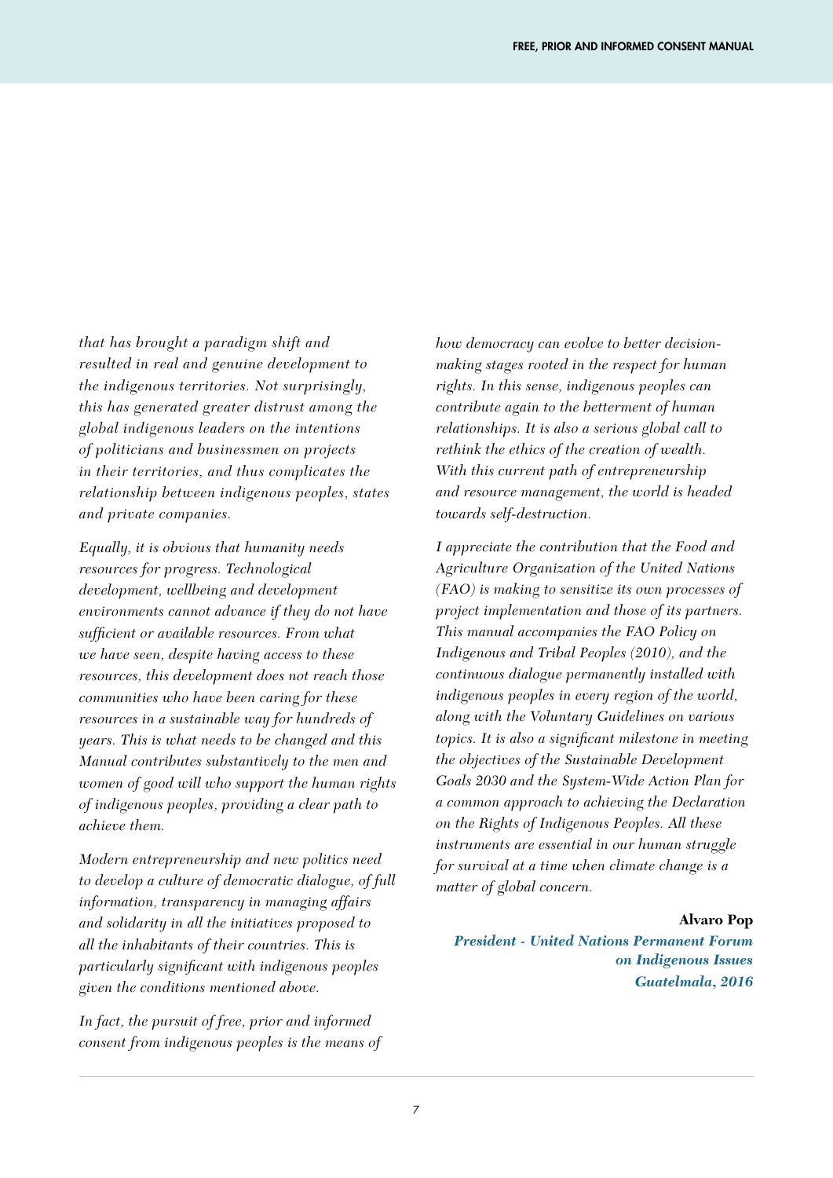*that has brought a paradigm shift and resulted in real and genuine development to the indigenous territories. Not surprisingly, this has generated greater distrust among the global indigenous leaders on the intentions of politicians and businessmen on projects in their territories, and thus complicates the relationship between indigenous peoples, states and private companies.*

*Equally, it is obvious that humanity needs resources for progress. Technological development, wellbeing and development environments cannot advance if they do not have sufficient or available resources. From what we have seen, despite having access to these resources, this development does not reach those communities who have been caring for these resources in a sustainable way for hundreds of years. This is what needs to be changed and this Manual contributes substantively to the men and women of good will who support the human rights of indigenous peoples, providing a clear path to achieve them.*

*Modern entrepreneurship and new politics need to develop a culture of democratic dialogue, of full information, transparency in managing affairs and solidarity in all the initiatives proposed to all the inhabitants of their countries. This is particularly significant with indigenous peoples given the conditions mentioned above.*

*In fact, the pursuit of free, prior and informed consent from indigenous peoples is the means of how democracy can evolve to better decision-making stages rooted in the respect for human rights. In this sense, indigenous peoples can contribute again to the betterment of human relationships. It is also a serious global call to rethink the ethics of the creation of wealth. With this current path of entrepreneurship and resource management, the world is headed towards self-destruction.*

*I appreciate the contribution that the Food and Agriculture Organization of the United Nations (FAO) is making to sensitize its own processes of project implementation and those of its partners. This manual accompanies the FAO Policy on Indigenous and Tribal Peoples (2010), and the continuous dialogue permanently installed with indigenous peoples in every region of the world, along with the Voluntary Guidelines on various topics. It is also a significant milestone in meeting the objectives of the Sustainable Development Goals 2030 and the System-Wide Action Plan for a common approach to achieving the Declaration on the Rights of Indigenous Peoples. All these instruments are essential in our human struggle for survival at a time when climate change is a matter of global concern.*

**Alvaro Pop**

***President - United Nations Permanent Forum on Indigenous Issues***

***Guatelmala, 2016***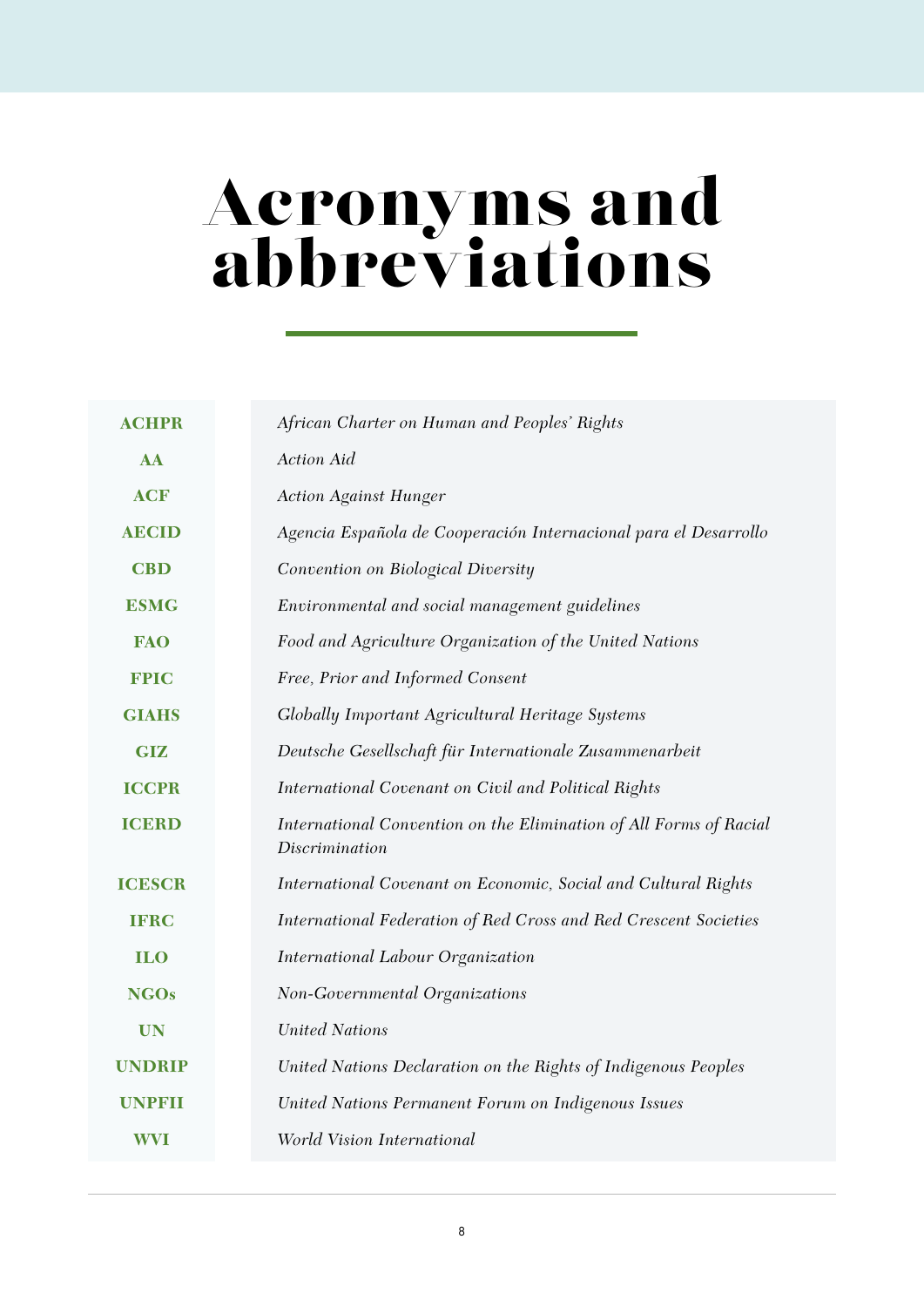# Acronyms and abbreviations

| | |
|---|---|
| **ACHPR** | *African Charter on Human and Peoples' Rights* |
| **AA** | *Action Aid* |
| **ACF** | *Action Against Hunger* |
| **AECID** | *Agencia Española de Cooperación Internacional para el Desarrollo* |
| **CBD** | *Convention on Biological Diversity* |
| **ESMG** | *Environmental and social management guidelines* |
| **FAO** | *Food and Agriculture Organization of the United Nations* |
| **FPIC** | *Free, Prior and Informed Consent* |
| **GIAHS** | *Globally Important Agricultural Heritage Systems* |
| **GIZ** | *Deutsche Gesellschaft für Internationale Zusammenarbeit* |
| **ICCPR** | *International Covenant on Civil and Political Rights* |
| **ICERD** | *International Convention on the Elimination of All Forms of Racial Discrimination* |
| **ICESCR** | *International Covenant on Economic, Social and Cultural Rights* |
| **IFRC** | *International Federation of Red Cross and Red Crescent Societies* |
| **ILO** | *International Labour Organization* |
| **NGOs** | *Non-Governmental Organizations* |
| **UN** | *United Nations* |
| **UNDRIP** | *United Nations Declaration on the Rights of Indigenous Peoples* |
| **UNPFII** | *United Nations Permanent Forum on Indigenous Issues* |
| **WVI** | *World Vision International* |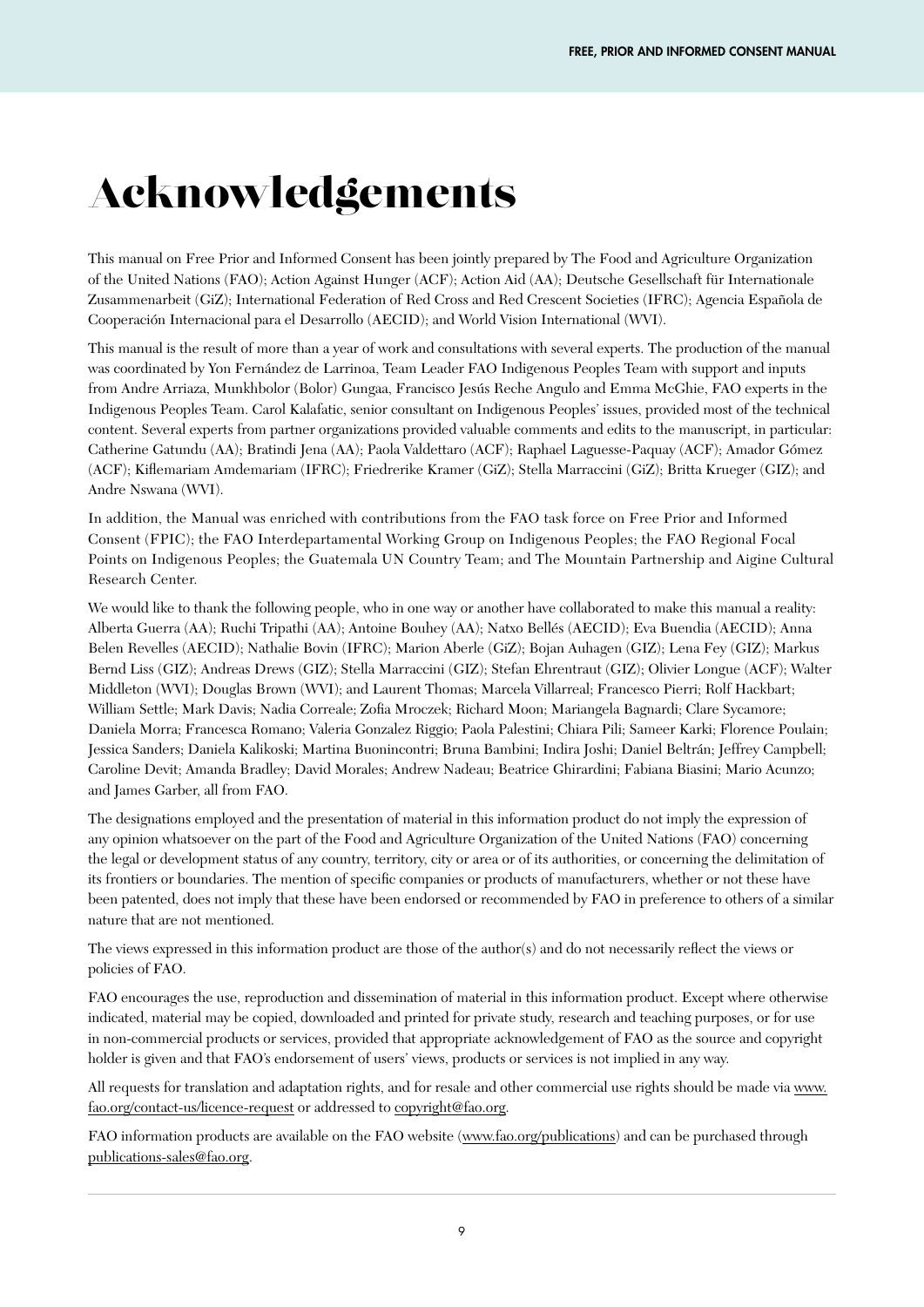# Acknowledgements

This manual on Free Prior and Informed Consent has been jointly prepared by The Food and Agriculture Organization of the United Nations (FAO); Action Against Hunger (ACF); Action Aid (AA); Deutsche Gesellschaft für Internationale Zusammenarbeit (GiZ); International Federation of Red Cross and Red Crescent Societies (IFRC); Agencia Española de Cooperación Internacional para el Desarrollo (AECID); and World Vision International (WVI).

This manual is the result of more than a year of work and consultations with several experts. The production of the manual was coordinated by Yon Fernández de Larrinoa, Team Leader FAO Indigenous Peoples Team with support and inputs from Andre Arriaza, Munkhbolor (Bolor) Gungaa, Francisco Jesús Reche Angulo and Emma McGhie, FAO experts in the Indigenous Peoples Team. Carol Kalafatic, senior consultant on Indigenous Peoples' issues, provided most of the technical content. Several experts from partner organizations provided valuable comments and edits to the manuscript, in particular: Catherine Gatundu (AA); Bratindi Jena (AA); Paola Valdettaro (ACF); Raphael Laguesse-Paquay (ACF); Amador Gómez (ACF); Kiflemariam Amdemariam (IFRC); Friedrerike Kramer (GiZ); Stella Marraccini (GiZ); Britta Krueger (GIZ); and Andre Nswana (WVI).

In addition, the Manual was enriched with contributions from the FAO task force on Free Prior and Informed Consent (FPIC); the FAO Interdepartamental Working Group on Indigenous Peoples; the FAO Regional Focal Points on Indigenous Peoples; the Guatemala UN Country Team; and The Mountain Partnership and Aigine Cultural Research Center.

We would like to thank the following people, who in one way or another have collaborated to make this manual a reality: Alberta Guerra (AA); Ruchi Tripathi (AA); Antoine Bouhey (AA); Natxo Bellés (AECID); Eva Buendia (AECID); Anna Belen Revelles (AECID); Nathalie Bovin (IFRC); Marion Aberle (GiZ); Bojan Auhagen (GIZ); Lena Fey (GIZ); Markus Bernd Liss (GIZ); Andreas Drews (GIZ); Stella Marraccini (GIZ); Stefan Ehrentraut (GIZ); Olivier Longue (ACF); Walter Middleton (WVI); Douglas Brown (WVI); and Laurent Thomas; Marcela Villarreal; Francesco Pierri; Rolf Hackbart; William Settle; Mark Davis; Nadia Correale; Zofia Mroczek; Richard Moon; Mariangela Bagnardi; Clare Sycamore; Daniela Morra; Francesca Romano; Valeria Gonzalez Riggio; Paola Palestini; Chiara Pili; Sameer Karki; Florence Poulain; Jessica Sanders; Daniela Kalikoski; Martina Buonincontri; Bruna Bambini; Indira Joshi; Daniel Beltrán; Jeffrey Campbell; Caroline Devit; Amanda Bradley; David Morales; Andrew Nadeau; Beatrice Ghirardini; Fabiana Biasini; Mario Acunzo; and James Garber, all from FAO.

The designations employed and the presentation of material in this information product do not imply the expression of any opinion whatsoever on the part of the Food and Agriculture Organization of the United Nations (FAO) concerning the legal or development status of any country, territory, city or area or of its authorities, or concerning the delimitation of its frontiers or boundaries. The mention of specific companies or products of manufacturers, whether or not these have been patented, does not imply that these have been endorsed or recommended by FAO in preference to others of a similar nature that are not mentioned.

The views expressed in this information product are those of the author(s) and do not necessarily reflect the views or policies of FAO.

FAO encourages the use, reproduction and dissemination of material in this information product. Except where otherwise indicated, material may be copied, downloaded and printed for private study, research and teaching purposes, or for use in non-commercial products or services, provided that appropriate acknowledgement of FAO as the source and copyright holder is given and that FAO's endorsement of users' views, products or services is not implied in any way.

All requests for translation and adaptation rights, and for resale and other commercial use rights should be made via www.fao.org/contact-us/licence-request or addressed to copyright@fao.org.

FAO information products are available on the FAO website (www.fao.org/publications) and can be purchased through publications-sales@fao.org.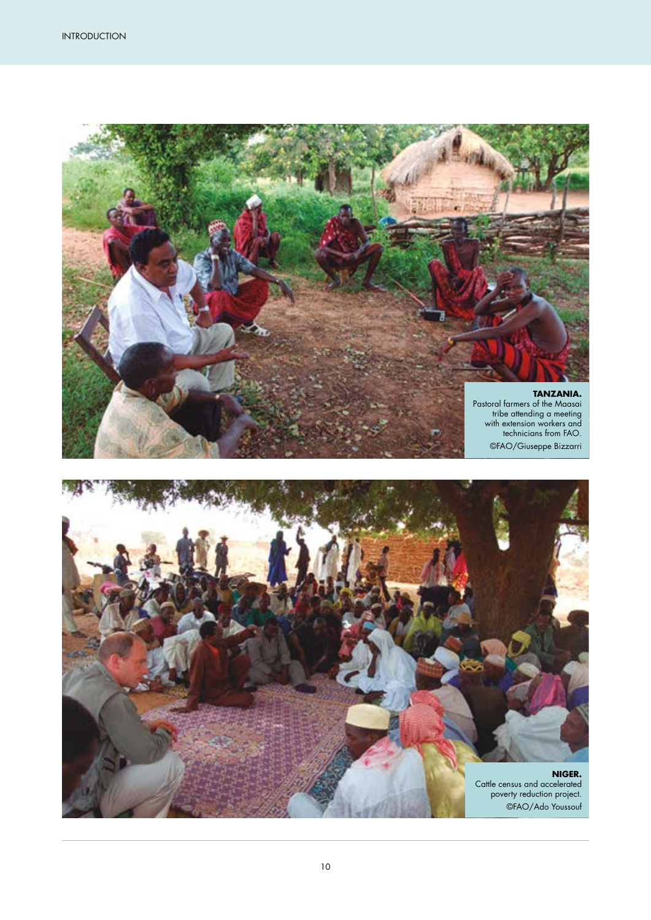**TANZANIA.**
Pastoral farmers of the Maasai tribe attending a meeting with extension workers and technicians from FAO.
©FAO/Giuseppe Bizzarri

**NIGER.**
Cattle census and accelerated poverty reduction project.
©FAO/Ado Youssouf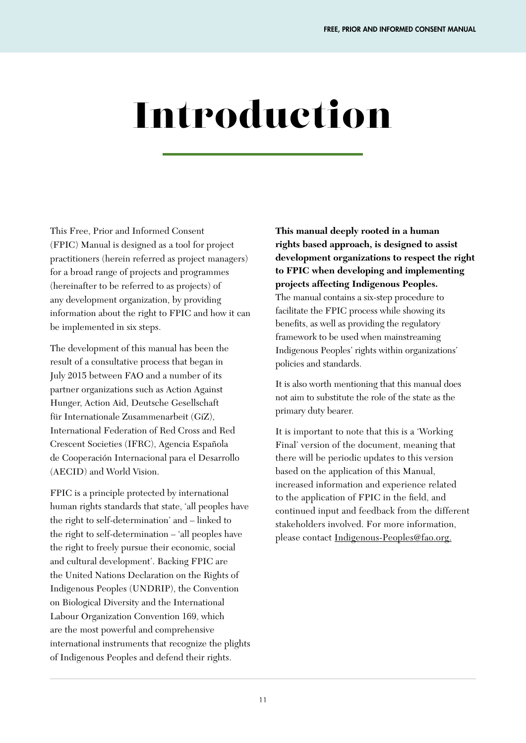# Introduction

This Free, Prior and Informed Consent (FPIC) Manual is designed as a tool for project practitioners (herein referred as project managers) for a broad range of projects and programmes (hereinafter to be referred to as projects) of any development organization, by providing information about the right to FPIC and how it can be implemented in six steps.

The development of this manual has been the result of a consultative process that began in July 2015 between FAO and a number of its partner organizations such as Action Against Hunger, Action Aid, Deutsche Gesellschaft für Internationale Zusammenarbeit (GiZ), International Federation of Red Cross and Red Crescent Societies (IFRC), Agencia Española de Cooperación Internacional para el Desarrollo (AECID) and World Vision.

FPIC is a principle protected by international human rights standards that state, 'all peoples have the right to self-determination' and – linked to the right to self-determination – 'all peoples have the right to freely pursue their economic, social and cultural development'. Backing FPIC are the United Nations Declaration on the Rights of Indigenous Peoples (UNDRIP), the Convention on Biological Diversity and the International Labour Organization Convention 169, which are the most powerful and comprehensive international instruments that recognize the plights of Indigenous Peoples and defend their rights.

**This manual deeply rooted in a human rights based approach, is designed to assist development organizations to respect the right to FPIC when developing and implementing projects affecting Indigenous Peoples.** The manual contains a six-step procedure to facilitate the FPIC process while showing its benefits, as well as providing the regulatory framework to be used when mainstreaming Indigenous Peoples' rights within organizations' policies and standards.

It is also worth mentioning that this manual does not aim to substitute the role of the state as the primary duty bearer.

It is important to note that this is a 'Working Final' version of the document, meaning that there will be periodic updates to this version based on the application of this Manual, increased information and experience related to the application of FPIC in the field, and continued input and feedback from the different stakeholders involved. For more information, please contact Indigenous-Peoples@fao.org.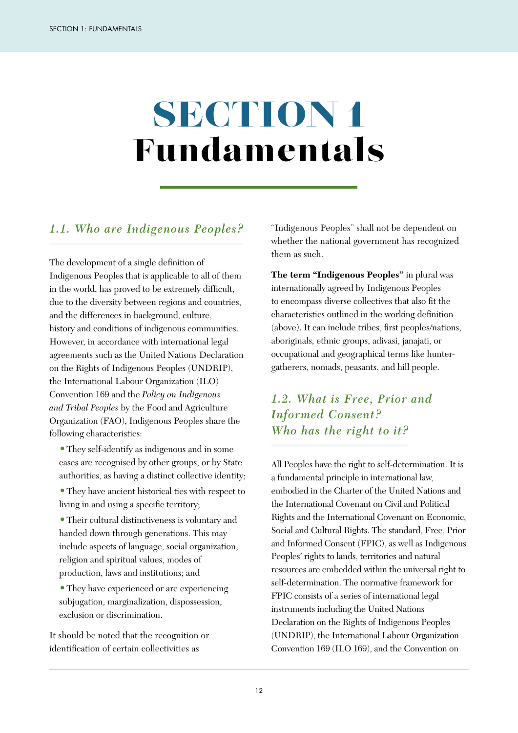# SECTION 1 Fundamentals

## *1.1. Who are Indigenous Peoples?*

The development of a single definition of Indigenous Peoples that is applicable to all of them in the world, has proved to be extremely difficult, due to the diversity between regions and countries, and the differences in background, culture, history and conditions of indigenous communities. However, in accordance with international legal agreements such as the United Nations Declaration on the Rights of Indigenous Peoples (UNDRIP), the International Labour Organization (ILO) Convention 169 and the *Policy on Indigenous and Tribal Peoples* by the Food and Agriculture Organization (FAO), Indigenous Peoples share the following characteristics:

- They self-identify as indigenous and in some cases are recognised by other groups, or by State authorities, as having a distinct collective identity;
- They have ancient historical ties with respect to living in and using a specific territory;
- Their cultural distinctiveness is voluntary and handed down through generations. This may include aspects of language, social organization, religion and spiritual values, modes of production, laws and institutions; and
- They have experienced or are experiencing subjugation, marginalization, dispossession, exclusion or discrimination.

It should be noted that the recognition or identification of certain collectivities as "Indigenous Peoples" shall not be dependent on whether the national government has recognized them as such.

**The term "Indigenous Peoples"** in plural was internationally agreed by Indigenous Peoples to encompass diverse collectives that also fit the characteristics outlined in the working definition (above). It can include tribes, first peoples/nations, aboriginals, ethnic groups, adivasi, janajati, or occupational and geographical terms like hunter-gatherers, nomads, peasants, and hill people.

## *1.2. What is Free, Prior and Informed Consent? Who has the right to it?*

All Peoples have the right to self-determination. It is a fundamental principle in international law, embodied in the Charter of the United Nations and the International Covenant on Civil and Political Rights and the International Covenant on Economic, Social and Cultural Rights. The standard, Free, Prior and Informed Consent (FPIC), as well as Indigenous Peoples' rights to lands, territories and natural resources are embedded within the universal right to self-determination. The normative framework for FPIC consists of a series of international legal instruments including the United Nations Declaration on the Rights of Indigenous Peoples (UNDRIP), the International Labour Organization Convention 169 (ILO 169), and the Convention on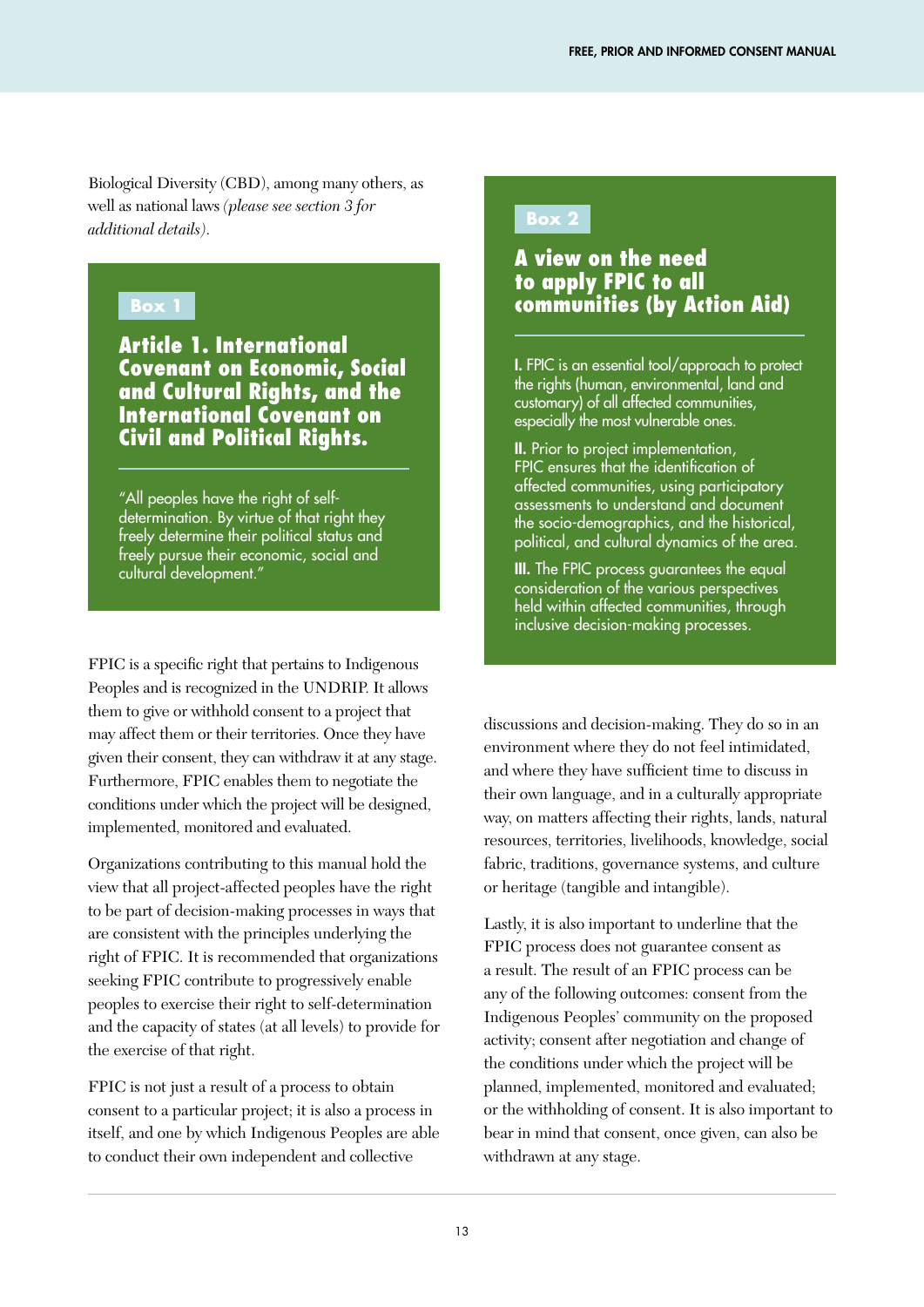Biological Diversity (CBD), among many others, as well as national laws *(please see section 3 for additional details)*.

> **Box 1**
>
> ### Article 1. International Covenant on Economic, Social and Cultural Rights, and the International Covenant on Civil and Political Rights.
>
> "All peoples have the right of self-determination. By virtue of that right they freely determine their political status and freely pursue their economic, social and cultural development."

FPIC is a specific right that pertains to Indigenous Peoples and is recognized in the UNDRIP. It allows them to give or withhold consent to a project that may affect them or their territories. Once they have given their consent, they can withdraw it at any stage. Furthermore, FPIC enables them to negotiate the conditions under which the project will be designed, implemented, monitored and evaluated.

Organizations contributing to this manual hold the view that all project-affected peoples have the right to be part of decision-making processes in ways that are consistent with the principles underlying the right of FPIC. It is recommended that organizations seeking FPIC contribute to progressively enable peoples to exercise their right to self-determination and the capacity of states (at all levels) to provide for the exercise of that right.

FPIC is not just a result of a process to obtain consent to a particular project; it is also a process in itself, and one by which Indigenous Peoples are able to conduct their own independent and collective discussions and decision-making. They do so in an environment where they do not feel intimidated, and where they have sufficient time to discuss in their own language, and in a culturally appropriate way, on matters affecting their rights, lands, natural resources, territories, livelihoods, knowledge, social fabric, traditions, governance systems, and culture or heritage (tangible and intangible).

> **Box 2**
>
> ### A view on the need to apply FPIC to all communities (by Action Aid)
>
> **I.** FPIC is an essential tool/approach to protect the rights (human, environmental, land and customary) of all affected communities, especially the most vulnerable ones.
>
> **II.** Prior to project implementation, FPIC ensures that the identification of affected communities, using participatory assessments to understand and document the socio-demographics, and the historical, political, and cultural dynamics of the area.
>
> **III.** The FPIC process guarantees the equal consideration of the various perspectives held within affected communities, through inclusive decision-making processes.

Lastly, it is also important to underline that the FPIC process does not guarantee consent as a result. The result of an FPIC process can be any of the following outcomes: consent from the Indigenous Peoples' community on the proposed activity; consent after negotiation and change of the conditions under which the project will be planned, implemented, monitored and evaluated; or the withholding of consent. It is also important to bear in mind that consent, once given, can also be withdrawn at any stage.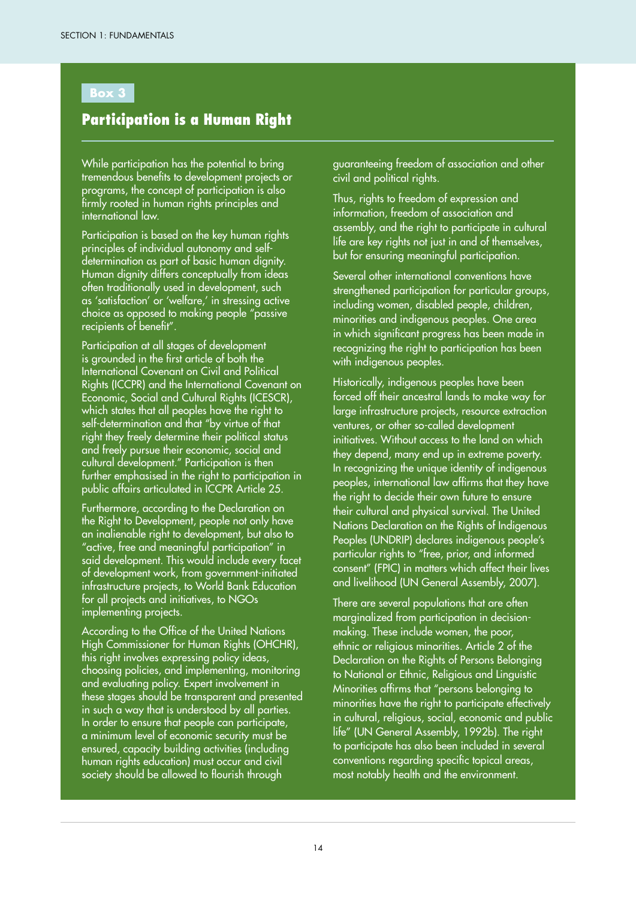**Box 3**

## Participation is a Human Right

While participation has the potential to bring tremendous benefits to development projects or programs, the concept of participation is also firmly rooted in human rights principles and international law.

Participation is based on the key human rights principles of individual autonomy and self-determination as part of basic human dignity. Human dignity differs conceptually from ideas often traditionally used in development, such as 'satisfaction' or 'welfare,' in stressing active choice as opposed to making people "passive recipients of benefit".

Participation at all stages of development is grounded in the first article of both the International Covenant on Civil and Political Rights (ICCPR) and the International Covenant on Economic, Social and Cultural Rights (ICESCR), which states that all peoples have the right to self-determination and that "by virtue of that right they freely determine their political status and freely pursue their economic, social and cultural development." Participation is then further emphasised in the right to participation in public affairs articulated in ICCPR Article 25.

Furthermore, according to the Declaration on the Right to Development, people not only have an inalienable right to development, but also to "active, free and meaningful participation" in said development. This would include every facet of development work, from government-initiated infrastructure projects, to World Bank Education for all projects and initiatives, to NGOs implementing projects.

According to the Office of the United Nations High Commissioner for Human Rights (OHCHR), this right involves expressing policy ideas, choosing policies, and implementing, monitoring and evaluating policy. Expert involvement in these stages should be transparent and presented in such a way that is understood by all parties. In order to ensure that people can participate, a minimum level of economic security must be ensured, capacity building activities (including human rights education) must occur and civil society should be allowed to flourish through guaranteeing freedom of association and other civil and political rights.

Thus, rights to freedom of expression and information, freedom of association and assembly, and the right to participate in cultural life are key rights not just in and of themselves, but for ensuring meaningful participation.

Several other international conventions have strengthened participation for particular groups, including women, disabled people, children, minorities and indigenous peoples. One area in which significant progress has been made in recognizing the right to participation has been with indigenous peoples.

Historically, indigenous peoples have been forced off their ancestral lands to make way for large infrastructure projects, resource extraction ventures, or other so-called development initiatives. Without access to the land on which they depend, many end up in extreme poverty. In recognizing the unique identity of indigenous peoples, international law affirms that they have the right to decide their own future to ensure their cultural and physical survival. The United Nations Declaration on the Rights of Indigenous Peoples (UNDRIP) declares indigenous people's particular rights to "free, prior, and informed consent" (FPIC) in matters which affect their lives and livelihood (UN General Assembly, 2007).

There are several populations that are often marginalized from participation in decision-making. These include women, the poor, ethnic or religious minorities. Article 2 of the Declaration on the Rights of Persons Belonging to National or Ethnic, Religious and Linguistic Minorities affirms that "persons belonging to minorities have the right to participate effectively in cultural, religious, social, economic and public life" (UN General Assembly, 1992b). The right to participate has also been included in several conventions regarding specific topical areas, most notably health and the environment.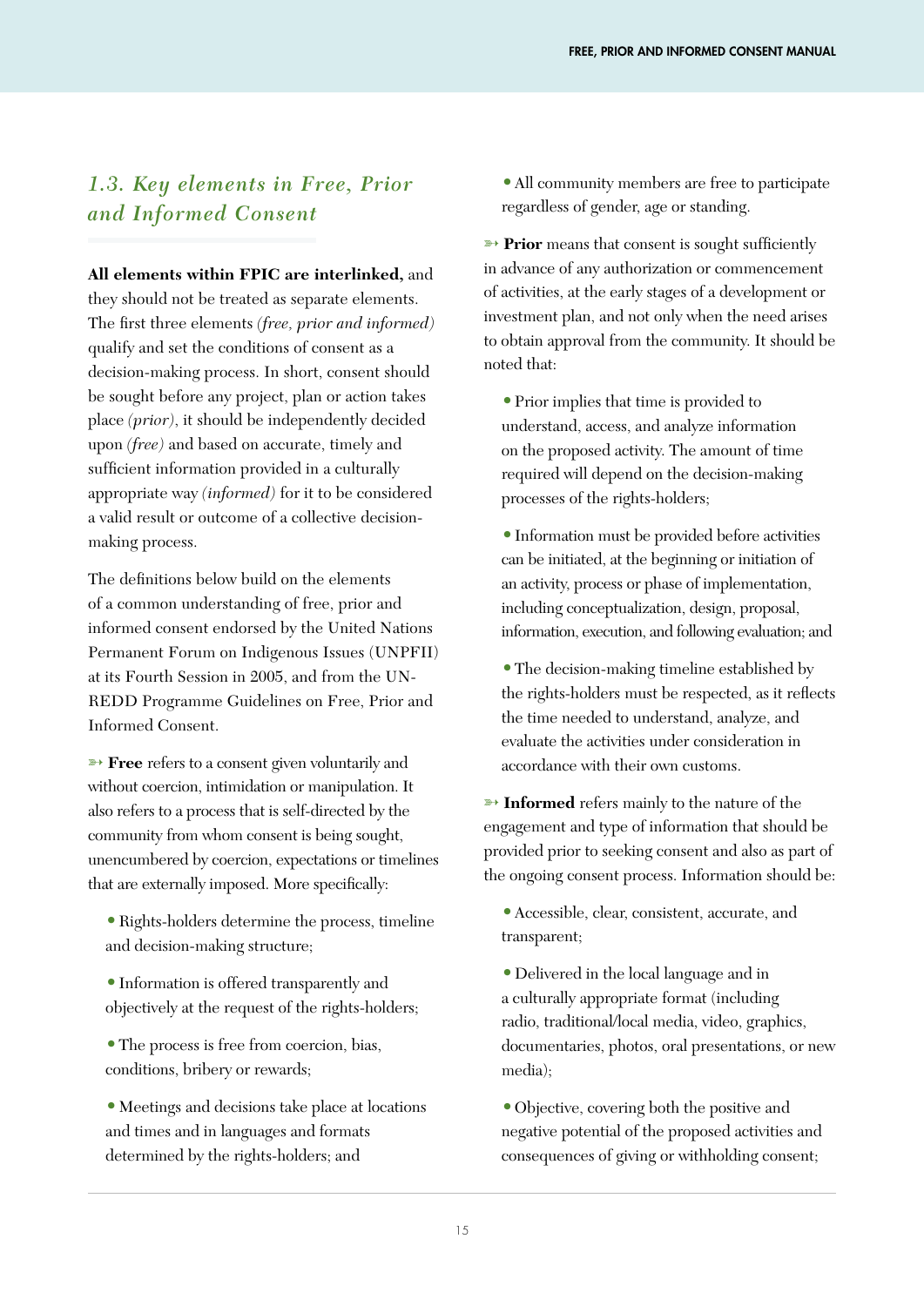## *1.3. Key elements in Free, Prior and Informed Consent*

**All elements within FPIC are interlinked,** and they should not be treated as separate elements. The first three elements *(free, prior and informed)* qualify and set the conditions of consent as a decision-making process. In short, consent should be sought before any project, plan or action takes place *(prior)*, it should be independently decided upon *(free)* and based on accurate, timely and sufficient information provided in a culturally appropriate way *(informed)* for it to be considered a valid result or outcome of a collective decision-making process.

The definitions below build on the elements of a common understanding of free, prior and informed consent endorsed by the United Nations Permanent Forum on Indigenous Issues (UNPFII) at its Fourth Session in 2005, and from the UN-REDD Programme Guidelines on Free, Prior and Informed Consent.

➳ **Free** refers to a consent given voluntarily and without coercion, intimidation or manipulation. It also refers to a process that is self-directed by the community from whom consent is being sought, unencumbered by coercion, expectations or timelines that are externally imposed. More specifically:

- Rights-holders determine the process, timeline and decision-making structure;
- Information is offered transparently and objectively at the request of the rights-holders;
- The process is free from coercion, bias, conditions, bribery or rewards;
- Meetings and decisions take place at locations and times and in languages and formats determined by the rights-holders; and
- All community members are free to participate regardless of gender, age or standing.

➳ **Prior** means that consent is sought sufficiently in advance of any authorization or commencement of activities, at the early stages of a development or investment plan, and not only when the need arises to obtain approval from the community. It should be noted that:

- Prior implies that time is provided to understand, access, and analyze information on the proposed activity. The amount of time required will depend on the decision-making processes of the rights-holders;
- Information must be provided before activities can be initiated, at the beginning or initiation of an activity, process or phase of implementation, including conceptualization, design, proposal, information, execution, and following evaluation; and
- The decision-making timeline established by the rights-holders must be respected, as it reflects the time needed to understand, analyze, and evaluate the activities under consideration in accordance with their own customs.

➳ **Informed** refers mainly to the nature of the engagement and type of information that should be provided prior to seeking consent and also as part of the ongoing consent process. Information should be:

- Accessible, clear, consistent, accurate, and transparent;
- Delivered in the local language and in a culturally appropriate format (including radio, traditional/local media, video, graphics, documentaries, photos, oral presentations, or new media);
- Objective, covering both the positive and negative potential of the proposed activities and consequences of giving or withholding consent;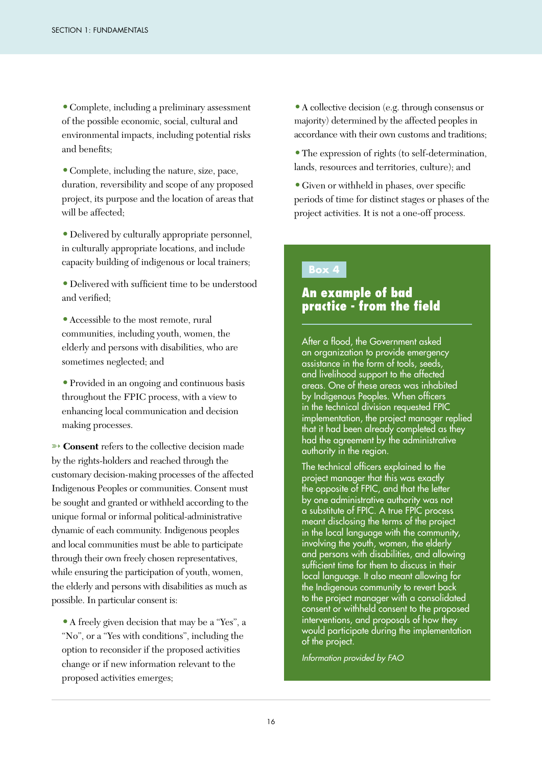- Complete, including a preliminary assessment of the possible economic, social, cultural and environmental impacts, including potential risks and benefits;

- Complete, including the nature, size, pace, duration, reversibility and scope of any proposed project, its purpose and the location of areas that will be affected;

- Delivered by culturally appropriate personnel, in culturally appropriate locations, and include capacity building of indigenous or local trainers;

- Delivered with sufficient time to be understood and verified;

- Accessible to the most remote, rural communities, including youth, women, the elderly and persons with disabilities, who are sometimes neglected; and

- Provided in an ongoing and continuous basis throughout the FPIC process, with a view to enhancing local communication and decision making processes.

➳ **Consent** refers to the collective decision made by the rights-holders and reached through the customary decision-making processes of the affected Indigenous Peoples or communities. Consent must be sought and granted or withheld according to the unique formal or informal political-administrative dynamic of each community. Indigenous peoples and local communities must be able to participate through their own freely chosen representatives, while ensuring the participation of youth, women, the elderly and persons with disabilities as much as possible. In particular consent is:

- A freely given decision that may be a "Yes", a "No", or a "Yes with conditions", including the option to reconsider if the proposed activities change or if new information relevant to the proposed activities emerges;

- A collective decision (e.g. through consensus or majority) determined by the affected peoples in accordance with their own customs and traditions;

- The expression of rights (to self-determination, lands, resources and territories, culture); and

- Given or withheld in phases, over specific periods of time for distinct stages or phases of the project activities. It is not a one-off process.

**Box 4**

## An example of bad practice - from the field

After a flood, the Government asked an organization to provide emergency assistance in the form of tools, seeds, and livelihood support to the affected areas. One of these areas was inhabited by Indigenous Peoples. When officers in the technical division requested FPIC implementation, the project manager replied that it had been already completed as they had the agreement by the administrative authority in the region.

The technical officers explained to the project manager that this was exactly the opposite of FPIC, and that the letter by one administrative authority was not a substitute of FPIC. A true FPIC process meant disclosing the terms of the project in the local language with the community, involving the youth, women, the elderly and persons with disabilities, and allowing sufficient time for them to discuss in their local language. It also meant allowing for the Indigenous community to revert back to the project manager with a consolidated consent or withheld consent to the proposed interventions, and proposals of how they would participate during the implementation of the project.

*Information provided by FAO*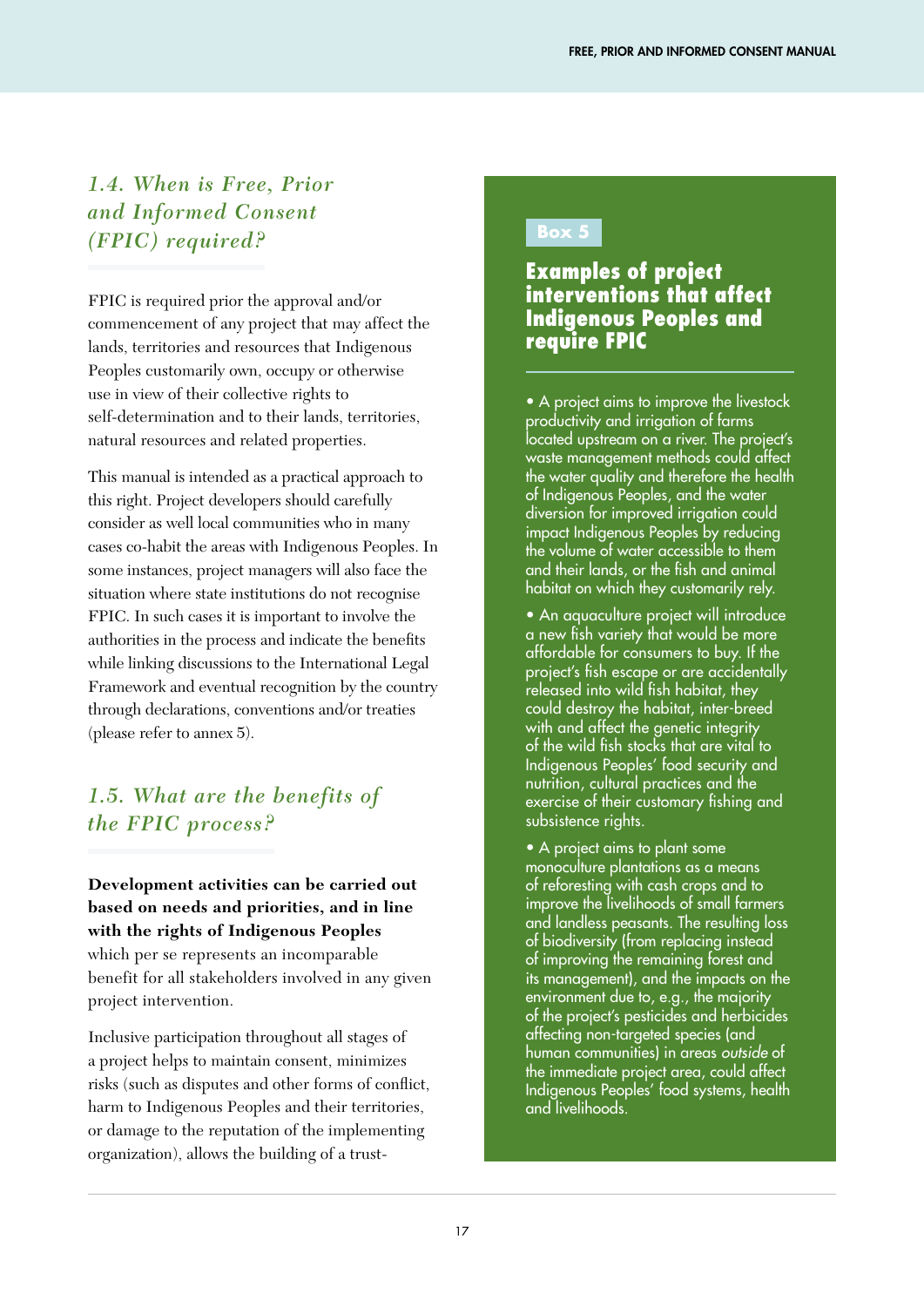## 1.4. When is Free, Prior and Informed Consent (FPIC) required?

FPIC is required prior the approval and/or commencement of any project that may affect the lands, territories and resources that Indigenous Peoples customarily own, occupy or otherwise use in view of their collective rights to self-determination and to their lands, territories, natural resources and related properties.

This manual is intended as a practical approach to this right. Project developers should carefully consider as well local communities who in many cases co-habit the areas with Indigenous Peoples. In some instances, project managers will also face the situation where state institutions do not recognise FPIC. In such cases it is important to involve the authorities in the process and indicate the benefits while linking discussions to the International Legal Framework and eventual recognition by the country through declarations, conventions and/or treaties (please refer to annex 5).

## 1.5. What are the benefits of the FPIC process?

**Development activities can be carried out based on needs and priorities, and in line with the rights of Indigenous Peoples** which per se represents an incomparable benefit for all stakeholders involved in any given project intervention.

Inclusive participation throughout all stages of a project helps to maintain consent, minimizes risks (such as disputes and other forms of conflict, harm to Indigenous Peoples and their territories, or damage to the reputation of the implementing organization), allows the building of a trust-

**Box 5**

### Examples of project interventions that affect Indigenous Peoples and require FPIC

- A project aims to improve the livestock productivity and irrigation of farms located upstream on a river. The project's waste management methods could affect the water quality and therefore the health of Indigenous Peoples, and the water diversion for improved irrigation could impact Indigenous Peoples by reducing the volume of water accessible to them and their lands, or the fish and animal habitat on which they customarily rely.
- An aquaculture project will introduce a new fish variety that would be more affordable for consumers to buy. If the project's fish escape or are accidentally released into wild fish habitat, they could destroy the habitat, inter-breed with and affect the genetic integrity of the wild fish stocks that are vital to Indigenous Peoples' food security and nutrition, cultural practices and the exercise of their customary fishing and subsistence rights.
- A project aims to plant some monoculture plantations as a means of reforesting with cash crops and to improve the livelihoods of small farmers and landless peasants. The resulting loss of biodiversity (from replacing instead of improving the remaining forest and its management), and the impacts on the environment due to, e.g., the majority of the project's pesticides and herbicides affecting non-targeted species (and human communities) in areas *outside* of the immediate project area, could affect Indigenous Peoples' food systems, health and livelihoods.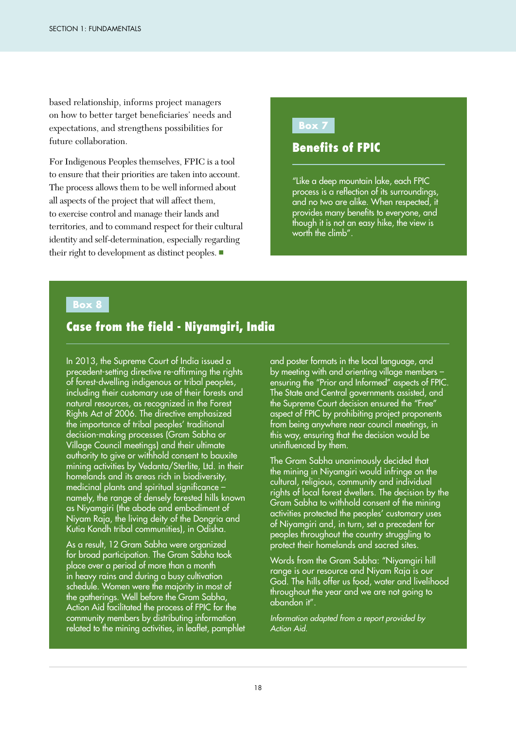based relationship, informs project managers on how to better target beneficiaries' needs and expectations, and strengthens possibilities for future collaboration.

For Indigenous Peoples themselves, FPIC is a tool to ensure that their priorities are taken into account. The process allows them to be well informed about all aspects of the project that will affect them, to exercise control and manage their lands and territories, and to command respect for their cultural identity and self-determination, especially regarding their right to development as distinct peoples. ■

**Box 7**

### Benefits of FPIC

"Like a deep mountain lake, each FPIC process is a reflection of its surroundings, and no two are alike. When respected, it provides many benefits to everyone, and though it is not an easy hike, the view is worth the climb".

**Box 8**

### Case from the field - Niyamgiri, India

In 2013, the Supreme Court of India issued a precedent-setting directive re-affirming the rights of forest-dwelling indigenous or tribal peoples, including their customary use of their forests and natural resources, as recognized in the Forest Rights Act of 2006. The directive emphasized the importance of tribal peoples' traditional decision-making processes (Gram Sabha or Village Council meetings) and their ultimate authority to give or withhold consent to bauxite mining activities by Vedanta/Sterlite, Ltd. in their homelands and its areas rich in biodiversity, medicinal plants and spiritual significance – namely, the range of densely forested hills known as Niyamgiri (the abode and embodiment of Niyam Raja, the living deity of the Dongria and Kutia Kondh tribal communities), in Odisha.

As a result, 12 Gram Sabha were organized for broad participation. The Gram Sabha took place over a period of more than a month in heavy rains and during a busy cultivation schedule. Women were the majority in most of the gatherings. Well before the Gram Sabha, Action Aid facilitated the process of FPIC for the community members by distributing information related to the mining activities, in leaflet, pamphlet and poster formats in the local language, and by meeting with and orienting village members – ensuring the "Prior and Informed" aspects of FPIC. The State and Central governments assisted, and the Supreme Court decision ensured the "Free" aspect of FPIC by prohibiting project proponents from being anywhere near council meetings, in this way, ensuring that the decision would be uninfluenced by them.

The Gram Sabha unanimously decided that the mining in Niyamgiri would infringe on the cultural, religious, community and individual rights of local forest dwellers. The decision by the Gram Sabha to withhold consent of the mining activities protected the peoples' customary uses of Niyamgiri and, in turn, set a precedent for peoples throughout the country struggling to protect their homelands and sacred sites.

Words from the Gram Sabha: "Niyamgiri hill range is our resource and Niyam Raja is our God. The hills offer us food, water and livelihood throughout the year and we are not going to abandon it".

*Information adapted from a report provided by Action Aid.*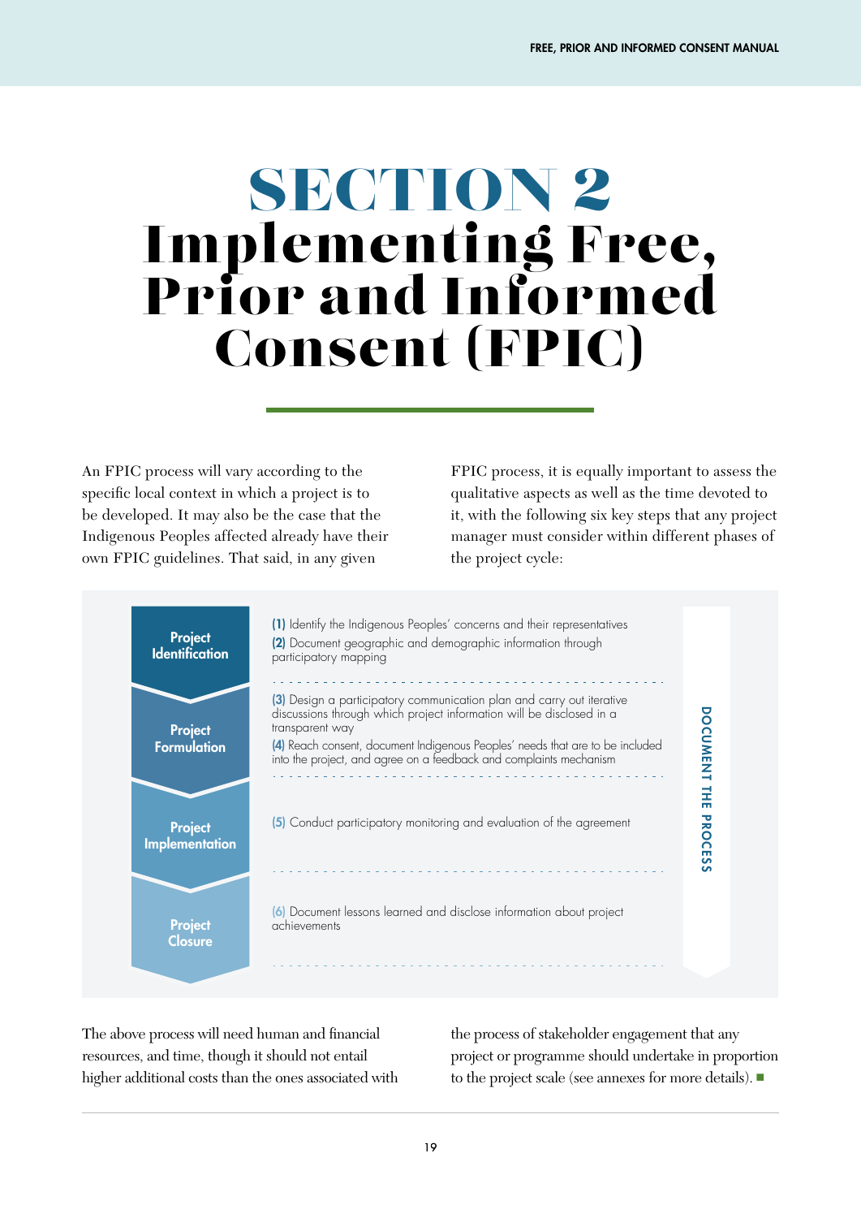# SECTION 2 Implementing Free, Prior and Informed Consent (FPIC)

An FPIC process will vary according to the specific local context in which a project is to be developed. It may also be the case that the Indigenous Peoples affected already have their own FPIC guidelines. That said, in any given FPIC process, it is equally important to assess the qualitative aspects as well as the time devoted to it, with the following six key steps that any project manager must consider within different phases of the project cycle:

| Phase | Steps |
| --- | --- |
| Project Identification | **(1)** Identify the Indigenous Peoples' concerns and their representatives<br>**(2)** Document geographic and demographic information through participatory mapping |
| Project Formulation | **(3)** Design a participatory communication plan and carry out iterative discussions through which project information will be disclosed in a transparent way<br>**(4)** Reach consent, document Indigenous Peoples' needs that are to be included into the project, and agree on a feedback and complaints mechanism |
| Project Implementation | **(5)** Conduct participatory monitoring and evaluation of the agreement |
| Project Closure | **(6)** Document lessons learned and disclose information about project achievements |

DOCUMENT THE PROCESS

The above process will need human and financial resources, and time, though it should not entail higher additional costs than the ones associated with the process of stakeholder engagement that any project or programme should undertake in proportion to the project scale (see annexes for more details). ■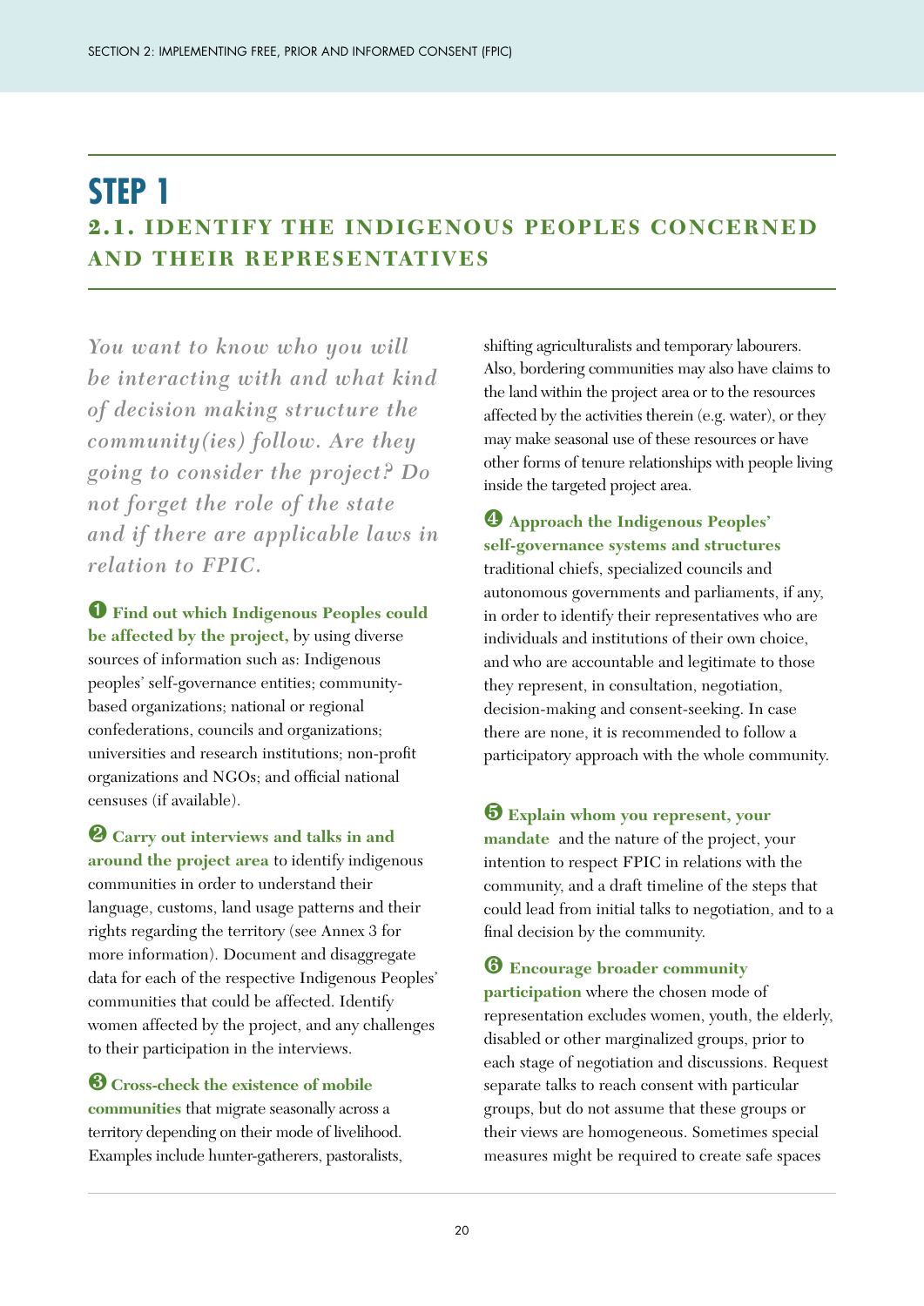# STEP 1

## 2.1. IDENTIFY THE INDIGENOUS PEOPLES CONCERNED AND THEIR REPRESENTATIVES

*You want to know who you will be interacting with and what kind of decision making structure the community(ies) follow. Are they going to consider the project? Do not forget the role of the state and if there are applicable laws in relation to FPIC.*

❶ **Find out which Indigenous Peoples could be affected by the project,** by using diverse sources of information such as: Indigenous peoples' self-governance entities; community-based organizations; national or regional confederations, councils and organizations; universities and research institutions; non-profit organizations and NGOs; and official national censuses (if available).

❷ **Carry out interviews and talks in and around the project area** to identify indigenous communities in order to understand their language, customs, land usage patterns and their rights regarding the territory (see Annex 3 for more information). Document and disaggregate data for each of the respective Indigenous Peoples' communities that could be affected. Identify women affected by the project, and any challenges to their participation in the interviews.

❸ **Cross-check the existence of mobile communities** that migrate seasonally across a territory depending on their mode of livelihood. Examples include hunter-gatherers, pastoralists, shifting agriculturalists and temporary labourers. Also, bordering communities may also have claims to the land within the project area or to the resources affected by the activities therein (e.g. water), or they may make seasonal use of these resources or have other forms of tenure relationships with people living inside the targeted project area.

❹ **Approach the Indigenous Peoples' self-governance systems and structures** traditional chiefs, specialized councils and autonomous governments and parliaments, if any, in order to identify their representatives who are individuals and institutions of their own choice, and who are accountable and legitimate to those they represent, in consultation, negotiation, decision-making and consent-seeking. In case there are none, it is recommended to follow a participatory approach with the whole community.

❺ **Explain whom you represent, your mandate** and the nature of the project, your intention to respect FPIC in relations with the community, and a draft timeline of the steps that could lead from initial talks to negotiation, and to a final decision by the community.

❻ **Encourage broader community participation** where the chosen mode of representation excludes women, youth, the elderly, disabled or other marginalized groups, prior to each stage of negotiation and discussions. Request separate talks to reach consent with particular groups, but do not assume that these groups or their views are homogeneous. Sometimes special measures might be required to create safe spaces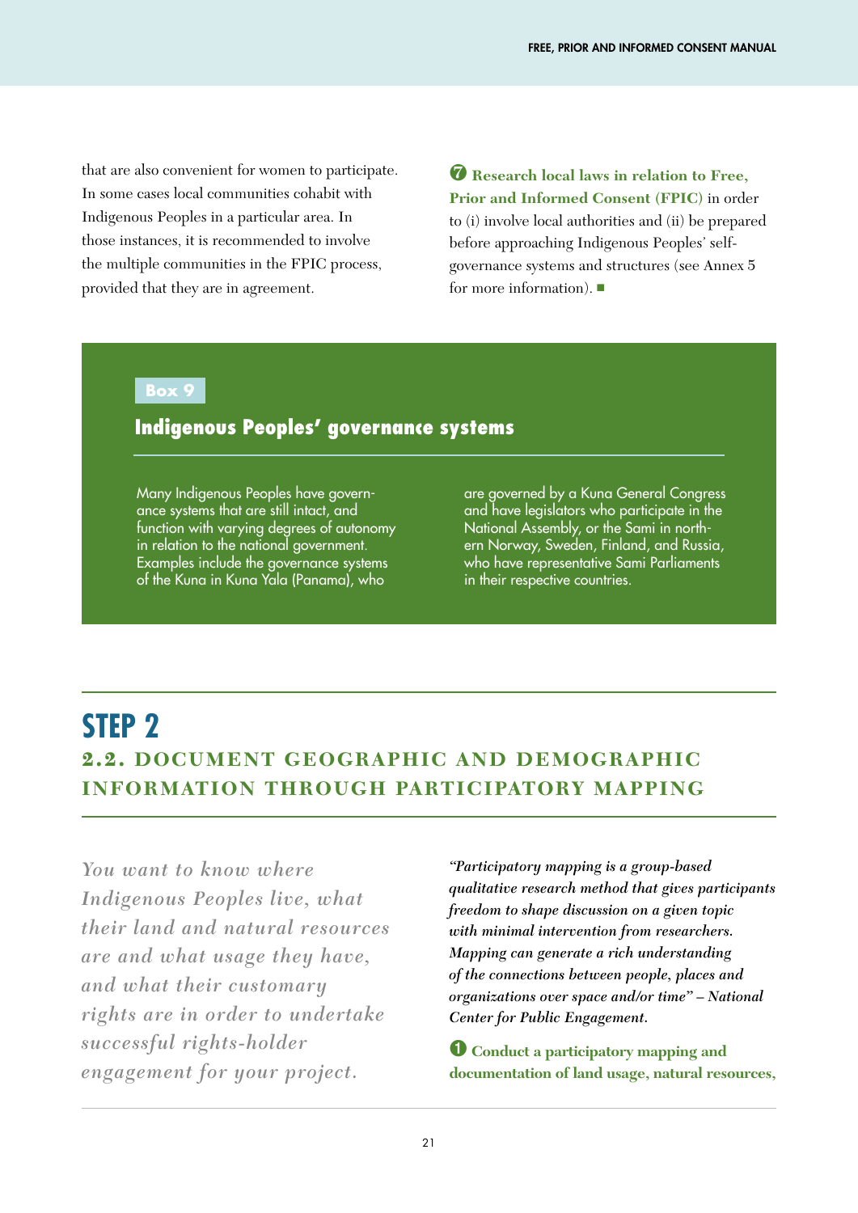that are also convenient for women to participate. In some cases local communities cohabit with Indigenous Peoples in a particular area. In those instances, it is recommended to involve the multiple communities in the FPIC process, provided that they are in agreement.

❼ **Research local laws in relation to Free, Prior and Informed Consent (FPIC)** in order to (i) involve local authorities and (ii) be prepared before approaching Indigenous Peoples' self-governance systems and structures (see Annex 5 for more information). ■

**Box 9**

### Indigenous Peoples' governance systems

Many Indigenous Peoples have governance systems that are still intact, and function with varying degrees of autonomy in relation to the national government. Examples include the governance systems of the Kuna in Kuna Yala (Panama), who are governed by a Kuna General Congress and have legislators who participate in the National Assembly, or the Sami in northern Norway, Sweden, Finland, and Russia, who have representative Sami Parliaments in their respective countries.

# STEP 2

## 2.2. DOCUMENT GEOGRAPHIC AND DEMOGRAPHIC INFORMATION THROUGH PARTICIPATORY MAPPING

*You want to know where Indigenous Peoples live, what their land and natural resources are and what usage they have, and what their customary rights are in order to undertake successful rights-holder engagement for your project.*

*"Participatory mapping is a group-based qualitative research method that gives participants freedom to shape discussion on a given topic with minimal intervention from researchers. Mapping can generate a rich understanding of the connections between people, places and organizations over space and/or time" – National Center for Public Engagement.*

❶ **Conduct a participatory mapping and documentation of land usage, natural resources,**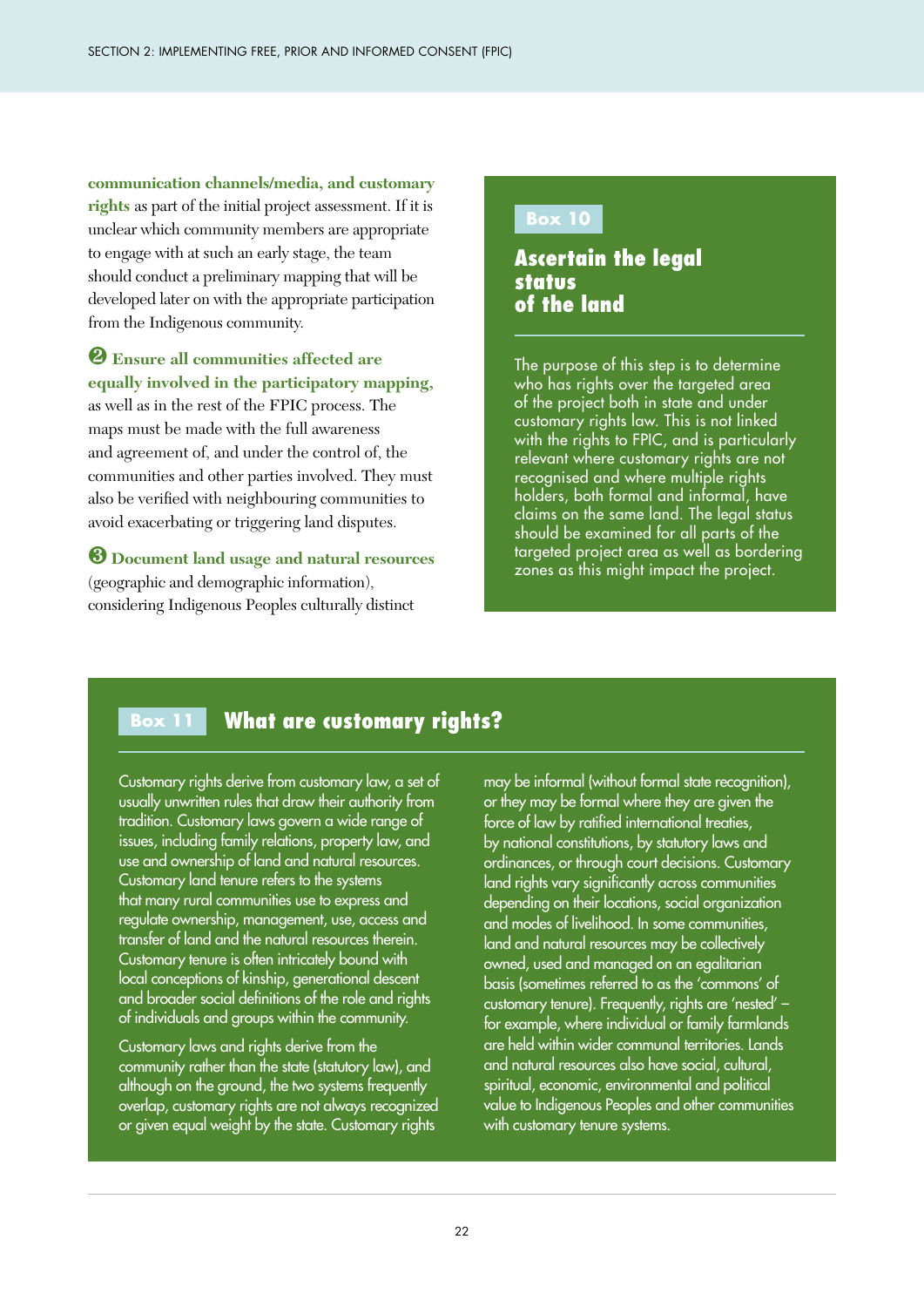**communication channels/media, and customary rights** as part of the initial project assessment. If it is unclear which community members are appropriate to engage with at such an early stage, the team should conduct a preliminary mapping that will be developed later on with the appropriate participation from the Indigenous community.

❷ **Ensure all communities affected are equally involved in the participatory mapping,** as well as in the rest of the FPIC process. The maps must be made with the full awareness and agreement of, and under the control of, the communities and other parties involved. They must also be verified with neighbouring communities to avoid exacerbating or triggering land disputes.

❸ **Document land usage and natural resources** (geographic and demographic information), considering Indigenous Peoples culturally distinct

> **Box 10**
>
> ### Ascertain the legal status of the land
>
> The purpose of this step is to determine who has rights over the targeted area of the project both in state and under customary rights law. This is not linked with the rights to FPIC, and is particularly relevant where customary rights are not recognised and where multiple rights holders, both formal and informal, have claims on the same land. The legal status should be examined for all parts of the targeted project area as well as bordering zones as this might impact the project.

> **Box 11**
>
> ### What are customary rights?
>
> Customary rights derive from customary law, a set of usually unwritten rules that draw their authority from tradition. Customary laws govern a wide range of issues, including family relations, property law, and use and ownership of land and natural resources. Customary land tenure refers to the systems that many rural communities use to express and regulate ownership, management, use, access and transfer of land and the natural resources therein. Customary tenure is often intricately bound with local conceptions of kinship, generational descent and broader social definitions of the role and rights of individuals and groups within the community.
>
> Customary laws and rights derive from the community rather than the state (statutory law), and although on the ground, the two systems frequently overlap, customary rights are not always recognized or given equal weight by the state. Customary rights may be informal (without formal state recognition), or they may be formal where they are given the force of law by ratified international treaties, by national constitutions, by statutory laws and ordinances, or through court decisions. Customary land rights vary significantly across communities depending on their locations, social organization and modes of livelihood. In some communities, land and natural resources may be collectively owned, used and managed on an egalitarian basis (sometimes referred to as the 'commons' of customary tenure). Frequently, rights are 'nested' – for example, where individual or family farmlands are held within wider communal territories. Lands and natural resources also have social, cultural, spiritual, economic, environmental and political value to Indigenous Peoples and other communities with customary tenure systems.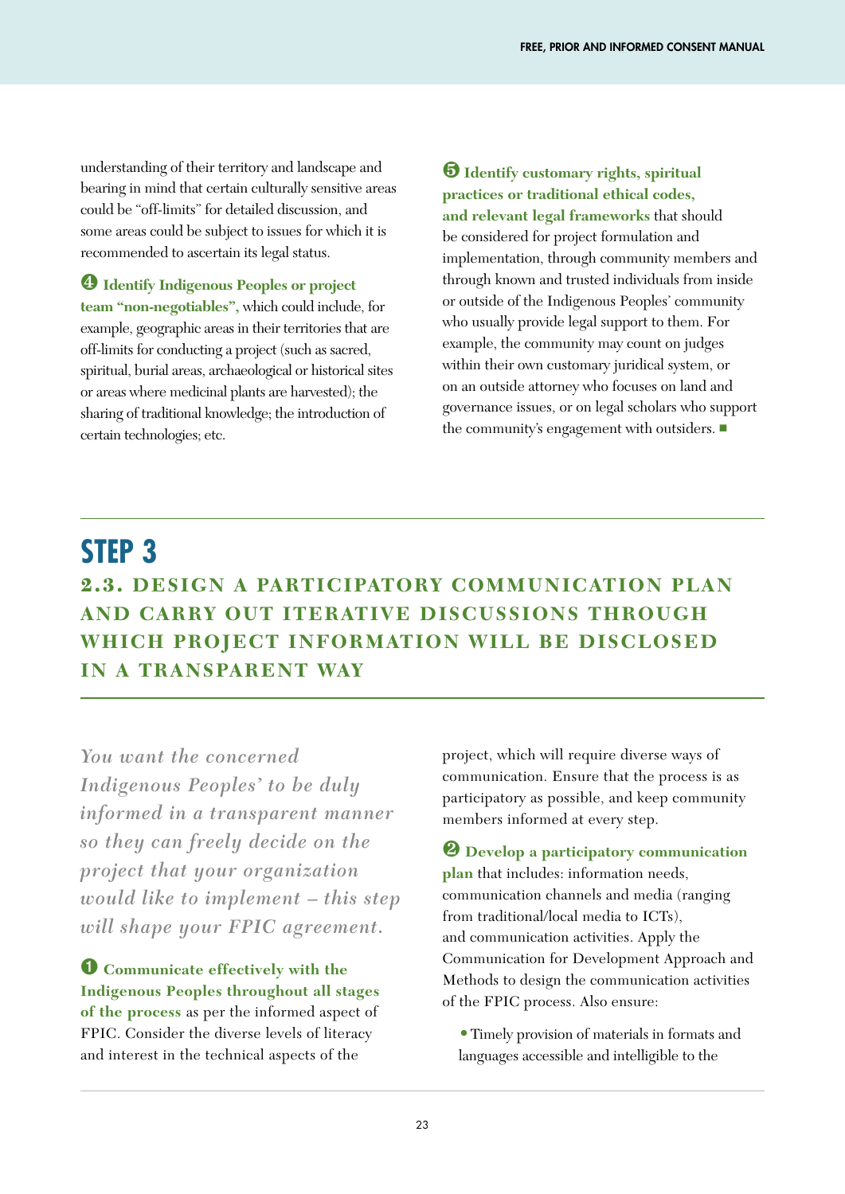understanding of their territory and landscape and bearing in mind that certain culturally sensitive areas could be "off-limits" for detailed discussion, and some areas could be subject to issues for which it is recommended to ascertain its legal status.

❹ **Identify Indigenous Peoples or project team "non-negotiables",** which could include, for example, geographic areas in their territories that are off-limits for conducting a project (such as sacred, spiritual, burial areas, archaeological or historical sites or areas where medicinal plants are harvested); the sharing of traditional knowledge; the introduction of certain technologies; etc.

❺ **Identify customary rights, spiritual practices or traditional ethical codes, and relevant legal frameworks** that should be considered for project formulation and implementation, through community members and through known and trusted individuals from inside or outside of the Indigenous Peoples' community who usually provide legal support to them. For example, the community may count on judges within their own customary juridical system, or on an outside attorney who focuses on land and governance issues, or on legal scholars who support the community's engagement with outsiders. ■

## STEP 3

## 2.3. DESIGN A PARTICIPATORY COMMUNICATION PLAN AND CARRY OUT ITERATIVE DISCUSSIONS THROUGH WHICH PROJECT INFORMATION WILL BE DISCLOSED IN A TRANSPARENT WAY

*You want the concerned Indigenous Peoples' to be duly informed in a transparent manner so they can freely decide on the project that your organization would like to implement – this step will shape your FPIC agreement.*

❶ **Communicate effectively with the Indigenous Peoples throughout all stages of the process** as per the informed aspect of FPIC. Consider the diverse levels of literacy and interest in the technical aspects of the project, which will require diverse ways of communication. Ensure that the process is as participatory as possible, and keep community members informed at every step.

❷ **Develop a participatory communication plan** that includes: information needs, communication channels and media (ranging from traditional/local media to ICTs), and communication activities. Apply the Communication for Development Approach and Methods to design the communication activities of the FPIC process. Also ensure:

- Timely provision of materials in formats and languages accessible and intelligible to the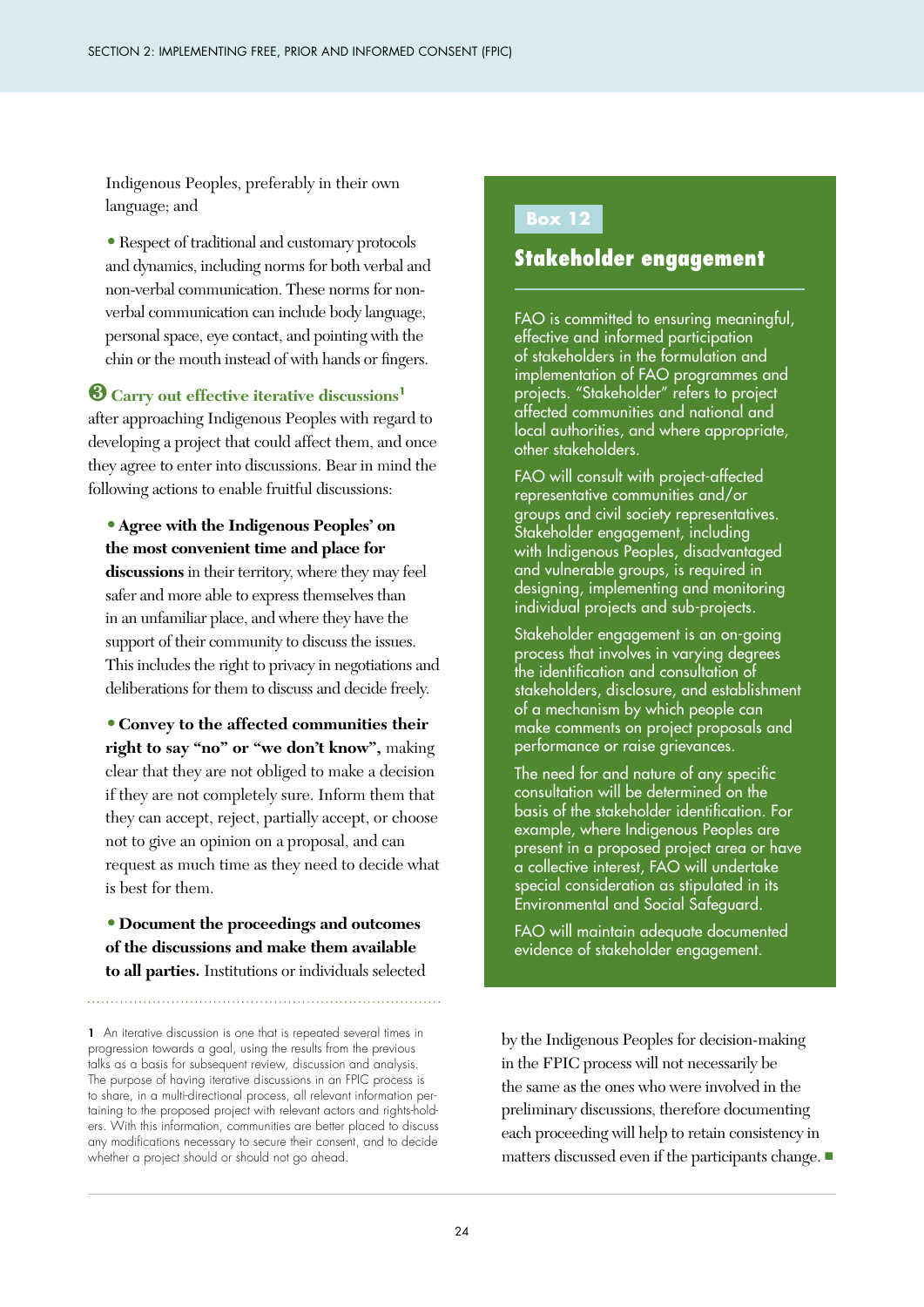Indigenous Peoples, preferably in their own language; and

- Respect of traditional and customary protocols and dynamics, including norms for both verbal and non-verbal communication. These norms for non-verbal communication can include body language, personal space, eye contact, and pointing with the chin or the mouth instead of with hands or fingers.

**❸ Carry out effective iterative discussions**[1] after approaching Indigenous Peoples with regard to developing a project that could affect them, and once they agree to enter into discussions. Bear in mind the following actions to enable fruitful discussions:

- **Agree with the Indigenous Peoples' on the most convenient time and place for discussions** in their territory, where they may feel safer and more able to express themselves than in an unfamiliar place, and where they have the support of their community to discuss the issues. This includes the right to privacy in negotiations and deliberations for them to discuss and decide freely.

- **Convey to the affected communities their right to say "no" or "we don't know",** making clear that they are not obliged to make a decision if they are not completely sure. Inform them that they can accept, reject, partially accept, or choose not to give an opinion on a proposal, and can request as much time as they need to decide what is best for them.

- **Document the proceedings and outcomes of the discussions and make them available to all parties.** Institutions or individuals selected by the Indigenous Peoples for decision-making in the FPIC process will not necessarily be the same as the ones who were involved in the preliminary discussions, therefore documenting each proceeding will help to retain consistency in matters discussed even if the participants change. ■

> **Box 12**
>
> ## Stakeholder engagement
>
> FAO is committed to ensuring meaningful, effective and informed participation of stakeholders in the formulation and implementation of FAO programmes and projects. "Stakeholder" refers to project affected communities and national and local authorities, and where appropriate, other stakeholders.
>
> FAO will consult with project-affected representative communities and/or groups and civil society representatives. Stakeholder engagement, including with Indigenous Peoples, disadvantaged and vulnerable groups, is required in designing, implementing and monitoring individual projects and sub-projects.
>
> Stakeholder engagement is an on-going process that involves in varying degrees the identification and consultation of stakeholders, disclosure, and establishment of a mechanism by which people can make comments on project proposals and performance or raise grievances.
>
> The need for and nature of any specific consultation will be determined on the basis of the stakeholder identification. For example, where Indigenous Peoples are present in a proposed project area or have a collective interest, FAO will undertake special consideration as stipulated in its Environmental and Social Safeguard.
>
> FAO will maintain adequate documented evidence of stakeholder engagement.

---

1 An iterative discussion is one that is repeated several times in progression towards a goal, using the results from the previous talks as a basis for subsequent review, discussion and analysis. The purpose of having iterative discussions in an FPIC process is to share, in a multi-directional process, all relevant information pertaining to the proposed project with relevant actors and rights-holders. With this information, communities are better placed to discuss any modifications necessary to secure their consent, and to decide whether a project should or should not go ahead.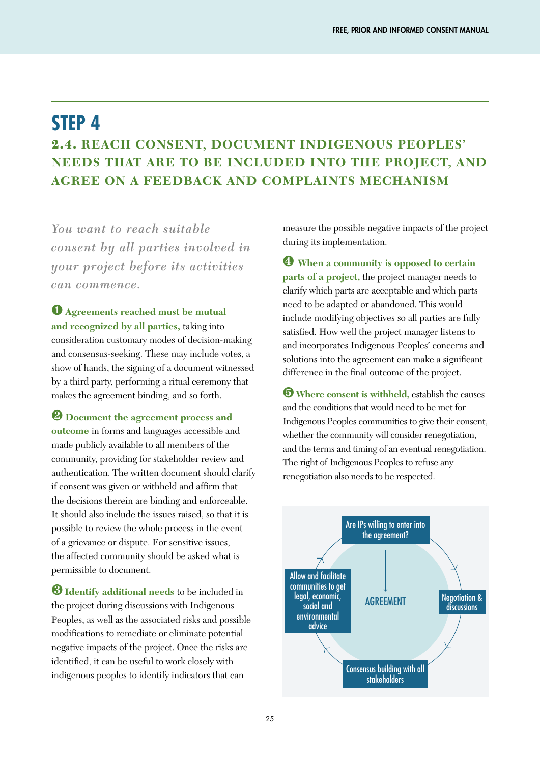# STEP 4

## 2.4. REACH CONSENT, DOCUMENT INDIGENOUS PEOPLES' NEEDS THAT ARE TO BE INCLUDED INTO THE PROJECT, AND AGREE ON A FEEDBACK AND COMPLAINTS MECHANISM

*You want to reach suitable consent by all parties involved in your project before its activities can commence.*

❶ **Agreements reached must be mutual and recognized by all parties,** taking into consideration customary modes of decision-making and consensus-seeking. These may include votes, a show of hands, the signing of a document witnessed by a third party, performing a ritual ceremony that makes the agreement binding, and so forth.

❷ **Document the agreement process and outcome** in forms and languages accessible and made publicly available to all members of the community, providing for stakeholder review and authentication. The written document should clarify if consent was given or withheld and affirm that the decisions therein are binding and enforceable. It should also include the issues raised, so that it is possible to review the whole process in the event of a grievance or dispute. For sensitive issues, the affected community should be asked what is permissible to document.

❸ **Identify additional needs** to be included in the project during discussions with Indigenous Peoples, as well as the associated risks and possible modifications to remediate or eliminate potential negative impacts of the project. Once the risks are identified, it can be useful to work closely with indigenous peoples to identify indicators that can measure the possible negative impacts of the project during its implementation.

❹ **When a community is opposed to certain parts of a project,** the project manager needs to clarify which parts are acceptable and which parts need to be adapted or abandoned. This would include modifying objectives so all parties are fully satisfied. How well the project manager listens to and incorporates Indigenous Peoples' concerns and solutions into the agreement can make a significant difference in the final outcome of the project.

❺ **Where consent is withheld,** establish the causes and the conditions that would need to be met for Indigenous Peoples communities to give their consent, whether the community will consider renegotiation, and the terms and timing of an eventual renegotiation. The right of Indigenous Peoples to refuse any renegotiation also needs to be respected.

- Are IPs willing to enter into the agreement?
- Negotiation & discussions
- Consensus building with all stakeholders
- Allow and facilitate communities to get legal, economic, social and environmental advice
- AGREEMENT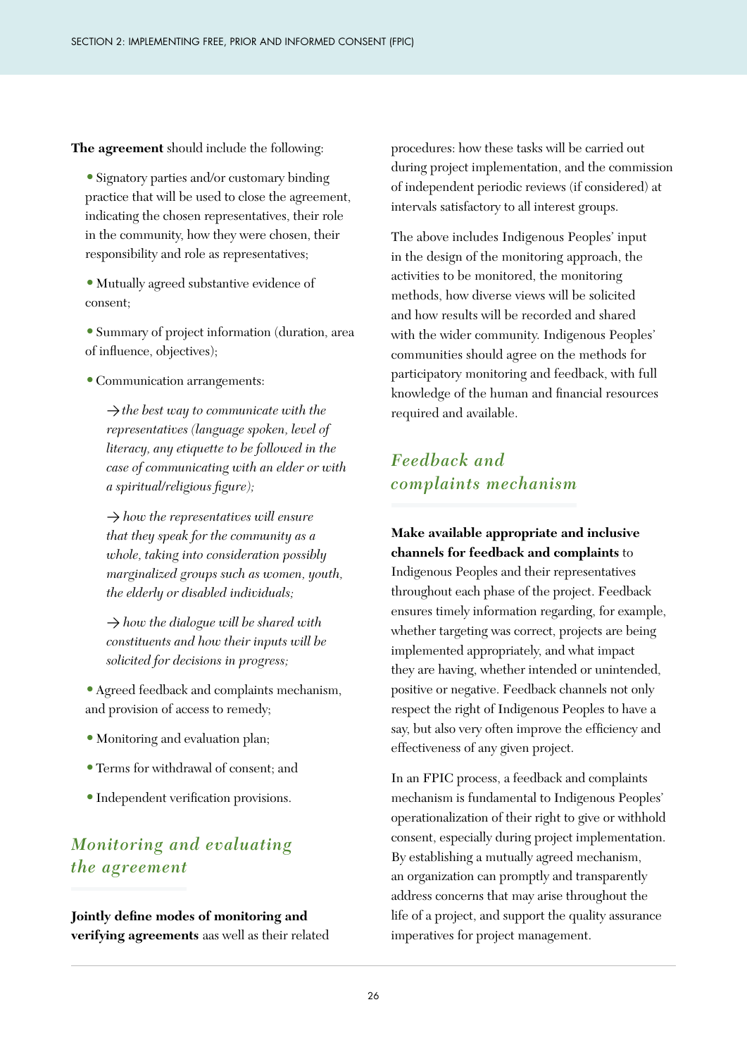**The agreement** should include the following:

- Signatory parties and/or customary binding practice that will be used to close the agreement, indicating the chosen representatives, their role in the community, how they were chosen, their responsibility and role as representatives;
- Mutually agreed substantive evidence of consent;
- Summary of project information (duration, area of influence, objectives);
- Communication arrangements:
  - → *the best way to communicate with the representatives (language spoken, level of literacy, any etiquette to be followed in the case of communicating with an elder or with a spiritual/religious figure);*
  - → *how the representatives will ensure that they speak for the community as a whole, taking into consideration possibly marginalized groups such as women, youth, the elderly or disabled individuals;*
  - → *how the dialogue will be shared with constituents and how their inputs will be solicited for decisions in progress;*
- Agreed feedback and complaints mechanism, and provision of access to remedy;
- Monitoring and evaluation plan;
- Terms for withdrawal of consent; and
- Independent verification provisions.

## *Monitoring and evaluating the agreement*

**Jointly define modes of monitoring and verifying agreements** aas well as their related procedures: how these tasks will be carried out during project implementation, and the commission of independent periodic reviews (if considered) at intervals satisfactory to all interest groups.

The above includes Indigenous Peoples' input in the design of the monitoring approach, the activities to be monitored, the monitoring methods, how diverse views will be solicited and how results will be recorded and shared with the wider community. Indigenous Peoples' communities should agree on the methods for participatory monitoring and feedback, with full knowledge of the human and financial resources required and available.

## *Feedback and complaints mechanism*

**Make available appropriate and inclusive channels for feedback and complaints** to Indigenous Peoples and their representatives throughout each phase of the project. Feedback ensures timely information regarding, for example, whether targeting was correct, projects are being implemented appropriately, and what impact they are having, whether intended or unintended, positive or negative. Feedback channels not only respect the right of Indigenous Peoples to have a say, but also very often improve the efficiency and effectiveness of any given project.

In an FPIC process, a feedback and complaints mechanism is fundamental to Indigenous Peoples' operationalization of their right to give or withhold consent, especially during project implementation. By establishing a mutually agreed mechanism, an organization can promptly and transparently address concerns that may arise throughout the life of a project, and support the quality assurance imperatives for project management.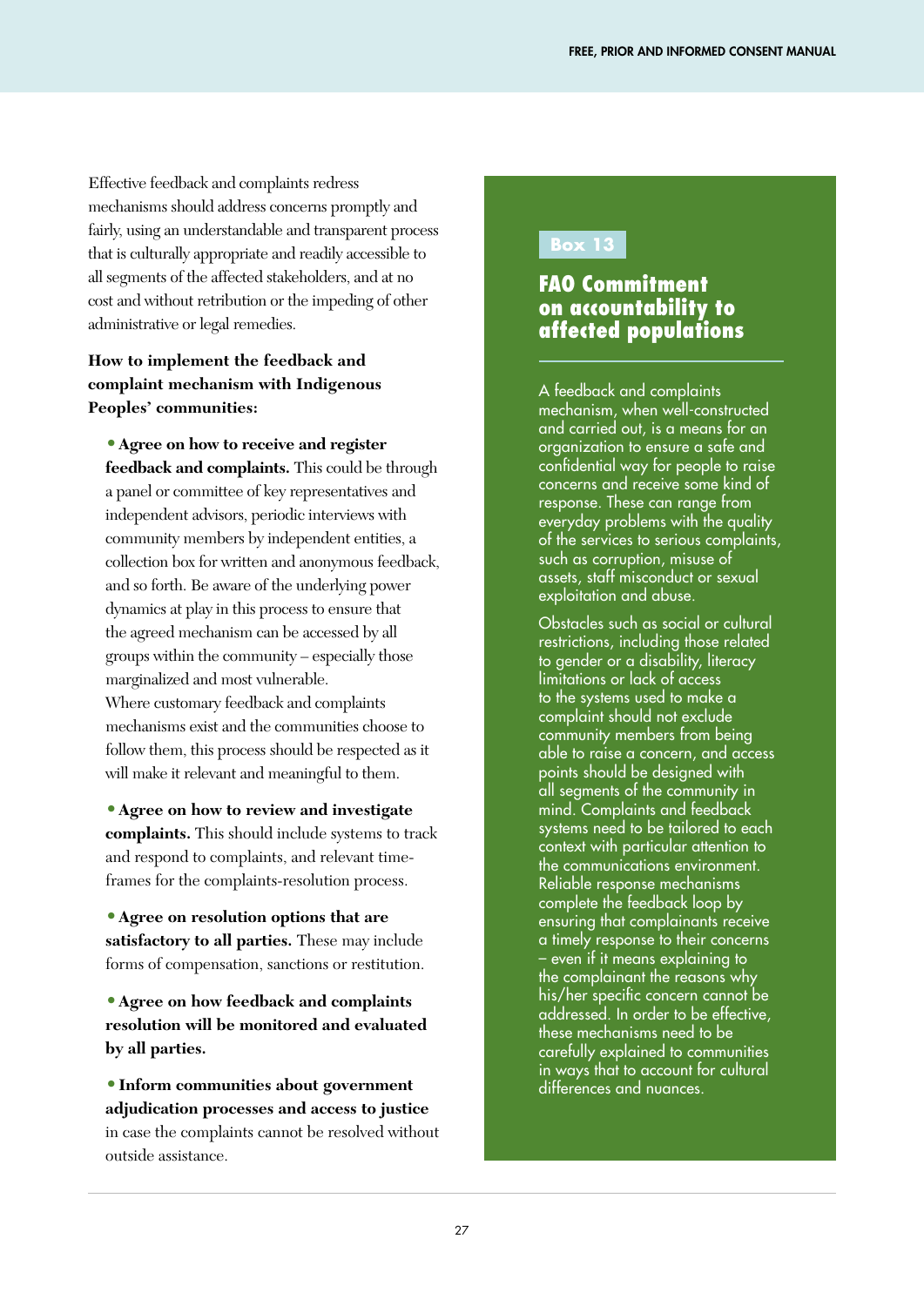Effective feedback and complaints redress mechanisms should address concerns promptly and fairly, using an understandable and transparent process that is culturally appropriate and readily accessible to all segments of the affected stakeholders, and at no cost and without retribution or the impeding of other administrative or legal remedies.

**How to implement the feedback and complaint mechanism with Indigenous Peoples' communities:**

- **Agree on how to receive and register feedback and complaints.** This could be through a panel or committee of key representatives and independent advisors, periodic interviews with community members by independent entities, a collection box for written and anonymous feedback, and so forth. Be aware of the underlying power dynamics at play in this process to ensure that the agreed mechanism can be accessed by all groups within the community – especially those marginalized and most vulnerable.
  Where customary feedback and complaints mechanisms exist and the communities choose to follow them, this process should be respected as it will make it relevant and meaningful to them.

- **Agree on how to review and investigate complaints.** This should include systems to track and respond to complaints, and relevant time-frames for the complaints-resolution process.

- **Agree on resolution options that are satisfactory to all parties.** These may include forms of compensation, sanctions or restitution.

- **Agree on how feedback and complaints resolution will be monitored and evaluated by all parties.**

- **Inform communities about government adjudication processes and access to justice** in case the complaints cannot be resolved without outside assistance.

> **Box 13**
>
> ### FAO Commitment on accountability to affected populations
>
> A feedback and complaints mechanism, when well-constructed and carried out, is a means for an organization to ensure a safe and confidential way for people to raise concerns and receive some kind of response. These can range from everyday problems with the quality of the services to serious complaints, such as corruption, misuse of assets, staff misconduct or sexual exploitation and abuse.
>
> Obstacles such as social or cultural restrictions, including those related to gender or a disability, literacy limitations or lack of access to the systems used to make a complaint should not exclude community members from being able to raise a concern, and access points should be designed with all segments of the community in mind. Complaints and feedback systems need to be tailored to each context with particular attention to the communications environment. Reliable response mechanisms complete the feedback loop by ensuring that complainants receive a timely response to their concerns – even if it means explaining to the complainant the reasons why his/her specific concern cannot be addressed. In order to be effective, these mechanisms need to be carefully explained to communities in ways that to account for cultural differences and nuances.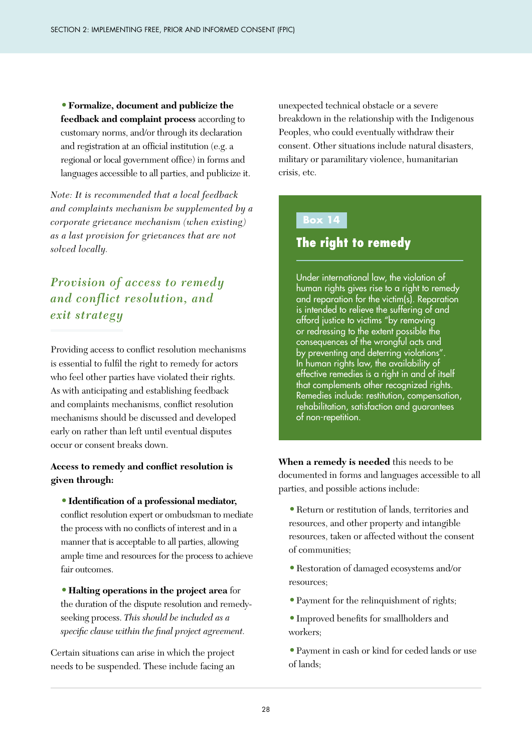- **Formalize, document and publicize the feedback and complaint process** according to customary norms, and/or through its declaration and registration at an official institution (e.g. a regional or local government office) in forms and languages accessible to all parties, and publicize it.

*Note: It is recommended that a local feedback and complaints mechanism be supplemented by a corporate grievance mechanism (when existing) as a last provision for grievances that are not solved locally.*

## *Provision of access to remedy and conflict resolution, and exit strategy*

Providing access to conflict resolution mechanisms is essential to fulfil the right to remedy for actors who feel other parties have violated their rights. As with anticipating and establishing feedback and complaints mechanisms, conflict resolution mechanisms should be discussed and developed early on rather than left until eventual disputes occur or consent breaks down.

**Access to remedy and conflict resolution is given through:**

- **Identification of a professional mediator,** conflict resolution expert or ombudsman to mediate the process with no conflicts of interest and in a manner that is acceptable to all parties, allowing ample time and resources for the process to achieve fair outcomes.
- **Halting operations in the project area** for the duration of the dispute resolution and remedy-seeking process. *This should be included as a specific clause within the final project agreement.*

Certain situations can arise in which the project needs to be suspended. These include facing an unexpected technical obstacle or a severe breakdown in the relationship with the Indigenous Peoples, who could eventually withdraw their consent. Other situations include natural disasters, military or paramilitary violence, humanitarian crisis, etc.

> **Box 14**
>
> ### The right to remedy
>
> Under international law, the violation of human rights gives rise to a right to remedy and reparation for the victim(s). Reparation is intended to relieve the suffering of and afford justice to victims "by removing or redressing to the extent possible the consequences of the wrongful acts and by preventing and deterring violations". In human rights law, the availability of effective remedies is a right in and of itself that complements other recognized rights. Remedies include: restitution, compensation, rehabilitation, satisfaction and guarantees of non-repetition.

**When a remedy is needed** this needs to be documented in forms and languages accessible to all parties, and possible actions include:

- Return or restitution of lands, territories and resources, and other property and intangible resources, taken or affected without the consent of communities;
- Restoration of damaged ecosystems and/or resources;
- Payment for the relinquishment of rights;
- Improved benefits for smallholders and workers;
- Payment in cash or kind for ceded lands or use of lands;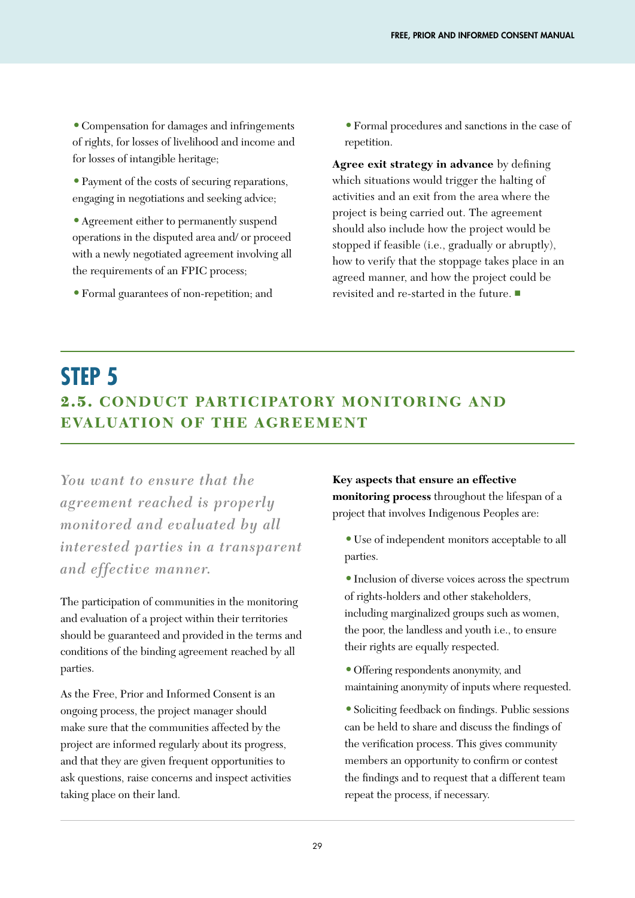- Compensation for damages and infringements of rights, for losses of livelihood and income and for losses of intangible heritage;
- Payment of the costs of securing reparations, engaging in negotiations and seeking advice;
- Agreement either to permanently suspend operations in the disputed area and/ or proceed with a newly negotiated agreement involving all the requirements of an FPIC process;
- Formal guarantees of non-repetition; and
- Formal procedures and sanctions in the case of repetition.

**Agree exit strategy in advance** by defining which situations would trigger the halting of activities and an exit from the area where the project is being carried out. The agreement should also include how the project would be stopped if feasible (i.e., gradually or abruptly), how to verify that the stoppage takes place in an agreed manner, and how the project could be revisited and re-started in the future. ■

# STEP 5

## 2.5. CONDUCT PARTICIPATORY MONITORING AND EVALUATION OF THE AGREEMENT

*You want to ensure that the agreement reached is properly monitored and evaluated by all interested parties in a transparent and effective manner.*

The participation of communities in the monitoring and evaluation of a project within their territories should be guaranteed and provided in the terms and conditions of the binding agreement reached by all parties.

As the Free, Prior and Informed Consent is an ongoing process, the project manager should make sure that the communities affected by the project are informed regularly about its progress, and that they are given frequent opportunities to ask questions, raise concerns and inspect activities taking place on their land.

**Key aspects that ensure an effective monitoring process** throughout the lifespan of a project that involves Indigenous Peoples are:

- Use of independent monitors acceptable to all parties.
- Inclusion of diverse voices across the spectrum of rights-holders and other stakeholders, including marginalized groups such as women, the poor, the landless and youth i.e., to ensure their rights are equally respected.
- Offering respondents anonymity, and maintaining anonymity of inputs where requested.
- Soliciting feedback on findings. Public sessions can be held to share and discuss the findings of the verification process. This gives community members an opportunity to confirm or contest the findings and to request that a different team repeat the process, if necessary.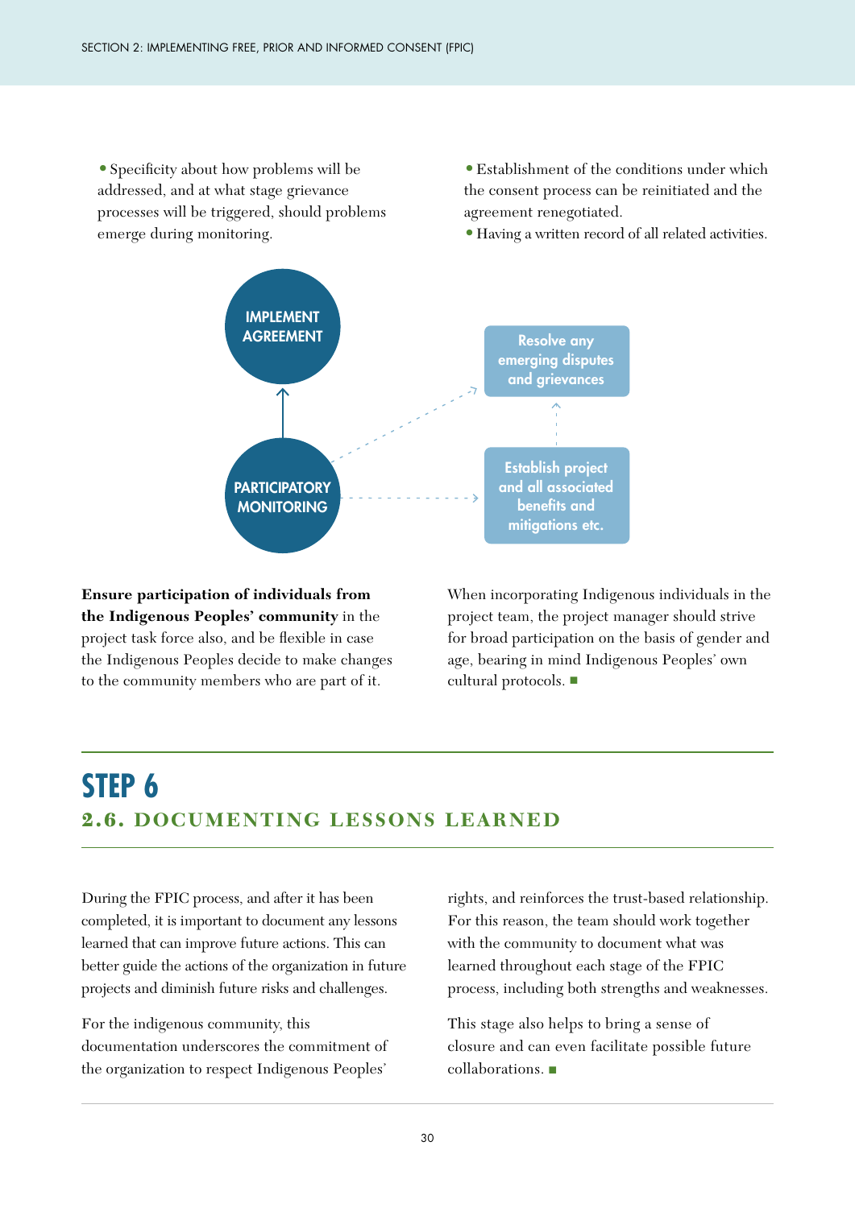- Specificity about how problems will be addressed, and at what stage grievance processes will be triggered, should problems emerge during monitoring.
- Establishment of the conditions under which the consent process can be reinitiated and the agreement renegotiated.
- Having a written record of all related activities.

IMPLEMENT AGREEMENT

PARTICIPATORY MONITORING

Resolve any emerging disputes and grievances

Establish project and all associated benefits and mitigations etc.

**Ensure participation of individuals from the Indigenous Peoples' community** in the project task force also, and be flexible in case the Indigenous Peoples decide to make changes to the community members who are part of it.

When incorporating Indigenous individuals in the project team, the project manager should strive for broad participation on the basis of gender and age, bearing in mind Indigenous Peoples' own cultural protocols. ■

# STEP 6

## 2.6. DOCUMENTING LESSONS LEARNED

During the FPIC process, and after it has been completed, it is important to document any lessons learned that can improve future actions. This can better guide the actions of the organization in future projects and diminish future risks and challenges.

For the indigenous community, this documentation underscores the commitment of the organization to respect Indigenous Peoples' rights, and reinforces the trust-based relationship. For this reason, the team should work together with the community to document what was learned throughout each stage of the FPIC process, including both strengths and weaknesses.

This stage also helps to bring a sense of closure and can even facilitate possible future collaborations. ■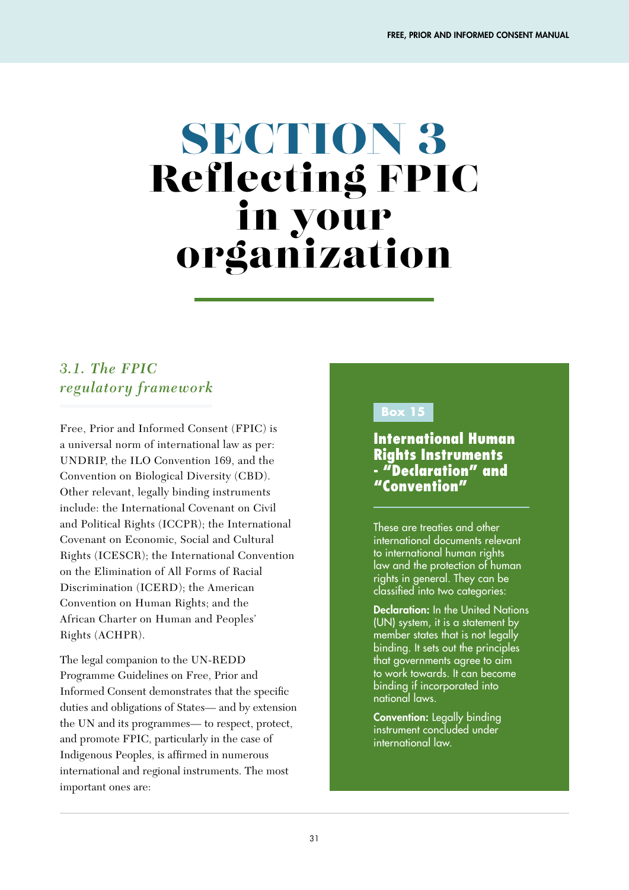# SECTION 3
# Reflecting FPIC in your organization

## *3.1. The FPIC regulatory framework*

Free, Prior and Informed Consent (FPIC) is a universal norm of international law as per: UNDRIP, the ILO Convention 169, and the Convention on Biological Diversity (CBD). Other relevant, legally binding instruments include: the International Covenant on Civil and Political Rights (ICCPR); the International Covenant on Economic, Social and Cultural Rights (ICESCR); the International Convention on the Elimination of All Forms of Racial Discrimination (ICERD); the American Convention on Human Rights; and the African Charter on Human and Peoples' Rights (ACHPR).

The legal companion to the UN-REDD Programme Guidelines on Free, Prior and Informed Consent demonstrates that the specific duties and obligations of States— and by extension the UN and its programmes— to respect, protect, and promote FPIC, particularly in the case of Indigenous Peoples, is affirmed in numerous international and regional instruments. The most important ones are:

> **Box 15**
>
> **International Human Rights Instruments - "Declaration" and "Convention"**
>
> These are treaties and other international documents relevant to international human rights law and the protection of human rights in general. They can be classified into two categories:
>
> **Declaration:** In the United Nations (UN) system, it is a statement by member states that is not legally binding. It sets out the principles that governments agree to aim to work towards. It can become binding if incorporated into national laws.
>
> **Convention:** Legally binding instrument concluded under international law.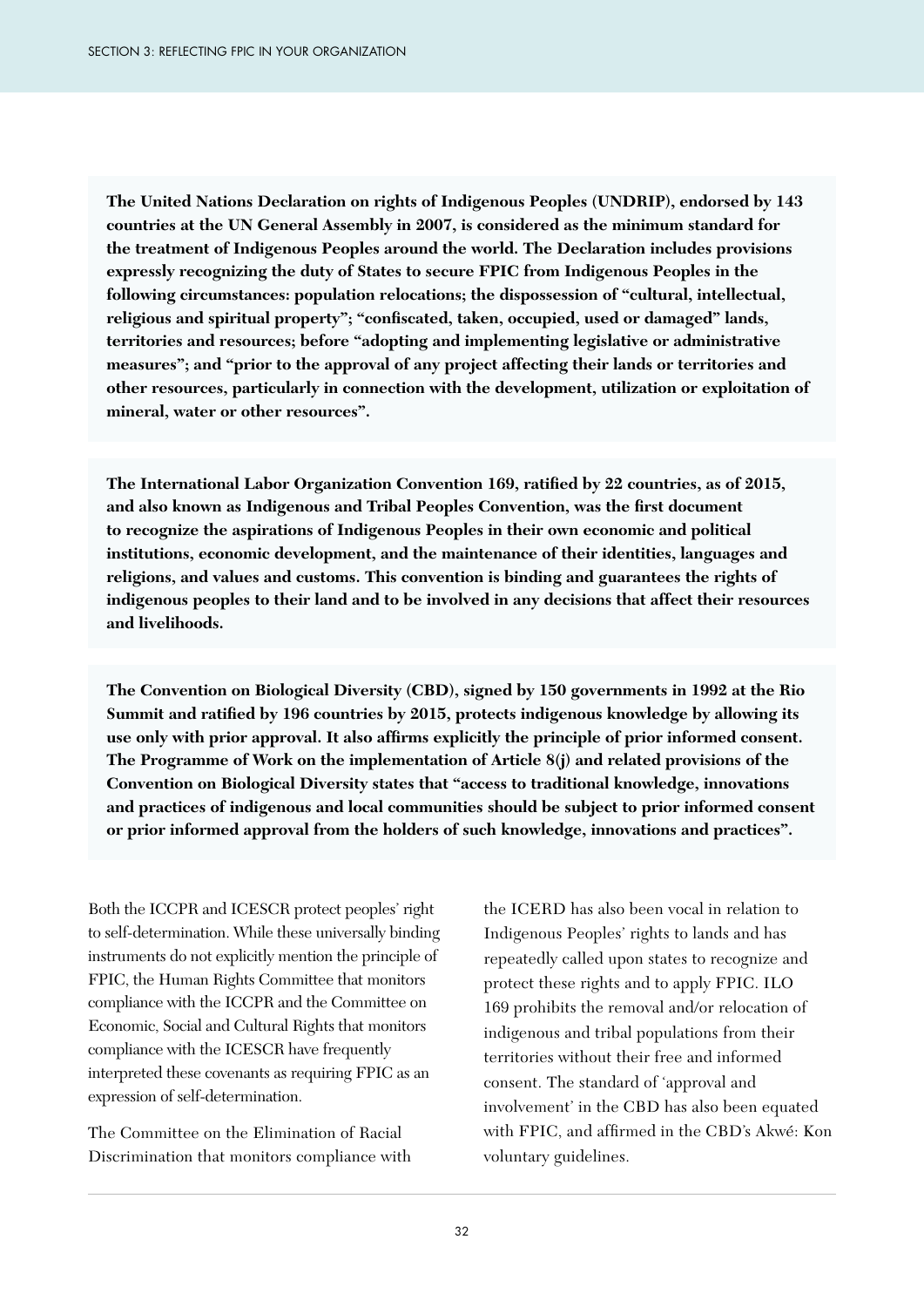**The United Nations Declaration on rights of Indigenous Peoples (UNDRIP), endorsed by 143 countries at the UN General Assembly in 2007, is considered as the minimum standard for the treatment of Indigenous Peoples around the world. The Declaration includes provisions expressly recognizing the duty of States to secure FPIC from Indigenous Peoples in the following circumstances: population relocations; the dispossession of "cultural, intellectual, religious and spiritual property"; "confiscated, taken, occupied, used or damaged" lands, territories and resources; before "adopting and implementing legislative or administrative measures"; and "prior to the approval of any project affecting their lands or territories and other resources, particularly in connection with the development, utilization or exploitation of mineral, water or other resources".**

**The International Labor Organization Convention 169, ratified by 22 countries, as of 2015, and also known as Indigenous and Tribal Peoples Convention, was the first document to recognize the aspirations of Indigenous Peoples in their own economic and political institutions, economic development, and the maintenance of their identities, languages and religions, and values and customs. This convention is binding and guarantees the rights of indigenous peoples to their land and to be involved in any decisions that affect their resources and livelihoods.**

**The Convention on Biological Diversity (CBD), signed by 150 governments in 1992 at the Rio Summit and ratified by 196 countries by 2015, protects indigenous knowledge by allowing its use only with prior approval. It also affirms explicitly the principle of prior informed consent. The Programme of Work on the implementation of Article 8(j) and related provisions of the Convention on Biological Diversity states that "access to traditional knowledge, innovations and practices of indigenous and local communities should be subject to prior informed consent or prior informed approval from the holders of such knowledge, innovations and practices".**

Both the ICCPR and ICESCR protect peoples' right to self-determination. While these universally binding instruments do not explicitly mention the principle of FPIC, the Human Rights Committee that monitors compliance with the ICCPR and the Committee on Economic, Social and Cultural Rights that monitors compliance with the ICESCR have frequently interpreted these covenants as requiring FPIC as an expression of self-determination.

The Committee on the Elimination of Racial Discrimination that monitors compliance with the ICERD has also been vocal in relation to Indigenous Peoples' rights to lands and has repeatedly called upon states to recognize and protect these rights and to apply FPIC. ILO 169 prohibits the removal and/or relocation of indigenous and tribal populations from their territories without their free and informed consent. The standard of 'approval and involvement' in the CBD has also been equated with FPIC, and affirmed in the CBD's Akwé: Kon voluntary guidelines.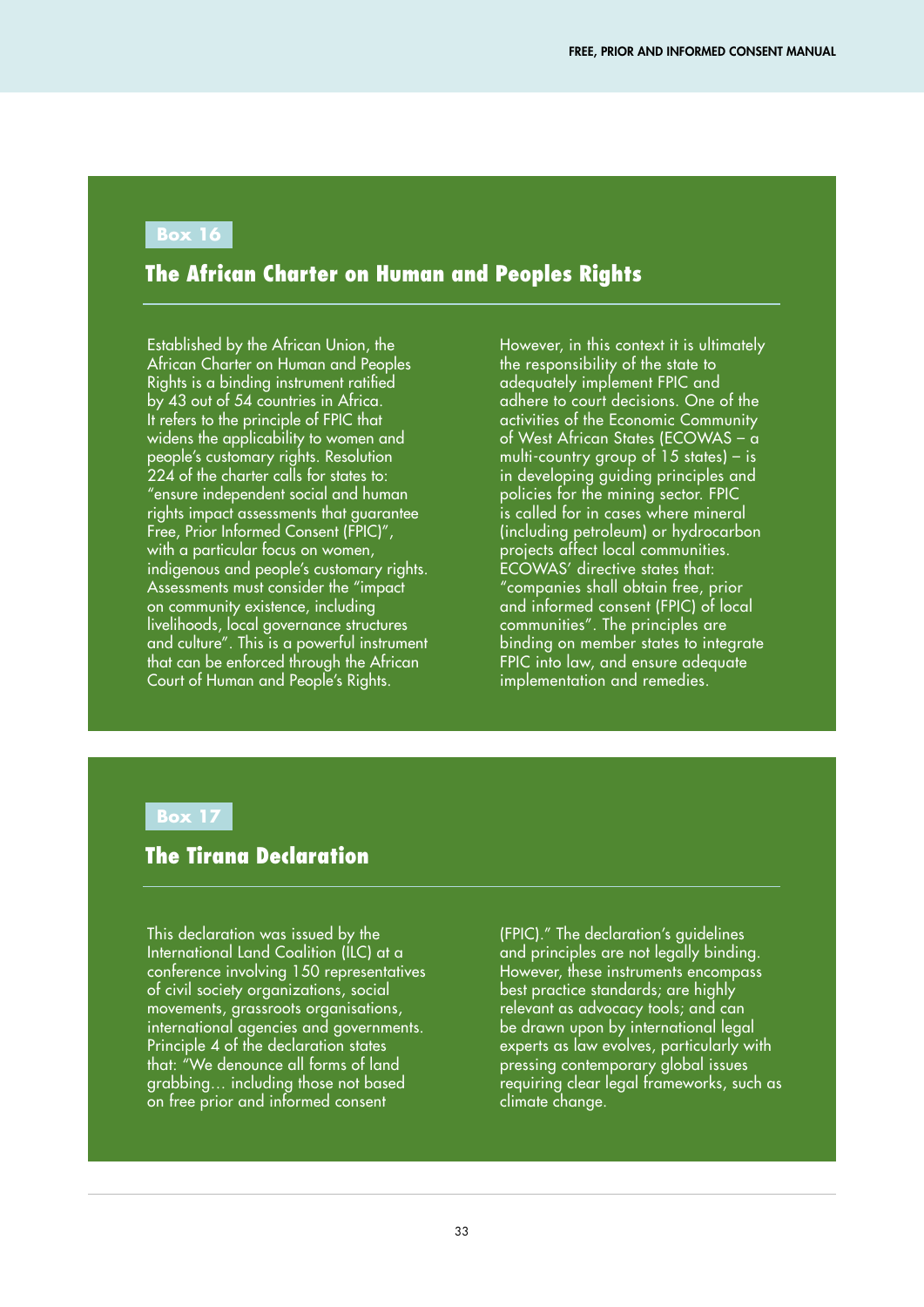**Box 16**

### The African Charter on Human and Peoples Rights

Established by the African Union, the African Charter on Human and Peoples Rights is a binding instrument ratified by 43 out of 54 countries in Africa. It refers to the principle of FPIC that widens the applicability to women and people's customary rights. Resolution 224 of the charter calls for states to: "ensure independent social and human rights impact assessments that guarantee Free, Prior Informed Consent (FPIC)", with a particular focus on women, indigenous and people's customary rights. Assessments must consider the "impact on community existence, including livelihoods, local governance structures and culture". This is a powerful instrument that can be enforced through the African Court of Human and People's Rights.

However, in this context it is ultimately the responsibility of the state to adequately implement FPIC and adhere to court decisions. One of the activities of the Economic Community of West African States (ECOWAS – a multi-country group of 15 states) – is in developing guiding principles and policies for the mining sector. FPIC is called for in cases where mineral (including petroleum) or hydrocarbon projects affect local communities. ECOWAS' directive states that: "companies shall obtain free, prior and informed consent (FPIC) of local communities". The principles are binding on member states to integrate FPIC into law, and ensure adequate implementation and remedies.

**Box 17**

### The Tirana Declaration

This declaration was issued by the International Land Coalition (ILC) at a conference involving 150 representatives of civil society organizations, social movements, grassroots organisations, international agencies and governments. Principle 4 of the declaration states that: "We denounce all forms of land grabbing… including those not based on free prior and informed consent (FPIC)." The declaration's guidelines and principles are not legally binding. However, these instruments encompass best practice standards; are highly relevant as advocacy tools; and can be drawn upon by international legal experts as law evolves, particularly with pressing contemporary global issues requiring clear legal frameworks, such as climate change.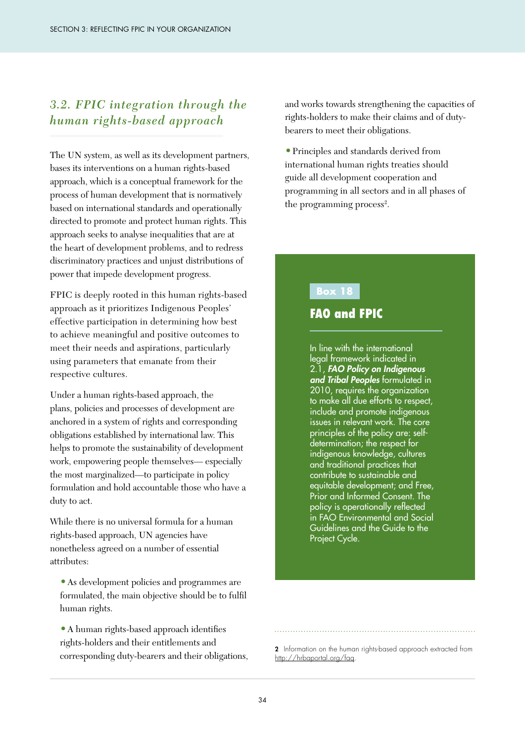## *3.2. FPIC integration through the human rights-based approach*

The UN system, as well as its development partners, bases its interventions on a human rights-based approach, which is a conceptual framework for the process of human development that is normatively based on international standards and operationally directed to promote and protect human rights. This approach seeks to analyse inequalities that are at the heart of development problems, and to redress discriminatory practices and unjust distributions of power that impede development progress.

FPIC is deeply rooted in this human rights-based approach as it prioritizes Indigenous Peoples' effective participation in determining how best to achieve meaningful and positive outcomes to meet their needs and aspirations, particularly using parameters that emanate from their respective cultures.

Under a human rights-based approach, the plans, policies and processes of development are anchored in a system of rights and corresponding obligations established by international law. This helps to promote the sustainability of development work, empowering people themselves— especially the most marginalized—to participate in policy formulation and hold accountable those who have a duty to act.

While there is no universal formula for a human rights-based approach, UN agencies have nonetheless agreed on a number of essential attributes:

- As development policies and programmes are formulated, the main objective should be to fulfil human rights.
- A human rights-based approach identifies rights-holders and their entitlements and corresponding duty-bearers and their obligations, and works towards strengthening the capacities of rights-holders to make their claims and of duty-bearers to meet their obligations.
- Principles and standards derived from international human rights treaties should guide all development cooperation and programming in all sectors and in all phases of the programming process[2].

> **Box 18**
>
> **FAO and FPIC**
>
> In line with the international legal framework indicated in 2.1, ***FAO Policy on Indigenous and Tribal Peoples*** formulated in 2010, requires the organization to make all due efforts to respect, include and promote indigenous issues in relevant work. The core principles of the policy are: self-determination; the respect for indigenous knowledge, cultures and traditional practices that contribute to sustainable and equitable development; and Free, Prior and Informed Consent. The policy is operationally reflected in FAO Environmental and Social Guidelines and the Guide to the Project Cycle.

2 Information on the human rights-based approach extracted from http://hrbaportal.org/faq.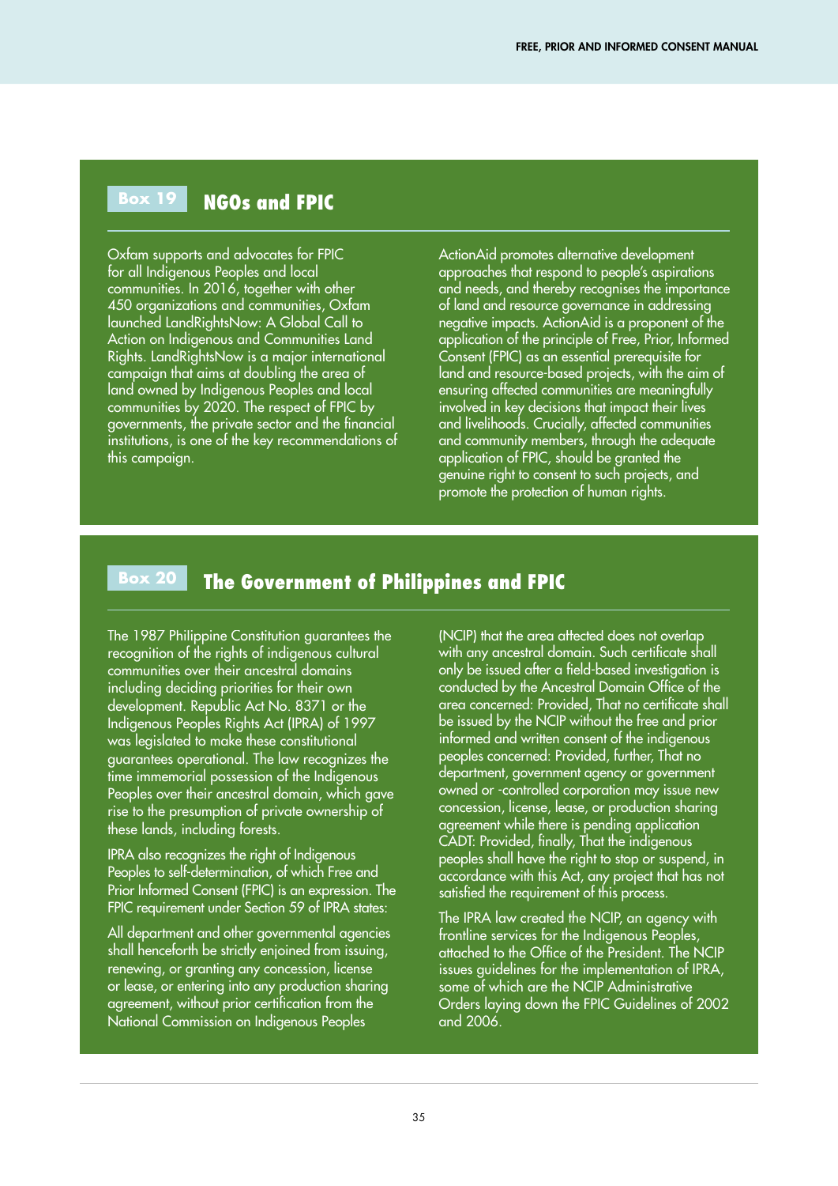## Box 19 NGOs and FPIC

Oxfam supports and advocates for FPIC for all Indigenous Peoples and local communities. In 2016, together with other 450 organizations and communities, Oxfam launched LandRightsNow: A Global Call to Action on Indigenous and Communities Land Rights. LandRightsNow is a major international campaign that aims at doubling the area of land owned by Indigenous Peoples and local communities by 2020. The respect of FPIC by governments, the private sector and the financial institutions, is one of the key recommendations of this campaign.

ActionAid promotes alternative development approaches that respond to people's aspirations and needs, and thereby recognises the importance of land and resource governance in addressing negative impacts. ActionAid is a proponent of the application of the principle of Free, Prior, Informed Consent (FPIC) as an essential prerequisite for land and resource-based projects, with the aim of ensuring affected communities are meaningfully involved in key decisions that impact their lives and livelihoods. Crucially, affected communities and community members, through the adequate application of FPIC, should be granted the genuine right to consent to such projects, and promote the protection of human rights.

## Box 20 The Government of Philippines and FPIC

The 1987 Philippine Constitution guarantees the recognition of the rights of indigenous cultural communities over their ancestral domains including deciding priorities for their own development. Republic Act No. 8371 or the Indigenous Peoples Rights Act (IPRA) of 1997 was legislated to make these constitutional guarantees operational. The law recognizes the time immemorial possession of the Indigenous Peoples over their ancestral domain, which gave rise to the presumption of private ownership of these lands, including forests.

IPRA also recognizes the right of Indigenous Peoples to self-determination, of which Free and Prior Informed Consent (FPIC) is an expression. The FPIC requirement under Section 59 of IPRA states:

All department and other governmental agencies shall henceforth be strictly enjoined from issuing, renewing, or granting any concession, license or lease, or entering into any production sharing agreement, without prior certification from the National Commission on Indigenous Peoples (NCIP) that the area affected does not overlap with any ancestral domain. Such certificate shall only be issued after a field-based investigation is conducted by the Ancestral Domain Office of the area concerned: Provided, That no certificate shall be issued by the NCIP without the free and prior informed and written consent of the indigenous peoples concerned: Provided, further, That no department, government agency or government owned or -controlled corporation may issue new concession, license, lease, or production sharing agreement while there is pending application CADT: Provided, finally, That the indigenous peoples shall have the right to stop or suspend, in accordance with this Act, any project that has not satisfied the requirement of this process.

The IPRA law created the NCIP, an agency with frontline services for the Indigenous Peoples, attached to the Office of the President. The NCIP issues guidelines for the implementation of IPRA, some of which are the NCIP Administrative Orders laying down the FPIC Guidelines of 2002 and 2006.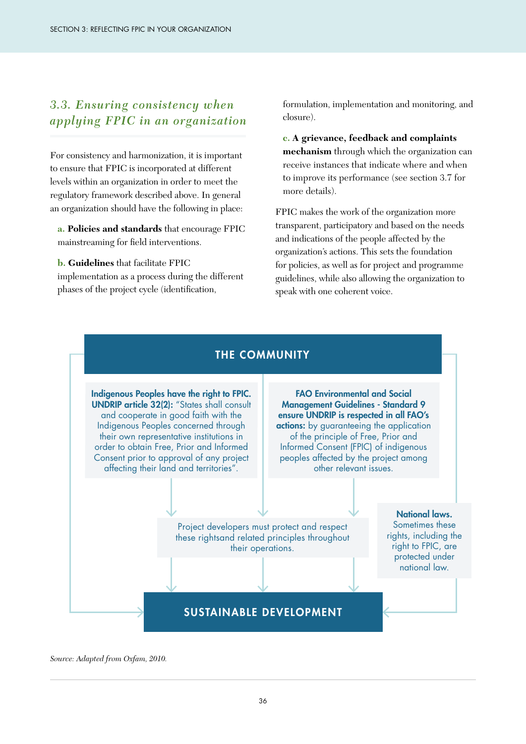### 3.3. *Ensuring consistency when applying FPIC in an organization*

For consistency and harmonization, it is important to ensure that FPIC is incorporated at different levels within an organization in order to meet the regulatory framework described above. In general an organization should have the following in place:

a. **Policies and standards** that encourage FPIC mainstreaming for field interventions.

b. **Guidelines** that facilitate FPIC implementation as a process during the different phases of the project cycle (identification, formulation, implementation and monitoring, and closure).

c. **A grievance, feedback and complaints mechanism** through which the organization can receive instances that indicate where and when to improve its performance (see section 3.7 for more details).

FPIC makes the work of the organization more transparent, participatory and based on the needs and indications of the people affected by the organization's actions. This sets the foundation for policies, as well as for project and programme guidelines, while also allowing the organization to speak with one coherent voice.

**THE COMMUNITY**

**Indigenous Peoples have the right to FPIC. UNDRIP article 32(2):** "States shall consult and cooperate in good faith with the Indigenous Peoples concerned through their own representative institutions in order to obtain Free, Prior and Informed Consent prior to approval of any project affecting their land and territories".

**FAO Environmental and Social Management Guidelines - Standard 9 ensure UNDRIP is respected in all FAO's actions:** by guaranteeing the application of the principle of Free, Prior and Informed Consent (FPIC) of indigenous peoples affected by the project among other relevant issues.

Project developers must protect and respect these rightsand related principles throughout their operations.

**National laws.** Sometimes these rights, including the right to FPIC, are protected under national law.

**SUSTAINABLE DEVELOPMENT**

*Source: Adapted from Oxfam, 2010.*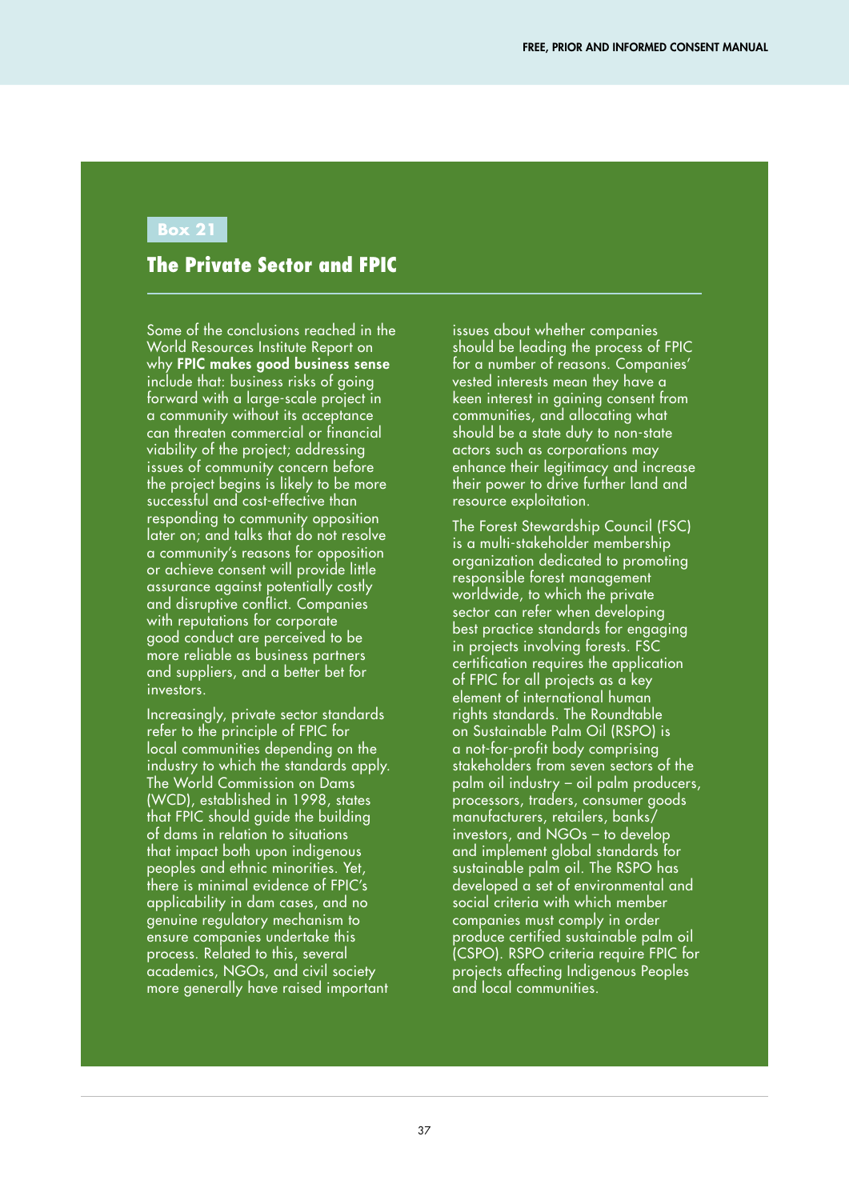Box 21

## The Private Sector and FPIC

Some of the conclusions reached in the World Resources Institute Report on why **FPIC makes good business sense** include that: business risks of going forward with a large-scale project in a community without its acceptance can threaten commercial or financial viability of the project; addressing issues of community concern before the project begins is likely to be more successful and cost-effective than responding to community opposition later on; and talks that do not resolve a community's reasons for opposition or achieve consent will provide little assurance against potentially costly and disruptive conflict. Companies with reputations for corporate good conduct are perceived to be more reliable as business partners and suppliers, and a better bet for investors.

Increasingly, private sector standards refer to the principle of FPIC for local communities depending on the industry to which the standards apply. The World Commission on Dams (WCD), established in 1998, states that FPIC should guide the building of dams in relation to situations that impact both upon indigenous peoples and ethnic minorities. Yet, there is minimal evidence of FPIC's applicability in dam cases, and no genuine regulatory mechanism to ensure companies undertake this process. Related to this, several academics, NGOs, and civil society more generally have raised important issues about whether companies should be leading the process of FPIC for a number of reasons. Companies' vested interests mean they have a keen interest in gaining consent from communities, and allocating what should be a state duty to non-state actors such as corporations may enhance their legitimacy and increase their power to drive further land and resource exploitation.

The Forest Stewardship Council (FSC) is a multi-stakeholder membership organization dedicated to promoting responsible forest management worldwide, to which the private sector can refer when developing best practice standards for engaging in projects involving forests. FSC certification requires the application of FPIC for all projects as a key element of international human rights standards. The Roundtable on Sustainable Palm Oil (RSPO) is a not-for-profit body comprising stakeholders from seven sectors of the palm oil industry – oil palm producers, processors, traders, consumer goods manufacturers, retailers, banks/investors, and NGOs – to develop and implement global standards for sustainable palm oil. The RSPO has developed a set of environmental and social criteria with which member companies must comply in order produce certified sustainable palm oil (CSPO). RSPO criteria require FPIC for projects affecting Indigenous Peoples and local communities.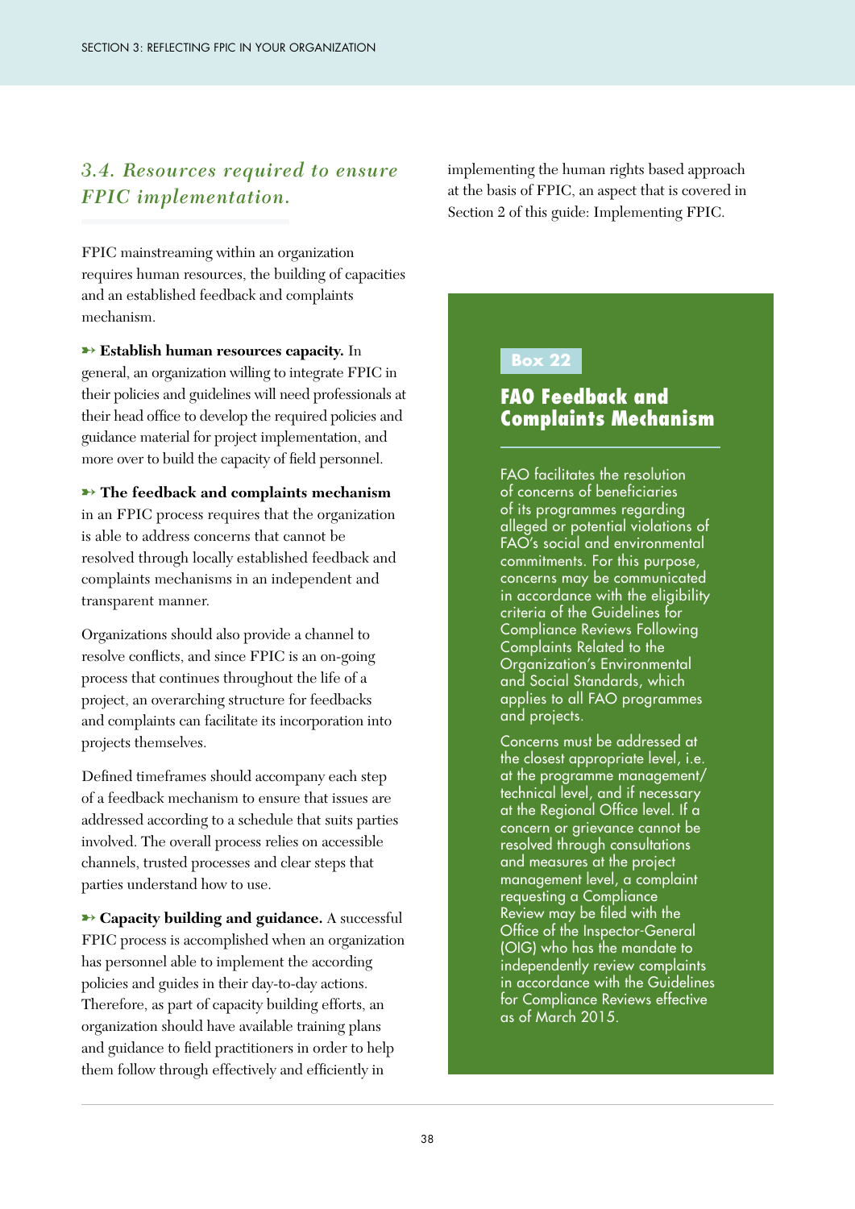### *3.4. Resources required to ensure FPIC implementation.*

FPIC mainstreaming within an organization requires human resources, the building of capacities and an established feedback and complaints mechanism.

➳ **Establish human resources capacity.** In general, an organization willing to integrate FPIC in their policies and guidelines will need professionals at their head office to develop the required policies and guidance material for project implementation, and more over to build the capacity of field personnel.

➳ **The feedback and complaints mechanism** in an FPIC process requires that the organization is able to address concerns that cannot be resolved through locally established feedback and complaints mechanisms in an independent and transparent manner.

Organizations should also provide a channel to resolve conflicts, and since FPIC is an on-going process that continues throughout the life of a project, an overarching structure for feedbacks and complaints can facilitate its incorporation into projects themselves.

Defined timeframes should accompany each step of a feedback mechanism to ensure that issues are addressed according to a schedule that suits parties involved. The overall process relies on accessible channels, trusted processes and clear steps that parties understand how to use.

➳ **Capacity building and guidance.** A successful FPIC process is accomplished when an organization has personnel able to implement the according policies and guides in their day-to-day actions. Therefore, as part of capacity building efforts, an organization should have available training plans and guidance to field practitioners in order to help them follow through effectively and efficiently in implementing the human rights based approach at the basis of FPIC, an aspect that is covered in Section 2 of this guide: Implementing FPIC.

**Box 22**

**FAO Feedback and Complaints Mechanism**

FAO facilitates the resolution of concerns of beneficiaries of its programmes regarding alleged or potential violations of FAO's social and environmental commitments. For this purpose, concerns may be communicated in accordance with the eligibility criteria of the Guidelines for Compliance Reviews Following Complaints Related to the Organization's Environmental and Social Standards, which applies to all FAO programmes and projects.

Concerns must be addressed at the closest appropriate level, i.e. at the programme management/ technical level, and if necessary at the Regional Office level. If a concern or grievance cannot be resolved through consultations and measures at the project management level, a complaint requesting a Compliance Review may be filed with the Office of the Inspector-General (OIG) who has the mandate to independently review complaints in accordance with the Guidelines for Compliance Reviews effective as of March 2015.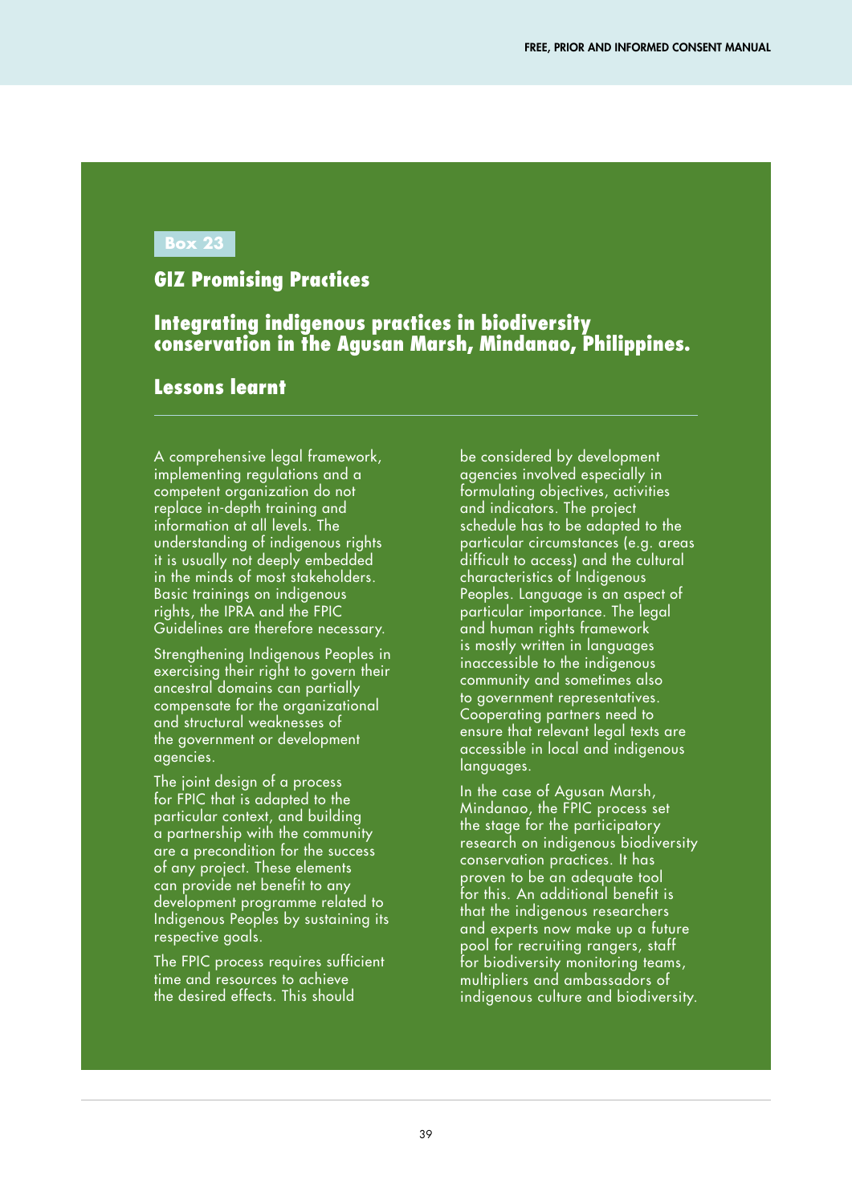**Box 23**

## GIZ Promising Practices

### Integrating indigenous practices in biodiversity conservation in the Agusan Marsh, Mindanao, Philippines.

### Lessons learnt

A comprehensive legal framework, implementing regulations and a competent organization do not replace in-depth training and information at all levels. The understanding of indigenous rights it is usually not deeply embedded in the minds of most stakeholders. Basic trainings on indigenous rights, the IPRA and the FPIC Guidelines are therefore necessary.

Strengthening Indigenous Peoples in exercising their right to govern their ancestral domains can partially compensate for the organizational and structural weaknesses of the government or development agencies.

The joint design of a process for FPIC that is adapted to the particular context, and building a partnership with the community are a precondition for the success of any project. These elements can provide net benefit to any development programme related to Indigenous Peoples by sustaining its respective goals.

The FPIC process requires sufficient time and resources to achieve the desired effects. This should be considered by development agencies involved especially in formulating objectives, activities and indicators. The project schedule has to be adapted to the particular circumstances (e.g. areas difficult to access) and the cultural characteristics of Indigenous Peoples. Language is an aspect of particular importance. The legal and human rights framework is mostly written in languages inaccessible to the indigenous community and sometimes also to government representatives. Cooperating partners need to ensure that relevant legal texts are accessible in local and indigenous languages.

In the case of Agusan Marsh, Mindanao, the FPIC process set the stage for the participatory research on indigenous biodiversity conservation practices. It has proven to be an adequate tool for this. An additional benefit is that the indigenous researchers and experts now make up a future pool for recruiting rangers, staff for biodiversity monitoring teams, multipliers and ambassadors of indigenous culture and biodiversity.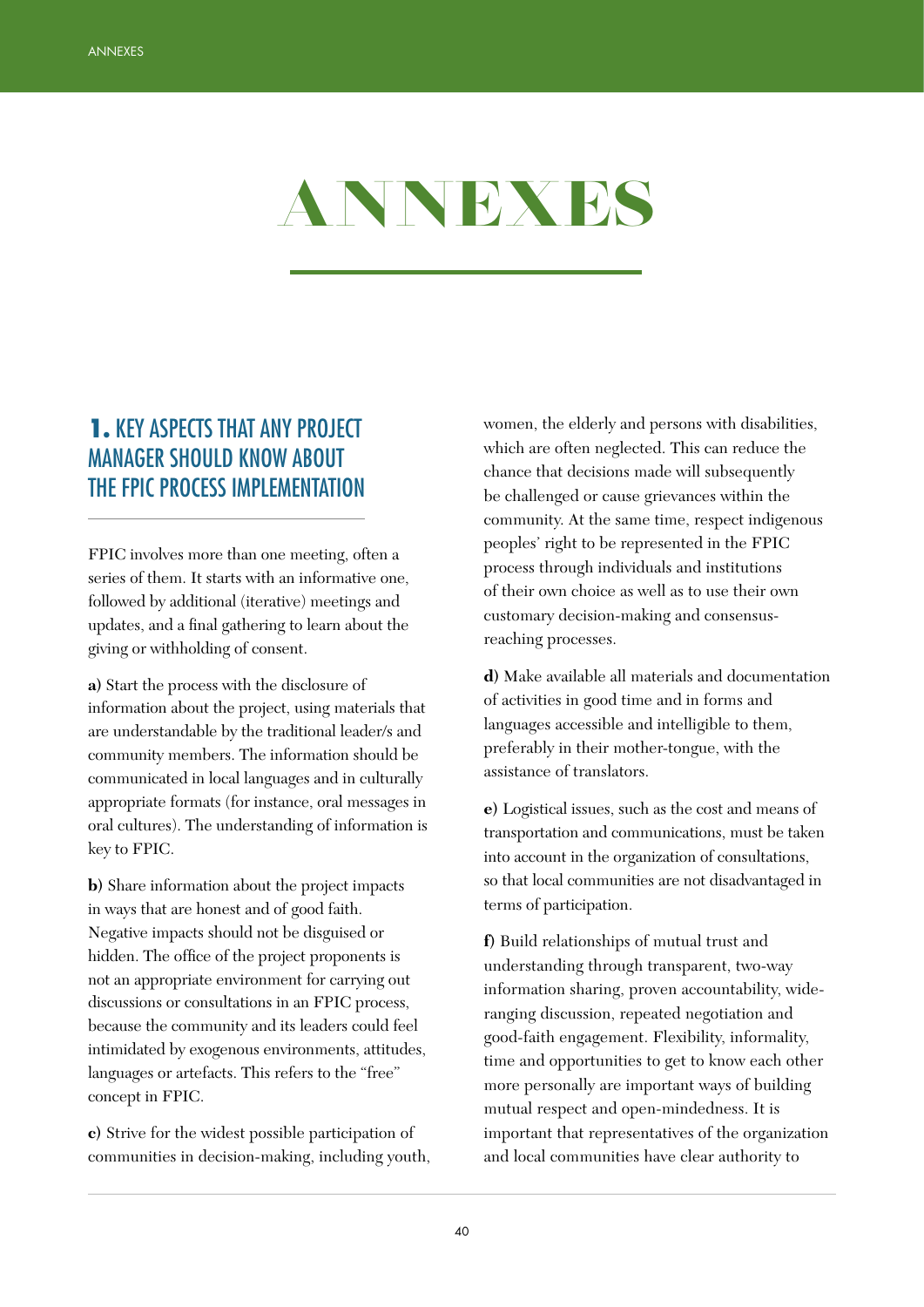# ANNEXES

## 1. KEY ASPECTS THAT ANY PROJECT MANAGER SHOULD KNOW ABOUT THE FPIC PROCESS IMPLEMENTATION

FPIC involves more than one meeting, often a series of them. It starts with an informative one, followed by additional (iterative) meetings and updates, and a final gathering to learn about the giving or withholding of consent.

**a)** Start the process with the disclosure of information about the project, using materials that are understandable by the traditional leader/s and community members. The information should be communicated in local languages and in culturally appropriate formats (for instance, oral messages in oral cultures). The understanding of information is key to FPIC.

**b)** Share information about the project impacts in ways that are honest and of good faith. Negative impacts should not be disguised or hidden. The office of the project proponents is not an appropriate environment for carrying out discussions or consultations in an FPIC process, because the community and its leaders could feel intimidated by exogenous environments, attitudes, languages or artefacts. This refers to the "free" concept in FPIC.

**c)** Strive for the widest possible participation of communities in decision-making, including youth, women, the elderly and persons with disabilities, which are often neglected. This can reduce the chance that decisions made will subsequently be challenged or cause grievances within the community. At the same time, respect indigenous peoples' right to be represented in the FPIC process through individuals and institutions of their own choice as well as to use their own customary decision-making and consensus-reaching processes.

**d)** Make available all materials and documentation of activities in good time and in forms and languages accessible and intelligible to them, preferably in their mother-tongue, with the assistance of translators.

**e)** Logistical issues, such as the cost and means of transportation and communications, must be taken into account in the organization of consultations, so that local communities are not disadvantaged in terms of participation.

**f)** Build relationships of mutual trust and understanding through transparent, two-way information sharing, proven accountability, wide-ranging discussion, repeated negotiation and good-faith engagement. Flexibility, informality, time and opportunities to get to know each other more personally are important ways of building mutual respect and open-mindedness. It is important that representatives of the organization and local communities have clear authority to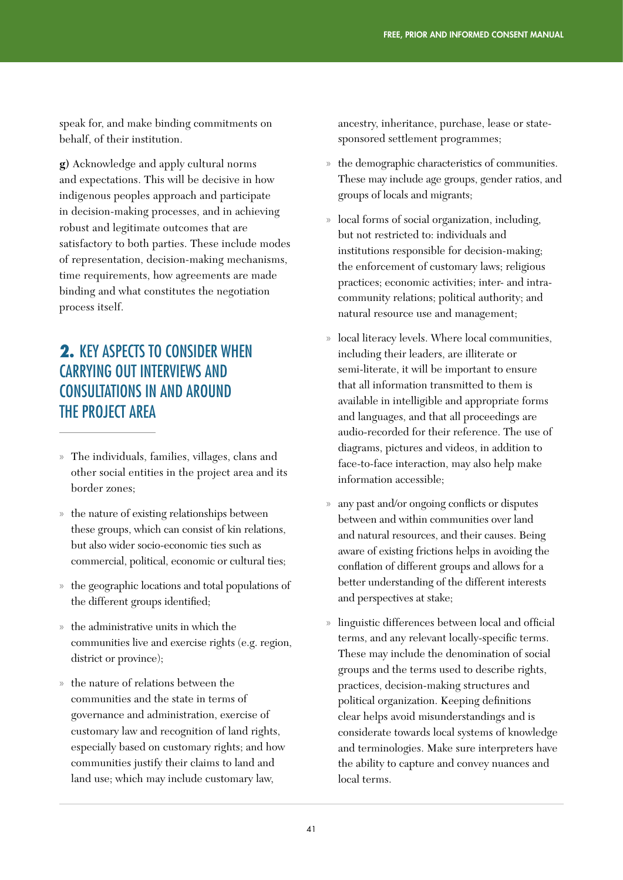speak for, and make binding commitments on behalf, of their institution.

**g)** Acknowledge and apply cultural norms and expectations. This will be decisive in how indigenous peoples approach and participate in decision-making processes, and in achieving robust and legitimate outcomes that are satisfactory to both parties. These include modes of representation, decision-making mechanisms, time requirements, how agreements are made binding and what constitutes the negotiation process itself.

## 2. KEY ASPECTS TO CONSIDER WHEN CARRYING OUT INTERVIEWS AND CONSULTATIONS IN AND AROUND THE PROJECT AREA

- The individuals, families, villages, clans and other social entities in the project area and its border zones;
- the nature of existing relationships between these groups, which can consist of kin relations, but also wider socio-economic ties such as commercial, political, economic or cultural ties;
- the geographic locations and total populations of the different groups identified;
- the administrative units in which the communities live and exercise rights (e.g. region, district or province);
- the nature of relations between the communities and the state in terms of governance and administration, exercise of customary law and recognition of land rights, especially based on customary rights; and how communities justify their claims to land and land use; which may include customary law, ancestry, inheritance, purchase, lease or state-sponsored settlement programmes;
- the demographic characteristics of communities. These may include age groups, gender ratios, and groups of locals and migrants;
- local forms of social organization, including, but not restricted to: individuals and institutions responsible for decision-making; the enforcement of customary laws; religious practices; economic activities; inter- and intra-community relations; political authority; and natural resource use and management;
- local literacy levels. Where local communities, including their leaders, are illiterate or semi-literate, it will be important to ensure that all information transmitted to them is available in intelligible and appropriate forms and languages, and that all proceedings are audio-recorded for their reference. The use of diagrams, pictures and videos, in addition to face-to-face interaction, may also help make information accessible;
- any past and/or ongoing conflicts or disputes between and within communities over land and natural resources, and their causes. Being aware of existing frictions helps in avoiding the conflation of different groups and allows for a better understanding of the different interests and perspectives at stake;
- linguistic differences between local and official terms, and any relevant locally-specific terms. These may include the denomination of social groups and the terms used to describe rights, practices, decision-making structures and political organization. Keeping definitions clear helps avoid misunderstandings and is considerate towards local systems of knowledge and terminologies. Make sure interpreters have the ability to capture and convey nuances and local terms.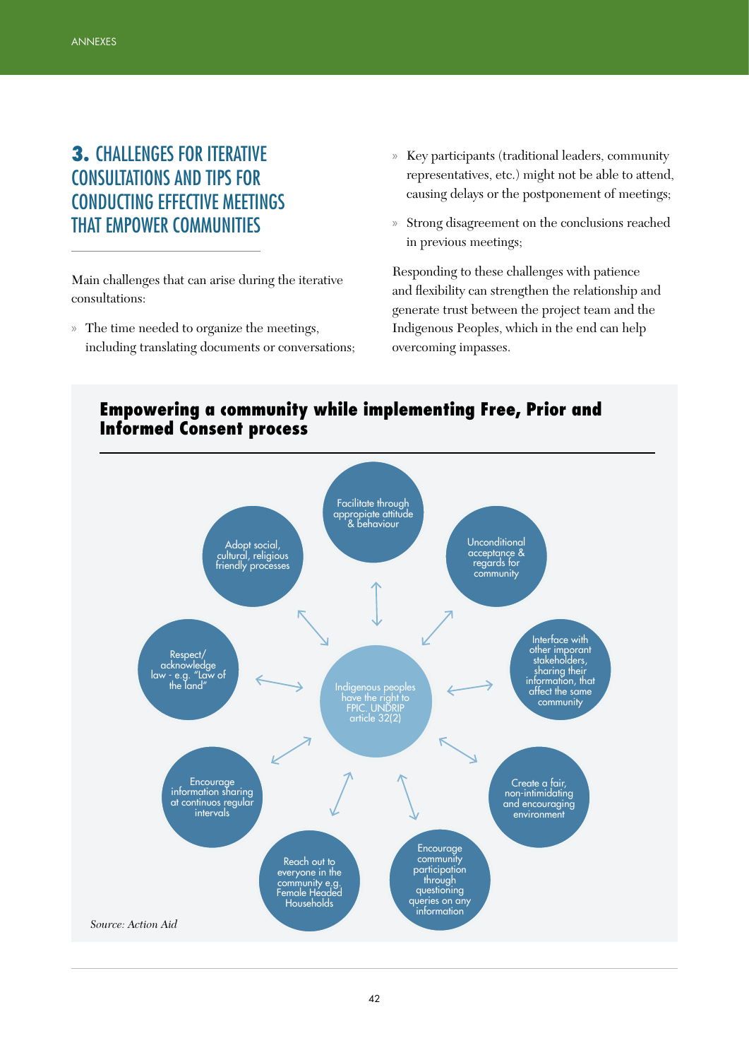## 3. CHALLENGES FOR ITERATIVE CONSULTATIONS AND TIPS FOR CONDUCTING EFFECTIVE MEETINGS THAT EMPOWER COMMUNITIES

Main challenges that can arise during the iterative consultations:

- The time needed to organize the meetings, including translating documents or conversations;
- Key participants (traditional leaders, community representatives, etc.) might not be able to attend, causing delays or the postponement of meetings;
- Strong disagreement on the conclusions reached in previous meetings;

Responding to these challenges with patience and flexibility can strengthen the relationship and generate trust between the project team and the Indigenous Peoples, which in the end can help overcoming impasses.

### Empowering a community while implementing Free, Prior and Informed Consent process

Indigenous peoples have the right to FPIC. UNDRIP article 32(2)

- Facilitate through appropriate attitude & behaviour
- Unconditional acceptance & regards for community
- Interface with other imporant stakeholders, sharing their information, that affect the same community
- Create a fair, non-intimidating and encouraging environment
- Encourage community participation through questioning queries on any information
- Reach out to everyone in the community e.g. Female Headed Households
- Encourage information sharing at continuos regular intervals
- Respect/ acknowledge law - e.g. "Law of the land"
- Adopt social, cultural, religious friendly processes

*Source: Action Aid*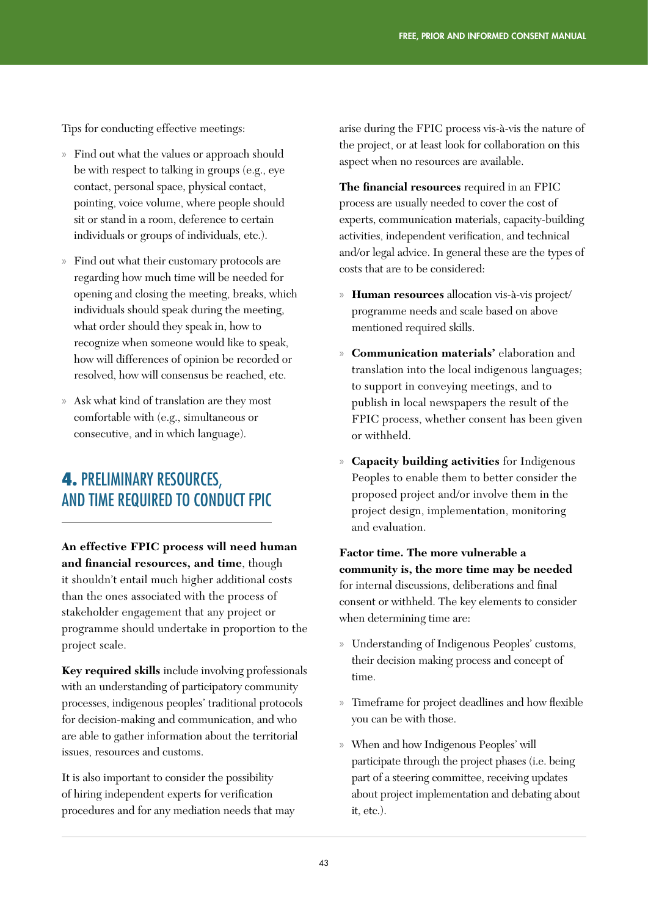Tips for conducting effective meetings:

- Find out what the values or approach should be with respect to talking in groups (e.g., eye contact, personal space, physical contact, pointing, voice volume, where people should sit or stand in a room, deference to certain individuals or groups of individuals, etc.).
- Find out what their customary protocols are regarding how much time will be needed for opening and closing the meeting, breaks, which individuals should speak during the meeting, what order should they speak in, how to recognize when someone would like to speak, how will differences of opinion be recorded or resolved, how will consensus be reached, etc.
- Ask what kind of translation are they most comfortable with (e.g., simultaneous or consecutive, and in which language).

## 4. PRELIMINARY RESOURCES, AND TIME REQUIRED TO CONDUCT FPIC

**An effective FPIC process will need human and financial resources, and time**, though it shouldn't entail much higher additional costs than the ones associated with the process of stakeholder engagement that any project or programme should undertake in proportion to the project scale.

**Key required skills** include involving professionals with an understanding of participatory community processes, indigenous peoples' traditional protocols for decision-making and communication, and who are able to gather information about the territorial issues, resources and customs.

It is also important to consider the possibility of hiring independent experts for verification procedures and for any mediation needs that may arise during the FPIC process vis-à-vis the nature of the project, or at least look for collaboration on this aspect when no resources are available.

**The financial resources** required in an FPIC process are usually needed to cover the cost of experts, communication materials, capacity-building activities, independent verification, and technical and/or legal advice. In general these are the types of costs that are to be considered:

- **Human resources** allocation vis-à-vis project/programme needs and scale based on above mentioned required skills.
- **Communication materials'** elaboration and translation into the local indigenous languages; to support in conveying meetings, and to publish in local newspapers the result of the FPIC process, whether consent has been given or withheld.
- **Capacity building activities** for Indigenous Peoples to enable them to better consider the proposed project and/or involve them in the project design, implementation, monitoring and evaluation.

**Factor time. The more vulnerable a community is, the more time may be needed** for internal discussions, deliberations and final consent or withheld. The key elements to consider when determining time are:

- Understanding of Indigenous Peoples' customs, their decision making process and concept of time.
- Timeframe for project deadlines and how flexible you can be with those.
- When and how Indigenous Peoples' will participate through the project phases (i.e. being part of a steering committee, receiving updates about project implementation and debating about it, etc.).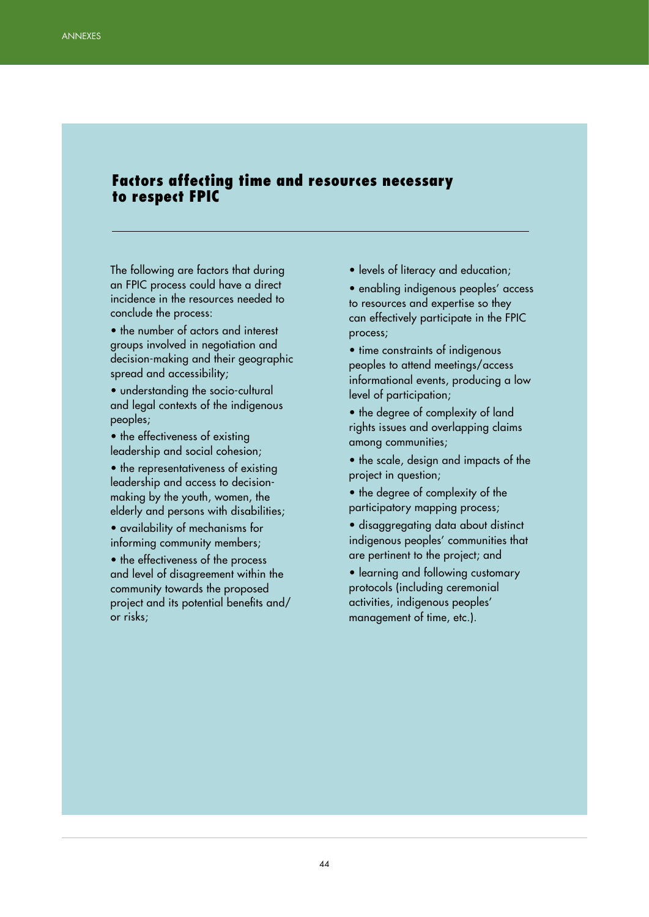## Factors affecting time and resources necessary to respect FPIC

The following are factors that during an FPIC process could have a direct incidence in the resources needed to conclude the process:

- the number of actors and interest groups involved in negotiation and decision-making and their geographic spread and accessibility;
- understanding the socio-cultural and legal contexts of the indigenous peoples;
- the effectiveness of existing leadership and social cohesion;
- the representativeness of existing leadership and access to decision-making by the youth, women, the elderly and persons with disabilities;
- availability of mechanisms for informing community members;
- the effectiveness of the process and level of disagreement within the community towards the proposed project and its potential benefits and/or risks;
- levels of literacy and education;
- enabling indigenous peoples' access to resources and expertise so they can effectively participate in the FPIC process;
- time constraints of indigenous peoples to attend meetings/access informational events, producing a low level of participation;
- the degree of complexity of land rights issues and overlapping claims among communities;
- the scale, design and impacts of the project in question;
- the degree of complexity of the participatory mapping process;
- disaggregating data about distinct indigenous peoples' communities that are pertinent to the project; and
- learning and following customary protocols (including ceremonial activities, indigenous peoples' management of time, etc.).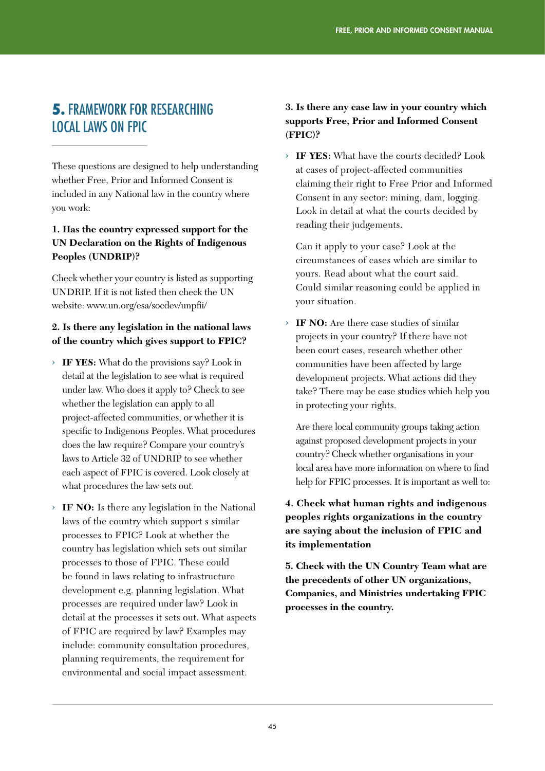## 5. FRAMEWORK FOR RESEARCHING LOCAL LAWS ON FPIC

These questions are designed to help understanding whether Free, Prior and Informed Consent is included in any National law in the country where you work:

**1. Has the country expressed support for the UN Declaration on the Rights of Indigenous Peoples (UNDRIP)?**

Check whether your country is listed as supporting UNDRIP. If it is not listed then check the UN website: www.un.org/esa/socdev/unpfii/

**2. Is there any legislation in the national laws of the country which gives support to FPIC?**

- **IF YES:** What do the provisions say? Look in detail at the legislation to see what is required under law. Who does it apply to? Check to see whether the legislation can apply to all project-affected communities, or whether it is specific to Indigenous Peoples. What procedures does the law require? Compare your country's laws to Article 32 of UNDRIP to see whether each aspect of FPIC is covered. Look closely at what procedures the law sets out.
- **IF NO:** Is there any legislation in the National laws of the country which support s similar processes to FPIC? Look at whether the country has legislation which sets out similar processes to those of FPIC. These could be found in laws relating to infrastructure development e.g. planning legislation. What processes are required under law? Look in detail at the processes it sets out. What aspects of FPIC are required by law? Examples may include: community consultation procedures, planning requirements, the requirement for environmental and social impact assessment.

**3. Is there any case law in your country which supports Free, Prior and Informed Consent (FPIC)?**

- **IF YES:** What have the courts decided? Look at cases of project-affected communities claiming their right to Free Prior and Informed Consent in any sector: mining, dam, logging. Look in detail at what the courts decided by reading their judgements.

  Can it apply to your case? Look at the circumstances of cases which are similar to yours. Read about what the court said. Could similar reasoning could be applied in your situation.

- **IF NO:** Are there case studies of similar projects in your country? If there have not been court cases, research whether other communities have been affected by large development projects. What actions did they take? There may be case studies which help you in protecting your rights.

  Are there local community groups taking action against proposed development projects in your country? Check whether organisations in your local area have more information on where to find help for FPIC processes. It is important as well to:

**4. Check what human rights and indigenous peoples rights organizations in the country are saying about the inclusion of FPIC and its implementation**

**5. Check with the UN Country Team what are the precedents of other UN organizations, Companies, and Ministries undertaking FPIC processes in the country.**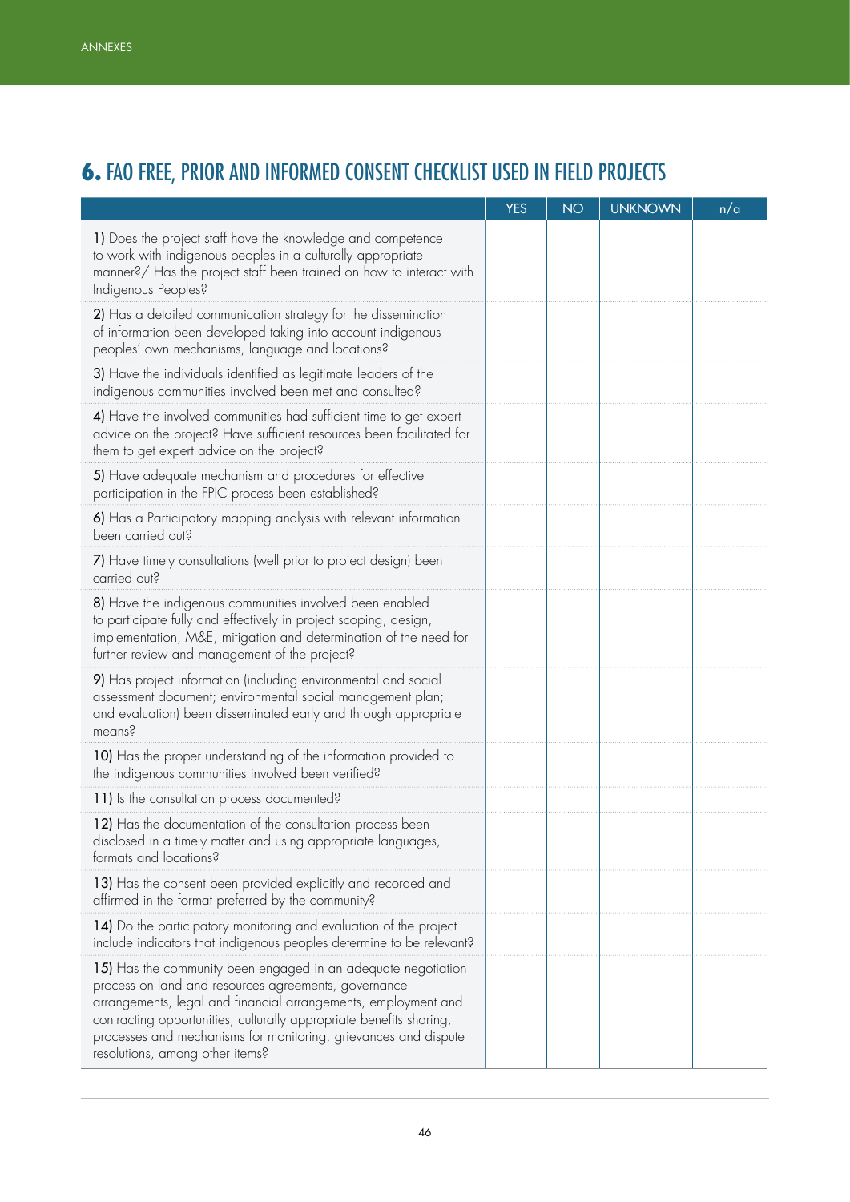## 6. FAO FREE, PRIOR AND INFORMED CONSENT CHECKLIST USED IN FIELD PROJECTS

| | YES | NO | UNKNOWN | n/a |
|---|---|---|---|---|
| **1)** Does the project staff have the knowledge and competence to work with indigenous peoples in a culturally appropriate manner?/ Has the project staff been trained on how to interact with Indigenous Peoples? | | | | |
| **2)** Has a detailed communication strategy for the dissemination of information been developed taking into account indigenous peoples' own mechanisms, language and locations? | | | | |
| **3)** Have the individuals identified as legitimate leaders of the indigenous communities involved been met and consulted? | | | | |
| **4)** Have the involved communities had sufficient time to get expert advice on the project? Have sufficient resources been facilitated for them to get expert advice on the project? | | | | |
| **5)** Have adequate mechanism and procedures for effective participation in the FPIC process been established? | | | | |
| **6)** Has a Participatory mapping analysis with relevant information been carried out? | | | | |
| **7)** Have timely consultations (well prior to project design) been carried out? | | | | |
| **8)** Have the indigenous communities involved been enabled to participate fully and effectively in project scoping, design, implementation, M&E, mitigation and determination of the need for further review and management of the project? | | | | |
| **9)** Has project information (including environmental and social assessment document; environmental social management plan; and evaluation) been disseminated early and through appropriate means? | | | | |
| **10)** Has the proper understanding of the information provided to the indigenous communities involved been verified? | | | | |
| **11)** Is the consultation process documented? | | | | |
| **12)** Has the documentation of the consultation process been disclosed in a timely matter and using appropriate languages, formats and locations? | | | | |
| **13)** Has the consent been provided explicitly and recorded and affirmed in the format preferred by the community? | | | | |
| **14)** Do the participatory monitoring and evaluation of the project include indicators that indigenous peoples determine to be relevant? | | | | |
| **15)** Has the community been engaged in an adequate negotiation process on land and resources agreements, governance arrangements, legal and financial arrangements, employment and contracting opportunities, culturally appropriate benefits sharing, processes and mechanisms for monitoring, grievances and dispute resolutions, among other items? | | | | |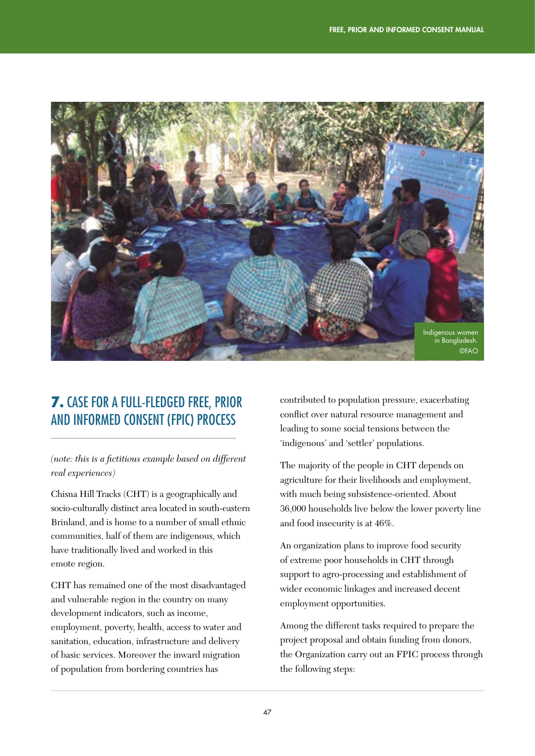Indigenous women in Bangladesh. ©FAO

## 7. CASE FOR A FULL-FLEDGED FREE, PRIOR AND INFORMED CONSENT (FPIC) PROCESS

*(note: this is a fictitious example based on different real experiences)*

Chisna Hill Tracks (CHT) is a geographically and socio-culturally distinct area located in south-eastern Brinland, and is home to a number of small ethnic communities, half of them are indigenous, which have traditionally lived and worked in this emote region.

CHT has remained one of the most disadvantaged and vulnerable region in the country on many development indicators, such as income, employment, poverty, health, access to water and sanitation, education, infrastructure and delivery of basic services. Moreover the inward migration of population from bordering countries has contributed to population pressure, exacerbating conflict over natural resource management and leading to some social tensions between the 'indigenous' and 'settler' populations.

The majority of the people in CHT depends on agriculture for their livelihoods and employment, with much being subsistence-oriented. About 36,000 households live below the lower poverty line and food insecurity is at 46%.

An organization plans to improve food security of extreme poor households in CHT through support to agro-processing and establishment of wider economic linkages and increased decent employment opportunities.

Among the different tasks required to prepare the project proposal and obtain funding from donors, the Organization carry out an FPIC process through the following steps: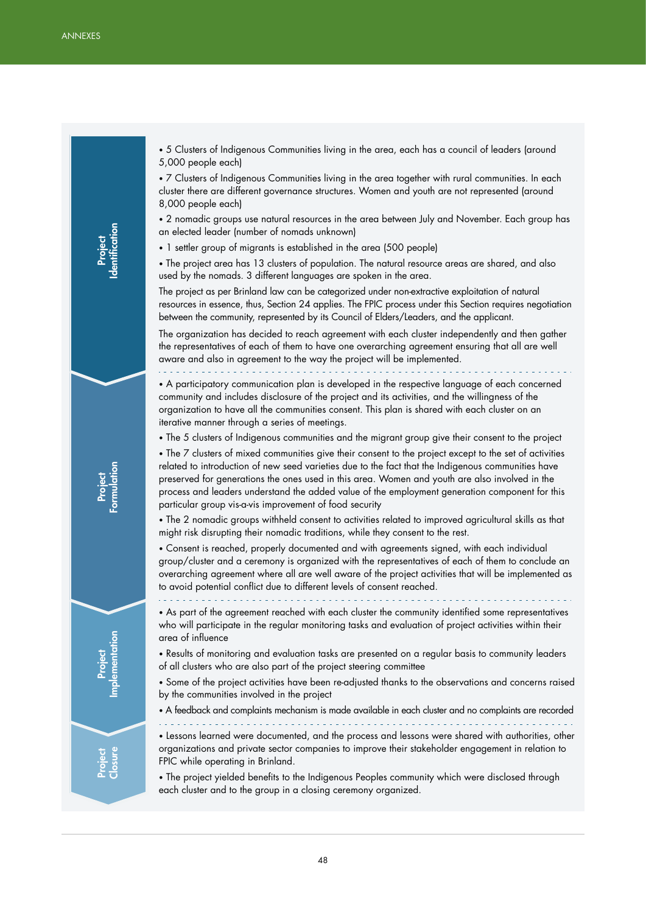### Project Identification

- 5 Clusters of Indigenous Communities living in the area, each has a council of leaders (around 5,000 people each)
- 7 Clusters of Indigenous Communities living in the area together with rural communities. In each cluster there are different governance structures. Women and youth are not represented (around 8,000 people each)
- 2 nomadic groups use natural resources in the area between July and November. Each group has an elected leader (number of nomads unknown)
- 1 settler group of migrants is established in the area (500 people)
- The project area has 13 clusters of population. The natural resource areas are shared, and also used by the nomads. 3 different languages are spoken in the area.

The project as per Brinland law can be categorized under non-extractive exploitation of natural resources in essence, thus, Section 24 applies. The FPIC process under this Section requires negotiation between the community, represented by its Council of Elders/Leaders, and the applicant.

The organization has decided to reach agreement with each cluster independently and then gather the representatives of each of them to have one overarching agreement ensuring that all are well aware and also in agreement to the way the project will be implemented.

### Project Formulation

- A participatory communication plan is developed in the respective language of each concerned community and includes disclosure of the project and its activities, and the willingness of the organization to have all the communities consent. This plan is shared with each cluster on an iterative manner through a series of meetings.
- The 5 clusters of Indigenous communities and the migrant group give their consent to the project
- The 7 clusters of mixed communities give their consent to the project except to the set of activities related to introduction of new seed varieties due to the fact that the Indigenous communities have preserved for generations the ones used in this area. Women and youth are also involved in the process and leaders understand the added value of the employment generation component for this particular group vis-a-vis improvement of food security
- The 2 nomadic groups withheld consent to activities related to improved agricultural skills as that might risk disrupting their nomadic traditions, while they consent to the rest.
- Consent is reached, properly documented and with agreements signed, with each individual group/cluster and a ceremony is organized with the representatives of each of them to conclude an overarching agreement where all are well aware of the project activities that will be implemented as to avoid potential conflict due to different levels of consent reached.

### Project Implementation

- As part of the agreement reached with each cluster the community identified some representatives who will participate in the regular monitoring tasks and evaluation of project activities within their area of influence
- Results of monitoring and evaluation tasks are presented on a regular basis to community leaders of all clusters who are also part of the project steering committee
- Some of the project activities have been re-adjusted thanks to the observations and concerns raised by the communities involved in the project
- A feedback and complaints mechanism is made available in each cluster and no complaints are recorded

### Project Closure

- Lessons learned were documented, and the process and lessons were shared with authorities, other organizations and private sector companies to improve their stakeholder engagement in relation to FPIC while operating in Brinland.
- The project yielded benefits to the Indigenous Peoples community which were disclosed through each cluster and to the group in a closing ceremony organized.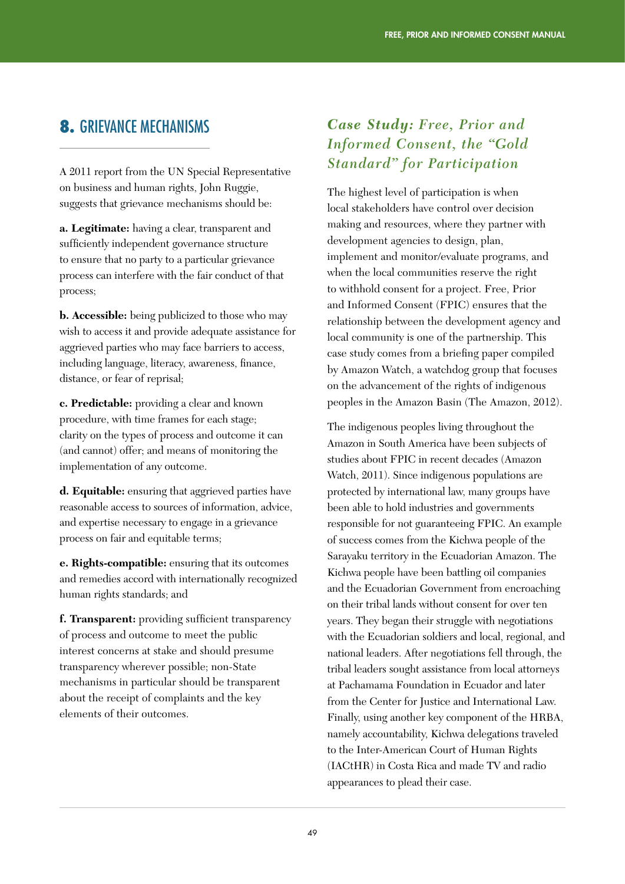## 8. GRIEVANCE MECHANISMS

A 2011 report from the UN Special Representative on business and human rights, John Ruggie, suggests that grievance mechanisms should be:

**a. Legitimate:** having a clear, transparent and sufficiently independent governance structure to ensure that no party to a particular grievance process can interfere with the fair conduct of that process;

**b. Accessible:** being publicized to those who may wish to access it and provide adequate assistance for aggrieved parties who may face barriers to access, including language, literacy, awareness, finance, distance, or fear of reprisal;

**c. Predictable:** providing a clear and known procedure, with time frames for each stage; clarity on the types of process and outcome it can (and cannot) offer; and means of monitoring the implementation of any outcome.

**d. Equitable:** ensuring that aggrieved parties have reasonable access to sources of information, advice, and expertise necessary to engage in a grievance process on fair and equitable terms;

**e. Rights-compatible:** ensuring that its outcomes and remedies accord with internationally recognized human rights standards; and

**f. Transparent:** providing sufficient transparency of process and outcome to meet the public interest concerns at stake and should presume transparency wherever possible; non-State mechanisms in particular should be transparent about the receipt of complaints and the key elements of their outcomes.

### *Case Study: Free, Prior and Informed Consent, the "Gold Standard" for Participation*

The highest level of participation is when local stakeholders have control over decision making and resources, where they partner with development agencies to design, plan, implement and monitor/evaluate programs, and when the local communities reserve the right to withhold consent for a project. Free, Prior and Informed Consent (FPIC) ensures that the relationship between the development agency and local community is one of the partnership. This case study comes from a briefing paper compiled by Amazon Watch, a watchdog group that focuses on the advancement of the rights of indigenous peoples in the Amazon Basin (The Amazon, 2012).

The indigenous peoples living throughout the Amazon in South America have been subjects of studies about FPIC in recent decades (Amazon Watch, 2011). Since indigenous populations are protected by international law, many groups have been able to hold industries and governments responsible for not guaranteeing FPIC. An example of success comes from the Kichwa people of the Sarayaku territory in the Ecuadorian Amazon. The Kichwa people have been battling oil companies and the Ecuadorian Government from encroaching on their tribal lands without consent for over ten years. They began their struggle with negotiations with the Ecuadorian soldiers and local, regional, and national leaders. After negotiations fell through, the tribal leaders sought assistance from local attorneys at Pachamama Foundation in Ecuador and later from the Center for Justice and International Law. Finally, using another key component of the HRBA, namely accountability, Kichwa delegations traveled to the Inter-American Court of Human Rights (IACtHR) in Costa Rica and made TV and radio appearances to plead their case.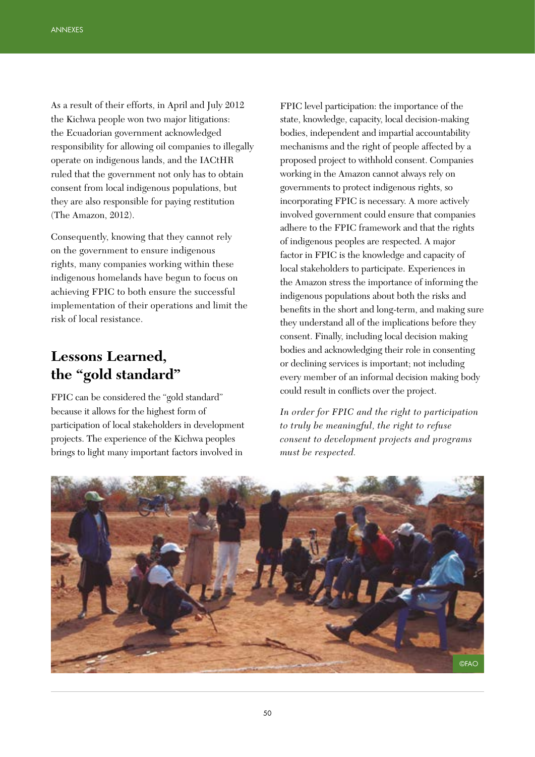As a result of their efforts, in April and July 2012 the Kichwa people won two major litigations: the Ecuadorian government acknowledged responsibility for allowing oil companies to illegally operate on indigenous lands, and the IACtHR ruled that the government not only has to obtain consent from local indigenous populations, but they are also responsible for paying restitution (The Amazon, 2012).

Consequently, knowing that they cannot rely on the government to ensure indigenous rights, many companies working within these indigenous homelands have begun to focus on achieving FPIC to both ensure the successful implementation of their operations and limit the risk of local resistance.

## Lessons Learned, the "gold standard"

FPIC can be considered the "gold standard" because it allows for the highest form of participation of local stakeholders in development projects. The experience of the Kichwa peoples brings to light many important factors involved in FPIC level participation: the importance of the state, knowledge, capacity, local decision-making bodies, independent and impartial accountability mechanisms and the right of people affected by a proposed project to withhold consent. Companies working in the Amazon cannot always rely on governments to protect indigenous rights, so incorporating FPIC is necessary. A more actively involved government could ensure that companies adhere to the FPIC framework and that the rights of indigenous peoples are respected. A major factor in FPIC is the knowledge and capacity of local stakeholders to participate. Experiences in the Amazon stress the importance of informing the indigenous populations about both the risks and benefits in the short and long-term, and making sure they understand all of the implications before they consent. Finally, including local decision making bodies and acknowledging their role in consenting or declining services is important; not including every member of an informal decision making body could result in conflicts over the project.

*In order for FPIC and the right to participation to truly be meaningful, the right to refuse consent to development projects and programs must be respected.*

©FAO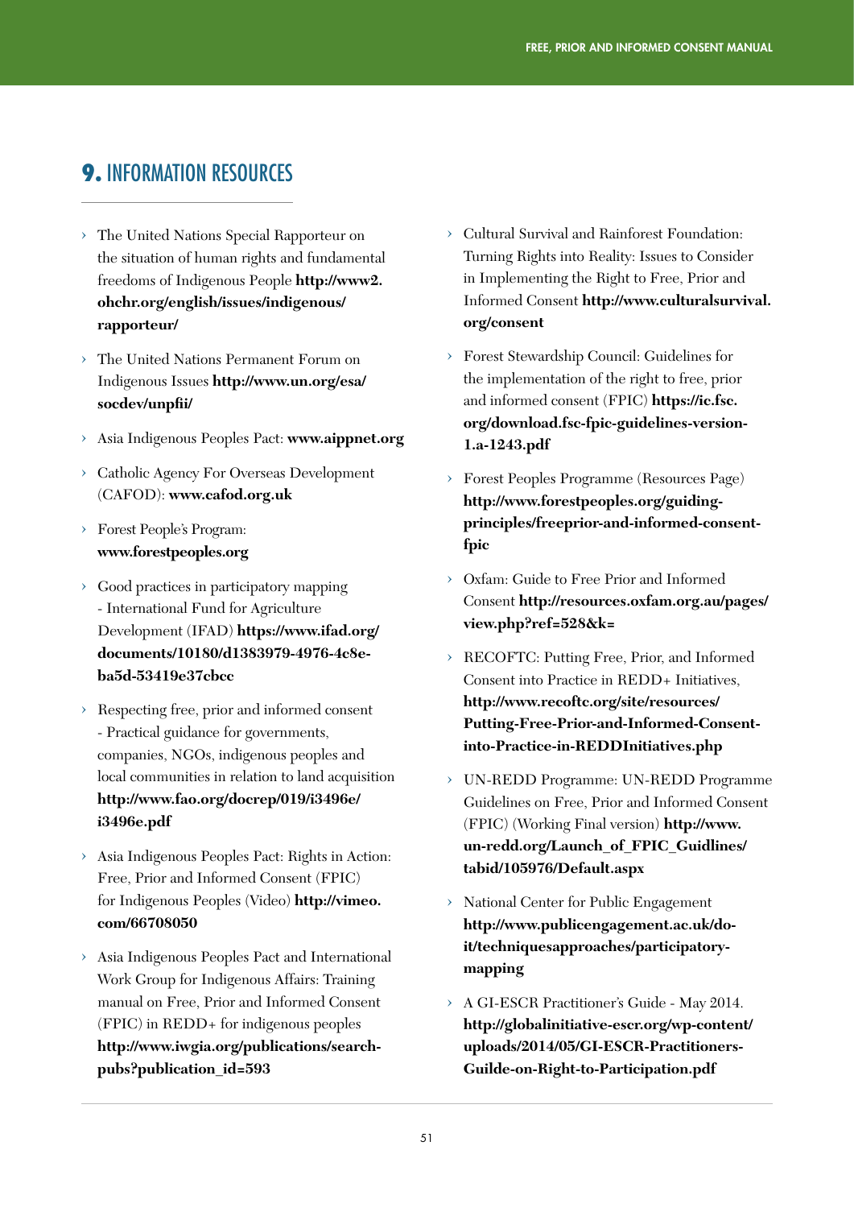## 9. INFORMATION RESOURCES

- The United Nations Special Rapporteur on the situation of human rights and fundamental freedoms of Indigenous People **http://www2.ohchr.org/english/issues/indigenous/rapporteur/**
- The United Nations Permanent Forum on Indigenous Issues **http://www.un.org/esa/socdev/unpfii/**
- Asia Indigenous Peoples Pact: **www.aippnet.org**
- Catholic Agency For Overseas Development (CAFOD): **www.cafod.org.uk**
- Forest People's Program: **www.forestpeoples.org**
- Good practices in participatory mapping - International Fund for Agriculture Development (IFAD) **https://www.ifad.org/documents/10180/d1383979-4976-4c8e-ba5d-53419e37cbcc**
- Respecting free, prior and informed consent - Practical guidance for governments, companies, NGOs, indigenous peoples and local communities in relation to land acquisition **http://www.fao.org/docrep/019/i3496e/i3496e.pdf**
- Asia Indigenous Peoples Pact: Rights in Action: Free, Prior and Informed Consent (FPIC) for Indigenous Peoples (Video) **http://vimeo.com/66708050**
- Asia Indigenous Peoples Pact and International Work Group for Indigenous Affairs: Training manual on Free, Prior and Informed Consent (FPIC) in REDD+ for indigenous peoples **http://www.iwgia.org/publications/search-pubs?publication_id=593**
- Cultural Survival and Rainforest Foundation: Turning Rights into Reality: Issues to Consider in Implementing the Right to Free, Prior and Informed Consent **http://www.culturalsurvival.org/consent**
- Forest Stewardship Council: Guidelines for the implementation of the right to free, prior and informed consent (FPIC) **https://ic.fsc.org/download.fsc-fpic-guidelines-version-1.a-1243.pdf**
- Forest Peoples Programme (Resources Page) **http://www.forestpeoples.org/guiding-principles/freeprior-and-informed-consent-fpic**
- Oxfam: Guide to Free Prior and Informed Consent **http://resources.oxfam.org.au/pages/view.php?ref=528&k=**
- RECOFTC: Putting Free, Prior, and Informed Consent into Practice in REDD+ Initiatives, **http://www.recoftc.org/site/resources/Putting-Free-Prior-and-Informed-Consent-into-Practice-in-REDDInitiatives.php**
- UN-REDD Programme: UN-REDD Programme Guidelines on Free, Prior and Informed Consent (FPIC) (Working Final version) **http://www.un-redd.org/Launch_of_FPIC_Guidlines/tabid/105976/Default.aspx**
- National Center for Public Engagement **http://www.publicengagement.ac.uk/do-it/techniquesapproaches/participatory-mapping**
- A GI-ESCR Practitioner's Guide - May 2014. **http://globalinitiative-escr.org/wp-content/uploads/2014/05/GI-ESCR-Practitioners-Guilde-on-Right-to-Participation.pdf**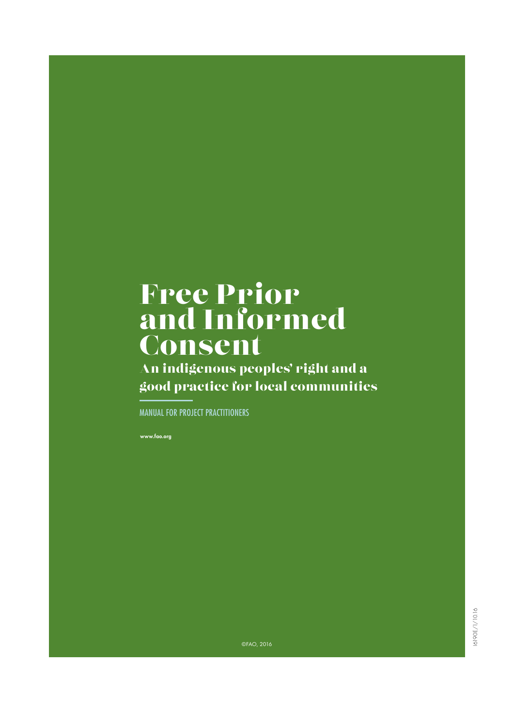# Free Prior and Informed Consent

## An indigenous peoples' right and a good practice for local communities

MANUAL FOR PROJECT PRACTITIONERS

www.fao.org

©FAO, 2016

I6190E/1/10.16